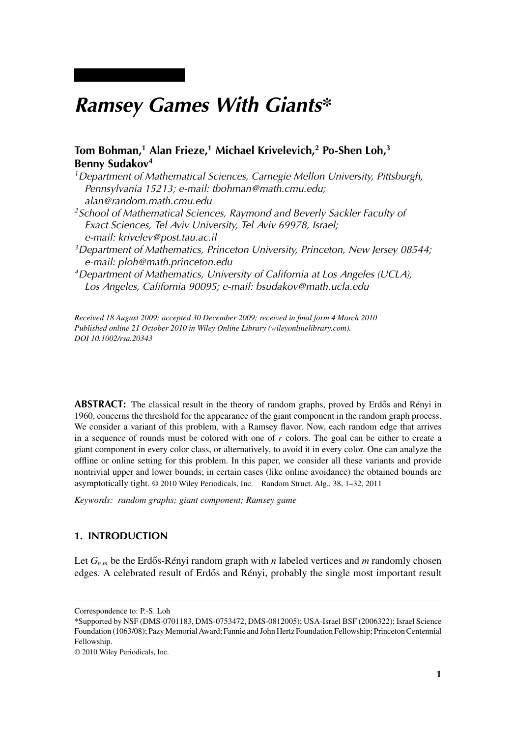# *Ramsey Games With Giants**

**Tom Bohman,[1] Alan Frieze,[1] Michael Krivelevich,[2] Po-Shen Loh,[3] Benny Sudakov[4]**

[1] *Department of Mathematical Sciences, Carnegie Mellon University, Pittsburgh, Pennsylvania 15213; e-mail: tbohman@math.cmu.edu; alan@random.math.cmu.edu*

[2] *School of Mathematical Sciences, Raymond and Beverly Sackler Faculty of Exact Sciences, Tel Aviv University, Tel Aviv 69978, Israel; e-mail: krivelev@post.tau.ac.il*

[3] *Department of Mathematics, Princeton University, Princeton, New Jersey 08544; e-mail: ploh@math.princeton.edu*

[4] *Department of Mathematics, University of California at Los Angeles (UCLA), Los Angeles, California 90095; e-mail: bsudakov@math.ucla.edu*

*Received 18 August 2009; accepted 30 December 2009; received in final form 4 March 2010*
*Published online 21 October 2010 in Wiley Online Library (wileyonlinelibrary.com).*
*DOI 10.1002/rsa.20343*

**ABSTRACT:** The classical result in the theory of random graphs, proved by Erdős and Rényi in 1960, concerns the threshold for the appearance of the giant component in the random graph process. We consider a variant of this problem, with a Ramsey flavor. Now, each random edge that arrives in a sequence of rounds must be colored with one of $r$ colors. The goal can be either to create a giant component in every color class, or alternatively, to avoid it in every color. One can analyze the offline or online setting for this problem. In this paper, we consider all these variants and provide nontrivial upper and lower bounds; in certain cases (like online avoidance) the obtained bounds are asymptotically tight. © 2010 Wiley Periodicals, Inc. Random Struct. Alg., 38, 1–32, 2011

*Keywords: random graphs; giant component; Ramsey game*

## 1. INTRODUCTION

Let $G_{n,m}$ be the Erdős-Rényi random graph with $n$ labeled vertices and $m$ randomly chosen edges. A celebrated result of Erdős and Rényi, probably the single most important result

---

Correspondence to: P.-S. Loh

*Supported by NSF (DMS-0701183, DMS-0753472, DMS-0812005); USA-Israel BSF (2006322); Israel Science Foundation (1063/08); Pazy Memorial Award; Fannie and John Hertz Foundation Fellowship; Princeton Centennial Fellowship.

© 2010 Wiley Periodicals, Inc.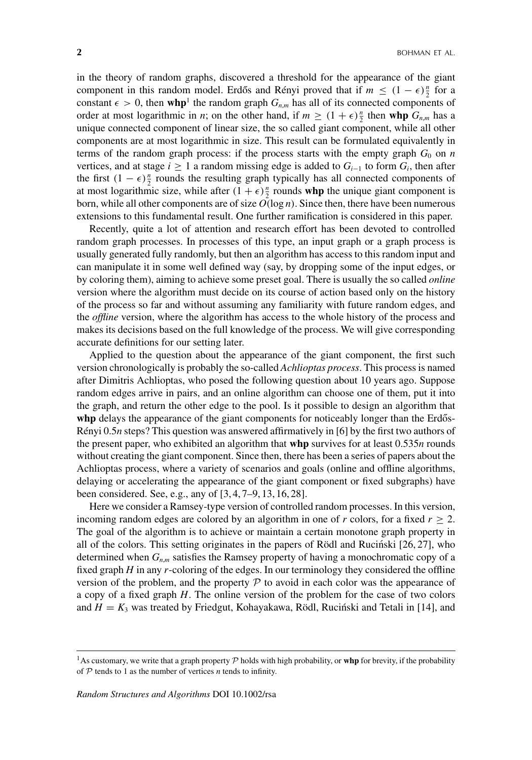in the theory of random graphs, discovered a threshold for the appearance of the giant component in this random model. Erdős and Rényi proved that if $m \leq (1-\epsilon)\frac{n}{2}$ for a constant $\epsilon > 0$, then **whp**[1] the random graph $G_{n,m}$ has all of its connected components of order at most logarithmic in $n$; on the other hand, if $m \geq (1+\epsilon)\frac{n}{2}$ then **whp** $G_{n,m}$ has a unique connected component of linear size, the so called giant component, while all other components are at most logarithmic in size. This result can be formulated equivalently in terms of the random graph process: if the process starts with the empty graph $G_0$ on $n$ vertices, and at stage $i \geq 1$ a random missing edge is added to $G_{i-1}$ to form $G_i$, then after the first $(1-\epsilon)\frac{n}{2}$ rounds the resulting graph typically has all connected components of at most logarithmic size, while after $(1+\epsilon)\frac{n}{2}$ rounds **whp** the unique giant component is born, while all other components are of size $O(\log n)$. Since then, there have been numerous extensions to this fundamental result. One further ramification is considered in this paper.

Recently, quite a lot of attention and research effort has been devoted to controlled random graph processes. In processes of this type, an input graph or a graph process is usually generated fully randomly, but then an algorithm has access to this random input and can manipulate it in some well defined way (say, by dropping some of the input edges, or by coloring them), aiming to achieve some preset goal. There is usually the so called *online* version where the algorithm must decide on its course of action based only on the history of the process so far and without assuming any familiarity with future random edges, and the *offline* version, where the algorithm has access to the whole history of the process and makes its decisions based on the full knowledge of the process. We will give corresponding accurate definitions for our setting later.

Applied to the question about the appearance of the giant component, the first such version chronologically is probably the so-called *Achlioptas process*. This process is named after Dimitris Achlioptas, who posed the following question about 10 years ago. Suppose random edges arrive in pairs, and an online algorithm can choose one of them, put it into the graph, and return the other edge to the pool. Is it possible to design an algorithm that **whp** delays the appearance of the giant components for noticeably longer than the Erdős-Rényi $0.5n$ steps? This question was answered affirmatively in [6] by the first two authors of the present paper, who exhibited an algorithm that **whp** survives for at least $0.535n$ rounds without creating the giant component. Since then, there has been a series of papers about the Achlioptas process, where a variety of scenarios and goals (online and offline algorithms, delaying or accelerating the appearance of the giant component or fixed subgraphs) have been considered. See, e.g., any of [3, 4, 7–9, 13, 16, 28].

Here we consider a Ramsey-type version of controlled random processes. In this version, incoming random edges are colored by an algorithm in one of $r$ colors, for a fixed $r \geq 2$. The goal of the algorithm is to achieve or maintain a certain monotone graph property in all of the colors. This setting originates in the papers of Rödl and Ruciński [26, 27], who determined when $G_{n,m}$ satisfies the Ramsey property of having a monochromatic copy of a fixed graph $H$ in any $r$-coloring of the edges. In our terminology they considered the offline version of the problem, and the property $\mathcal{P}$ to avoid in each color was the appearance of a copy of a fixed graph $H$. The online version of the problem for the case of two colors and $H = K_3$ was treated by Friedgut, Kohayakawa, Rödl, Ruciński and Tetali in [14], and

[1] As customary, we write that a graph property $\mathcal{P}$ holds with high probability, or **whp** for brevity, if the probability of $\mathcal{P}$ tends to 1 as the number of vertices $n$ tends to infinity.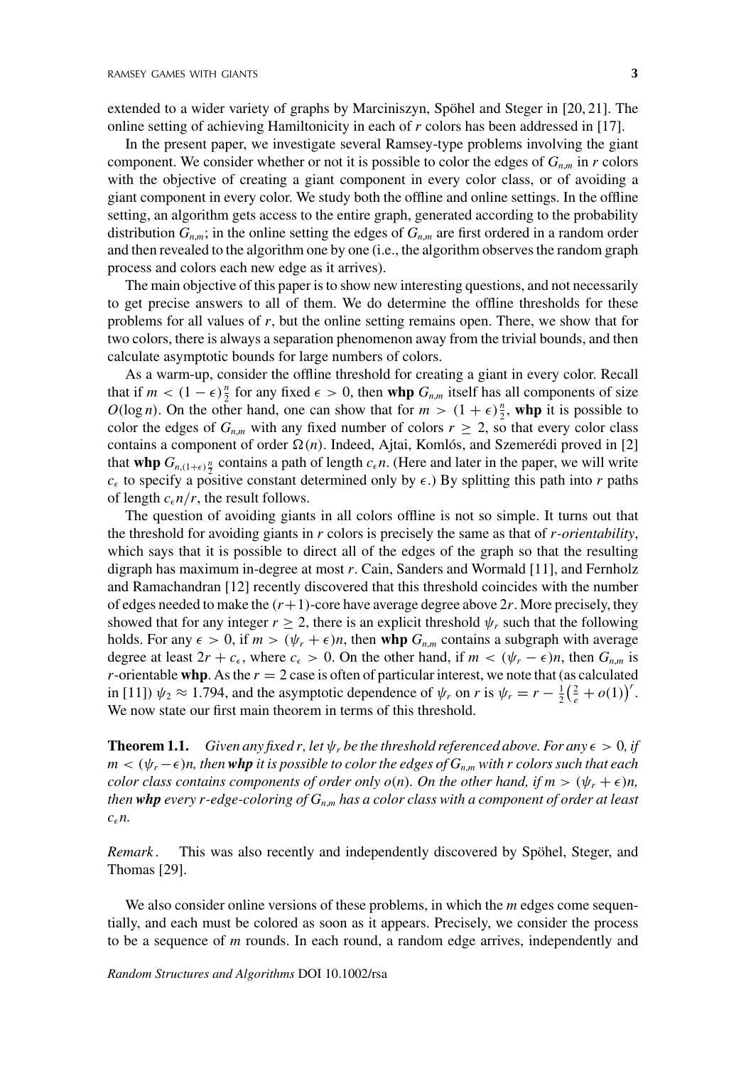extended to a wider variety of graphs by Marciniszyn, Spöhel and Steger in [20, 21]. The online setting of achieving Hamiltonicity in each of $r$ colors has been addressed in [17].

In the present paper, we investigate several Ramsey-type problems involving the giant component. We consider whether or not it is possible to color the edges of $G_{n,m}$ in $r$ colors with the objective of creating a giant component in every color class, or of avoiding a giant component in every color. We study both the offline and online settings. In the offline setting, an algorithm gets access to the entire graph, generated according to the probability distribution $G_{n,m}$; in the online setting the edges of $G_{n,m}$ are first ordered in a random order and then revealed to the algorithm one by one (i.e., the algorithm observes the random graph process and colors each new edge as it arrives).

The main objective of this paper is to show new interesting questions, and not necessarily to get precise answers to all of them. We do determine the offline thresholds for these problems for all values of $r$, but the online setting remains open. There, we show that for two colors, there is always a separation phenomenon away from the trivial bounds, and then calculate asymptotic bounds for large numbers of colors.

As a warm-up, consider the offline threshold for creating a giant in every color. Recall that if $m < (1-\epsilon)\frac{n}{2}$ for any fixed $\epsilon > 0$, then **whp** $G_{n,m}$ itself has all components of size $O(\log n)$. On the other hand, one can show that for $m > (1+\epsilon)\frac{n}{2}$, **whp** it is possible to color the edges of $G_{n,m}$ with any fixed number of colors $r \geq 2$, so that every color class contains a component of order $\Omega(n)$. Indeed, Ajtai, Komlós, and Szemerédi proved in [2] that **whp** $G_{n,(1+\epsilon)\frac{n}{2}}$ contains a path of length $c_\epsilon n$. (Here and later in the paper, we will write $c_\epsilon$ to specify a positive constant determined only by $\epsilon$.) By splitting this path into $r$ paths of length $c_\epsilon n/r$, the result follows.

The question of avoiding giants in all colors offline is not so simple. It turns out that the threshold for avoiding giants in $r$ colors is precisely the same as that of *r-orientability*, which says that it is possible to direct all of the edges of the graph so that the resulting digraph has maximum in-degree at most $r$. Cain, Sanders and Wormald [11], and Fernholz and Ramachandran [12] recently discovered that this threshold coincides with the number of edges needed to make the $(r+1)$-core have average degree above $2r$. More precisely, they showed that for any integer $r \geq 2$, there is an explicit threshold $\psi_r$ such that the following holds. For any $\epsilon > 0$, if $m > (\psi_r + \epsilon)n$, then **whp** $G_{n,m}$ contains a subgraph with average degree at least $2r + c_\epsilon$, where $c_\epsilon > 0$. On the other hand, if $m < (\psi_r - \epsilon)n$, then $G_{n,m}$ is $r$-orientable **whp**. As the $r = 2$ case is often of particular interest, we note that (as calculated in [11]) $\psi_2 \approx 1.794$, and the asymptotic dependence of $\psi_r$ on $r$ is $\psi_r = r - \frac{1}{2}\left(\frac{2}{e} + o(1)\right)^r$. We now state our first main theorem in terms of this threshold.

**Theorem 1.1.** *Given any fixed $r$, let $\psi_r$ be the threshold referenced above. For any $\epsilon > 0$, if $m < (\psi_r - \epsilon)n$, then **whp** it is possible to color the edges of $G_{n,m}$ with $r$ colors such that each color class contains components of order only $o(n)$. On the other hand, if $m > (\psi_r + \epsilon)n$, then **whp** every $r$-edge-coloring of $G_{n,m}$ has a color class with a component of order at least $c_\epsilon n$.*

*Remark*. This was also recently and independently discovered by Spöhel, Steger, and Thomas [29].

We also consider online versions of these problems, in which the $m$ edges come sequentially, and each must be colored as soon as it appears. Precisely, we consider the process to be a sequence of $m$ rounds. In each round, a random edge arrives, independently and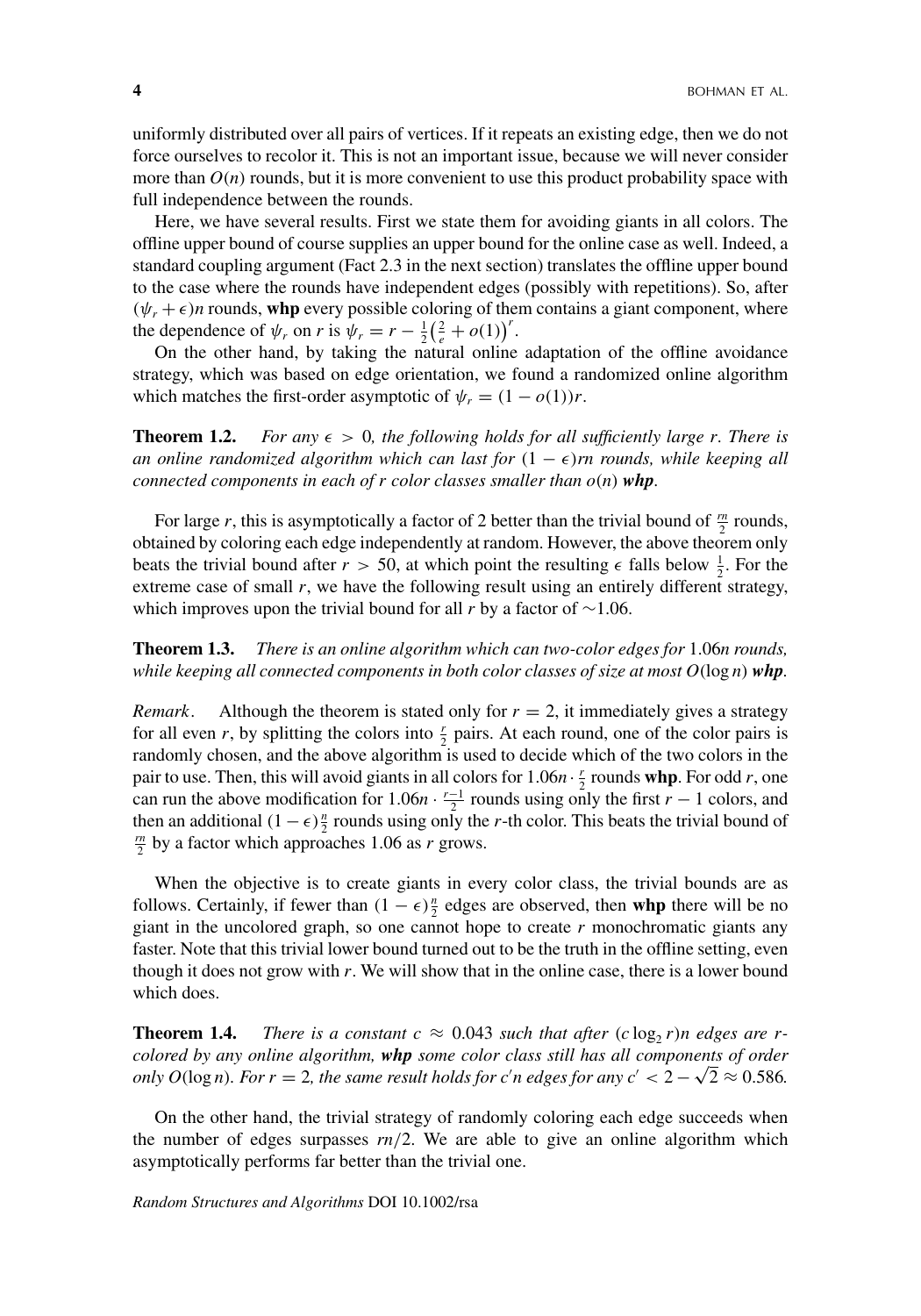uniformly distributed over all pairs of vertices. If it repeats an existing edge, then we do not force ourselves to recolor it. This is not an important issue, because we will never consider more than $O(n)$ rounds, but it is more convenient to use this product probability space with full independence between the rounds.

Here, we have several results. First we state them for avoiding giants in all colors. The offline upper bound of course supplies an upper bound for the online case as well. Indeed, a standard coupling argument (Fact 2.3 in the next section) translates the offline upper bound to the case where the rounds have independent edges (possibly with repetitions). So, after $(\psi_r + \epsilon)n$ rounds, **whp** every possible coloring of them contains a giant component, where the dependence of $\psi_r$ on $r$ is $\psi_r = r - \frac{1}{2}\left(\frac{2}{e} + o(1)\right)^r$.

On the other hand, by taking the natural online adaptation of the offline avoidance strategy, which was based on edge orientation, we found a randomized online algorithm which matches the first-order asymptotic of $\psi_r = (1 - o(1))r$.

**Theorem 1.2.** *For any $\epsilon > 0$, the following holds for all sufficiently large $r$. There is an online randomized algorithm which can last for $(1 - \epsilon)rn$ rounds, while keeping all connected components in each of $r$ color classes smaller than $o(n)$* ***whp***.

For large $r$, this is asymptotically a factor of 2 better than the trivial bound of $\frac{rn}{2}$ rounds, obtained by coloring each edge independently at random. However, the above theorem only beats the trivial bound after $r > 50$, at which point the resulting $\epsilon$ falls below $\frac{1}{2}$. For the extreme case of small $r$, we have the following result using an entirely different strategy, which improves upon the trivial bound for all $r$ by a factor of $\sim$1.06.

**Theorem 1.3.** *There is an online algorithm which can two-color edges for 1.06n rounds, while keeping all connected components in both color classes of size at most $O(\log n)$* ***whp***.

*Remark*. Although the theorem is stated only for $r = 2$, it immediately gives a strategy for all even $r$, by splitting the colors into $\frac{r}{2}$ pairs. At each round, one of the color pairs is randomly chosen, and the above algorithm is used to decide which of the two colors in the pair to use. Then, this will avoid giants in all colors for $1.06n \cdot \frac{r}{2}$ rounds **whp**. For odd $r$, one can run the above modification for $1.06n \cdot \frac{r-1}{2}$ rounds using only the first $r - 1$ colors, and then an additional $(1 - \epsilon)\frac{n}{2}$ rounds using only the $r$-th color. This beats the trivial bound of $\frac{rn}{2}$ by a factor which approaches 1.06 as $r$ grows.

When the objective is to create giants in every color class, the trivial bounds are as follows. Certainly, if fewer than $(1 - \epsilon)\frac{n}{2}$ edges are observed, then **whp** there will be no giant in the uncolored graph, so one cannot hope to create $r$ monochromatic giants any faster. Note that this trivial lower bound turned out to be the truth in the offline setting, even though it does not grow with $r$. We will show that in the online case, there is a lower bound which does.

**Theorem 1.4.** *There is a constant $c \approx 0.043$ such that after $(c \log_2 r)n$ edges are $r$-colored by any online algorithm,* ***whp*** *some color class still has all components of order only $O(\log n)$. For $r = 2$, the same result holds for $c'n$ edges for any $c' < 2 - \sqrt{2} \approx 0.586$.*

On the other hand, the trivial strategy of randomly coloring each edge succeeds when the number of edges surpasses $rn/2$. We are able to give an online algorithm which asymptotically performs far better than the trivial one.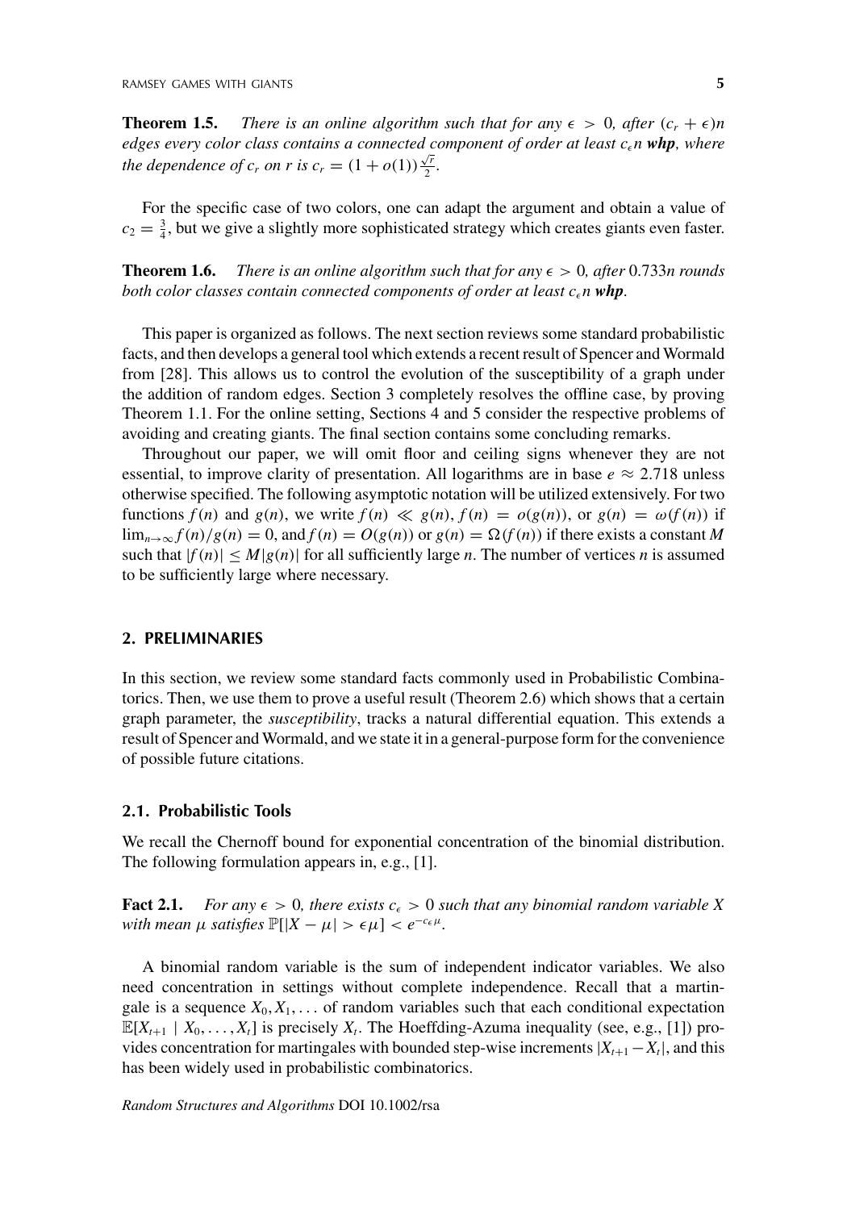**Theorem 1.5.** *There is an online algorithm such that for any $\epsilon > 0$, after $(c_r + \epsilon)n$ edges every color class contains a connected component of order at least $c_\epsilon n$* ***whp****, where the dependence of $c_r$ on $r$ is $c_r = (1 + o(1))\frac{\sqrt{r}}{2}$.*

For the specific case of two colors, one can adapt the argument and obtain a value of $c_2 = \frac{3}{4}$, but we give a slightly more sophisticated strategy which creates giants even faster.

**Theorem 1.6.** *There is an online algorithm such that for any $\epsilon > 0$, after 0.733n rounds both color classes contain connected components of order at least $c_\epsilon n$* ***whp****.*

This paper is organized as follows. The next section reviews some standard probabilistic facts, and then develops a general tool which extends a recent result of Spencer and Wormald from [28]. This allows us to control the evolution of the susceptibility of a graph under the addition of random edges. Section 3 completely resolves the offline case, by proving Theorem 1.1. For the online setting, Sections 4 and 5 consider the respective problems of avoiding and creating giants. The final section contains some concluding remarks.

Throughout our paper, we will omit floor and ceiling signs whenever they are not essential, to improve clarity of presentation. All logarithms are in base $e \approx 2.718$ unless otherwise specified. The following asymptotic notation will be utilized extensively. For two functions $f(n)$ and $g(n)$, we write $f(n) \ll g(n)$, $f(n) = o(g(n))$, or $g(n) = \omega(f(n))$ if $\lim_{n\to\infty} f(n)/g(n) = 0$, and $f(n) = O(g(n))$ or $g(n) = \Omega(f(n))$ if there exists a constant $M$ such that $|f(n)| \leq M|g(n)|$ for all sufficiently large $n$. The number of vertices $n$ is assumed to be sufficiently large where necessary.

## 2. PRELIMINARIES

In this section, we review some standard facts commonly used in Probabilistic Combinatorics. Then, we use them to prove a useful result (Theorem 2.6) which shows that a certain graph parameter, the *susceptibility*, tracks a natural differential equation. This extends a result of Spencer and Wormald, and we state it in a general-purpose form for the convenience of possible future citations.

### 2.1. Probabilistic Tools

We recall the Chernoff bound for exponential concentration of the binomial distribution. The following formulation appears in, e.g., [1].

**Fact 2.1.** *For any $\epsilon > 0$, there exists $c_\epsilon > 0$ such that any binomial random variable $X$ with mean $\mu$ satisfies $\mathbb{P}[|X - \mu| > \epsilon\mu] < e^{-c_\epsilon \mu}$.*

A binomial random variable is the sum of independent indicator variables. We also need concentration in settings without complete independence. Recall that a martingale is a sequence $X_0, X_1, \ldots$ of random variables such that each conditional expectation $\mathbb{E}[X_{t+1} \mid X_0, \ldots, X_t]$ is precisely $X_t$. The Hoeffding-Azuma inequality (see, e.g., [1]) provides concentration for martingales with bounded step-wise increments $|X_{t+1} - X_t|$, and this has been widely used in probabilistic combinatorics.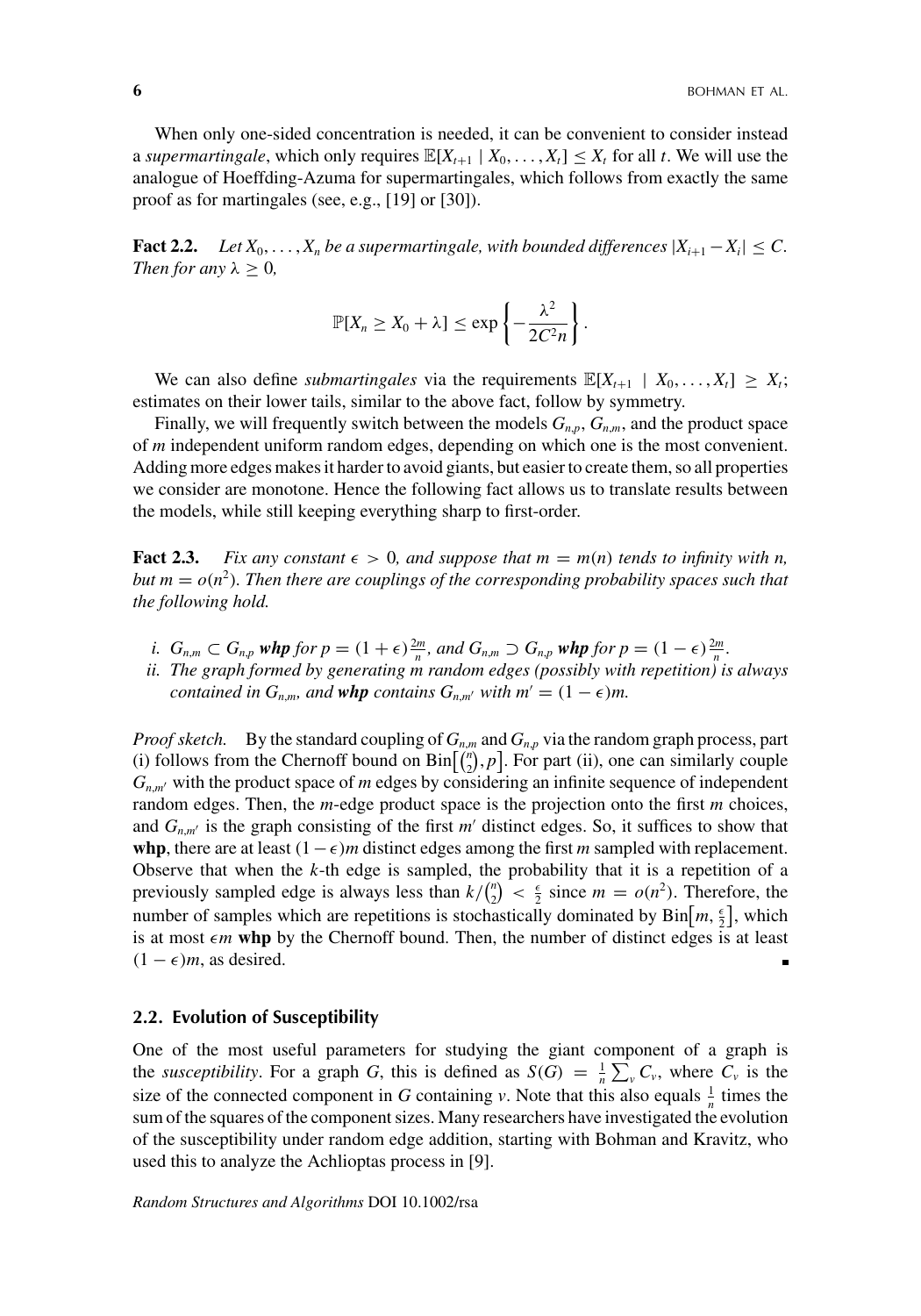When only one-sided concentration is needed, it can be convenient to consider instead a *supermartingale*, which only requires $\mathbb{E}[X_{t+1} \mid X_0, \ldots, X_t] \leq X_t$ for all $t$. We will use the analogue of Hoeffding-Azuma for supermartingales, which follows from exactly the same proof as for martingales (see, e.g., [19] or [30]).

**Fact 2.2.** *Let $X_0, \ldots, X_n$ be a supermartingale, with bounded differences $|X_{i+1} - X_i| \leq C$. Then for any $\lambda \geq 0$,*

$$\mathbb{P}[X_n \geq X_0 + \lambda] \leq \exp\left\{-\frac{\lambda^2}{2C^2 n}\right\}.$$

We can also define *submartingales* via the requirements $\mathbb{E}[X_{t+1} \mid X_0, \ldots, X_t] \geq X_t$; estimates on their lower tails, similar to the above fact, follow by symmetry.

Finally, we will frequently switch between the models $G_{n,p}$, $G_{n,m}$, and the product space of $m$ independent uniform random edges, depending on which one is the most convenient. Adding more edges makes it harder to avoid giants, but easier to create them, so all properties we consider are monotone. Hence the following fact allows us to translate results between the models, while still keeping everything sharp to first-order.

**Fact 2.3.** *Fix any constant $\epsilon > 0$, and suppose that $m = m(n)$ tends to infinity with $n$, but $m = o(n^2)$. Then there are couplings of the corresponding probability spaces such that the following hold.*

*i. $G_{n,m} \subset G_{n,p}$ **whp** for $p = (1+\epsilon)\frac{2m}{n}$, and $G_{n,m} \supset G_{n,p}$ **whp** for $p = (1-\epsilon)\frac{2m}{n}$.*
*ii. The graph formed by generating $m$ random edges (possibly with repetition) is always contained in $G_{n,m}$, and **whp** contains $G_{n,m'}$ with $m' = (1-\epsilon)m$.*

*Proof sketch.* By the standard coupling of $G_{n,m}$ and $G_{n,p}$ via the random graph process, part (i) follows from the Chernoff bound on $\mathrm{Bin}\big[\binom{n}{2}, p\big]$. For part (ii), one can similarly couple $G_{n,m'}$ with the product space of $m$ edges by considering an infinite sequence of independent random edges. Then, the $m$-edge product space is the projection onto the first $m$ choices, and $G_{n,m'}$ is the graph consisting of the first $m'$ distinct edges. So, it suffices to show that **whp**, there are at least $(1-\epsilon)m$ distinct edges among the first $m$ sampled with replacement. Observe that when the $k$-th edge is sampled, the probability that it is a repetition of a previously sampled edge is always less than $k/\binom{n}{2} < \frac{\epsilon}{2}$ since $m = o(n^2)$. Therefore, the number of samples which are repetitions is stochastically dominated by $\mathrm{Bin}\big[m, \frac{\epsilon}{2}\big]$, which is at most $\epsilon m$ **whp** by the Chernoff bound. Then, the number of distinct edges is at least $(1-\epsilon)m$, as desired. ∎

### 2.2. Evolution of Susceptibility

One of the most useful parameters for studying the giant component of a graph is the *susceptibility*. For a graph $G$, this is defined as $S(G) = \frac{1}{n}\sum_v C_v$, where $C_v$ is the size of the connected component in $G$ containing $v$. Note that this also equals $\frac{1}{n}$ times the sum of the squares of the component sizes. Many researchers have investigated the evolution of the susceptibility under random edge addition, starting with Bohman and Kravitz, who used this to analyze the Achlioptas process in [9].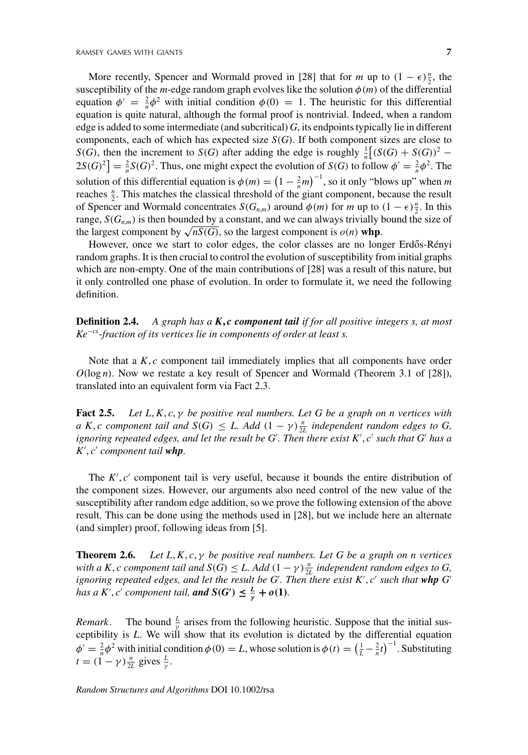More recently, Spencer and Wormald proved in [28] that for $m$ up to $(1-\epsilon)\frac{n}{2}$, the susceptibility of the $m$-edge random graph evolves like the solution $\phi(m)$ of the differential equation $\phi' = \frac{2}{n}\phi^2$ with initial condition $\phi(0) = 1$. The heuristic for this differential equation is quite natural, although the formal proof is nontrivial. Indeed, when a random edge is added to some intermediate (and subcritical) $G$, its endpoints typically lie in different components, each of which has expected size $S(G)$. If both component sizes are close to $S(G)$, then the increment to $S(G)$ after adding the edge is roughly $\frac{1}{n}\left[(S(G)+S(G))^2 - 2S(G)^2\right] = \frac{2}{n}S(G)^2$. Thus, one might expect the evolution of $S(G)$ to follow $\phi' = \frac{2}{n}\phi^2$. The solution of this differential equation is $\phi(m) = \left(1 - \frac{2}{n}m\right)^{-1}$, so it only "blows up" when $m$ reaches $\frac{n}{2}$. This matches the classical threshold of the giant component, because the result of Spencer and Wormald concentrates $S(G_{n,m})$ around $\phi(m)$ for $m$ up to $(1-\epsilon)\frac{n}{2}$. In this range, $S(G_{n,m})$ is then bounded by a constant, and we can always trivially bound the size of the largest component by $\sqrt{nS(G)}$, so the largest component is $o(n)$ **whp**.

However, once we start to color edges, the color classes are no longer Erdős-Rényi random graphs. It is then crucial to control the evolution of susceptibility from initial graphs which are non-empty. One of the main contributions of [28] was a result of this nature, but it only controlled one phase of evolution. In order to formulate it, we need the following definition.

**Definition 2.4.** *A graph has a* $\boldsymbol{K, c}$ ***component tail*** *if for all positive integers s, at most* $Ke^{-cs}$*-fraction of its vertices lie in components of order at least s.*

Note that a $K, c$ component tail immediately implies that all components have order $O(\log n)$. Now we restate a key result of Spencer and Wormald (Theorem 3.1 of [28]), translated into an equivalent form via Fact 2.3.

**Fact 2.5.** *Let* $L, K, c, \gamma$ *be positive real numbers. Let G be a graph on n vertices with a* $K, c$ *component tail and* $S(G) \leq L$. *Add* $(1-\gamma)\frac{n}{2L}$ *independent random edges to G, ignoring repeated edges, and let the result be* $G'$. *Then there exist* $K', c'$ *such that* $G'$ *has a* $K', c'$ *component tail* ***whp***.

The $K', c'$ component tail is very useful, because it bounds the entire distribution of the component sizes. However, our arguments also need control of the new value of the susceptibility after random edge addition, so we prove the following extension of the above result. This can be done using the methods used in [28], but we include here an alternate (and simpler) proof, following ideas from [5].

**Theorem 2.6.** *Let* $L, K, c, \gamma$ *be positive real numbers. Let G be a graph on n vertices with a* $K, c$ *component tail and* $S(G) \leq L$. *Add* $(1-\gamma)\frac{n}{2L}$ *independent random edges to G, ignoring repeated edges, and let the result be* $G'$. *Then there exist* $K', c'$ *such that* ***whp*** $G'$ *has a* $K', c'$ *component tail,* ***and*** $\boldsymbol{S(G') \leq \frac{L}{\gamma} + o(1)}$.

*Remark*. The bound $\frac{L}{\gamma}$ arises from the following heuristic. Suppose that the initial susceptibility is $L$. We will show that its evolution is dictated by the differential equation $\phi' = \frac{2}{n}\phi^2$ with initial condition $\phi(0) = L$, whose solution is $\phi(t) = \left(\frac{1}{L} - \frac{2}{n}t\right)^{-1}$. Substituting $t = (1-\gamma)\frac{n}{2L}$ gives $\frac{L}{\gamma}$.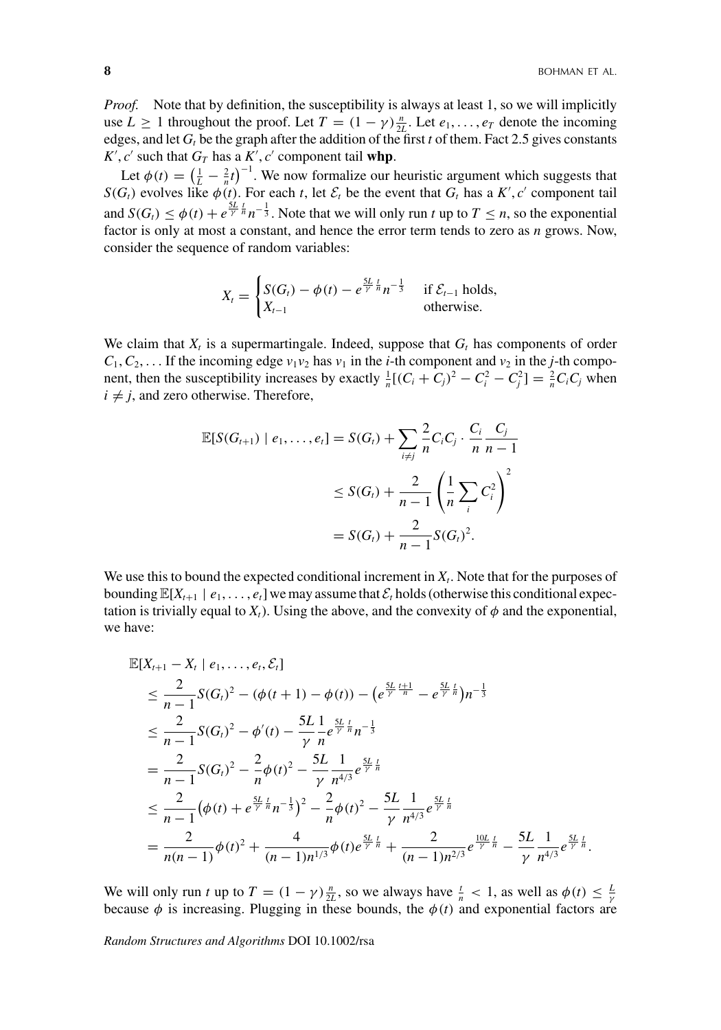*Proof.* Note that by definition, the susceptibility is always at least 1, so we will implicitly use $L \geq 1$ throughout the proof. Let $T = (1-\gamma)\frac{n}{2L}$. Let $e_1, \ldots, e_T$ denote the incoming edges, and let $G_t$ be the graph after the addition of the first $t$ of them. Fact 2.5 gives constants $K', c'$ such that $G_T$ has a $K', c'$ component tail **whp**.

Let $\phi(t) = \left(\frac{1}{L} - \frac{2}{n}t\right)^{-1}$. We now formalize our heuristic argument which suggests that $S(G_t)$ evolves like $\phi(t)$. For each $t$, let $\mathcal{E}_t$ be the event that $G_t$ has a $K', c'$ component tail and $S(G_t) \leq \phi(t) + e^{\frac{5L}{\gamma}\frac{t}{n}} n^{-\frac{1}{3}}$. Note that we will only run $t$ up to $T \leq n$, so the exponential factor is only at most a constant, and hence the error term tends to zero as $n$ grows. Now, consider the sequence of random variables:

$$X_t = \begin{cases} S(G_t) - \phi(t) - e^{\frac{5L}{\gamma}\frac{t}{n}} n^{-\frac{1}{3}} & \text{if } \mathcal{E}_{t-1} \text{ holds,} \\ X_{t-1} & \text{otherwise.} \end{cases}$$

We claim that $X_t$ is a supermartingale. Indeed, suppose that $G_t$ has components of order $C_1, C_2, \ldots$ If the incoming edge $v_1 v_2$ has $v_1$ in the $i$-th component and $v_2$ in the $j$-th component, then the susceptibility increases by exactly $\frac{1}{n}[(C_i + C_j)^2 - C_i^2 - C_j^2] = \frac{2}{n} C_i C_j$ when $i \neq j$, and zero otherwise. Therefore,

$$\begin{aligned}
\mathbb{E}[S(G_{t+1}) \mid e_1, \ldots, e_t] &= S(G_t) + \sum_{i \neq j} \frac{2}{n} C_i C_j \cdot \frac{C_i}{n} \frac{C_j}{n-1} \\
&\leq S(G_t) + \frac{2}{n-1} \left( \frac{1}{n} \sum_i C_i^2 \right)^2 \\
&= S(G_t) + \frac{2}{n-1} S(G_t)^2.
\end{aligned}$$

We use this to bound the expected conditional increment in $X_t$. Note that for the purposes of bounding $\mathbb{E}[X_{t+1} \mid e_1, \ldots, e_t]$ we may assume that $\mathcal{E}_t$ holds (otherwise this conditional expectation is trivially equal to $X_t$). Using the above, and the convexity of $\phi$ and the exponential, we have:

$$\begin{aligned}
&\mathbb{E}[X_{t+1} - X_t \mid e_1, \ldots, e_t, \mathcal{E}_t] \\
&\quad \leq \frac{2}{n-1} S(G_t)^2 - (\phi(t+1) - \phi(t)) - \left(e^{\frac{5L}{\gamma}\frac{t+1}{n}} - e^{\frac{5L}{\gamma}\frac{t}{n}}\right) n^{-\frac{1}{3}} \\
&\quad \leq \frac{2}{n-1} S(G_t)^2 - \phi'(t) - \frac{5L}{\gamma}\frac{1}{n} e^{\frac{5L}{\gamma}\frac{t}{n}} n^{-\frac{1}{3}} \\
&\quad = \frac{2}{n-1} S(G_t)^2 - \frac{2}{n}\phi(t)^2 - \frac{5L}{\gamma}\frac{1}{n^{4/3}} e^{\frac{5L}{\gamma}\frac{t}{n}} \\
&\quad \leq \frac{2}{n-1}\left(\phi(t) + e^{\frac{5L}{\gamma}\frac{t}{n}} n^{-\frac{1}{3}}\right)^2 - \frac{2}{n}\phi(t)^2 - \frac{5L}{\gamma}\frac{1}{n^{4/3}} e^{\frac{5L}{\gamma}\frac{t}{n}} \\
&\quad = \frac{2}{n(n-1)}\phi(t)^2 + \frac{4}{(n-1)n^{1/3}}\phi(t) e^{\frac{5L}{\gamma}\frac{t}{n}} + \frac{2}{(n-1)n^{2/3}} e^{\frac{10L}{\gamma}\frac{t}{n}} - \frac{5L}{\gamma}\frac{1}{n^{4/3}} e^{\frac{5L}{\gamma}\frac{t}{n}}.
\end{aligned}$$

We will only run $t$ up to $T = (1-\gamma)\frac{n}{2L}$, so we always have $\frac{t}{n} < 1$, as well as $\phi(t) \leq \frac{L}{\gamma}$ because $\phi$ is increasing. Plugging in these bounds, the $\phi(t)$ and exponential factors are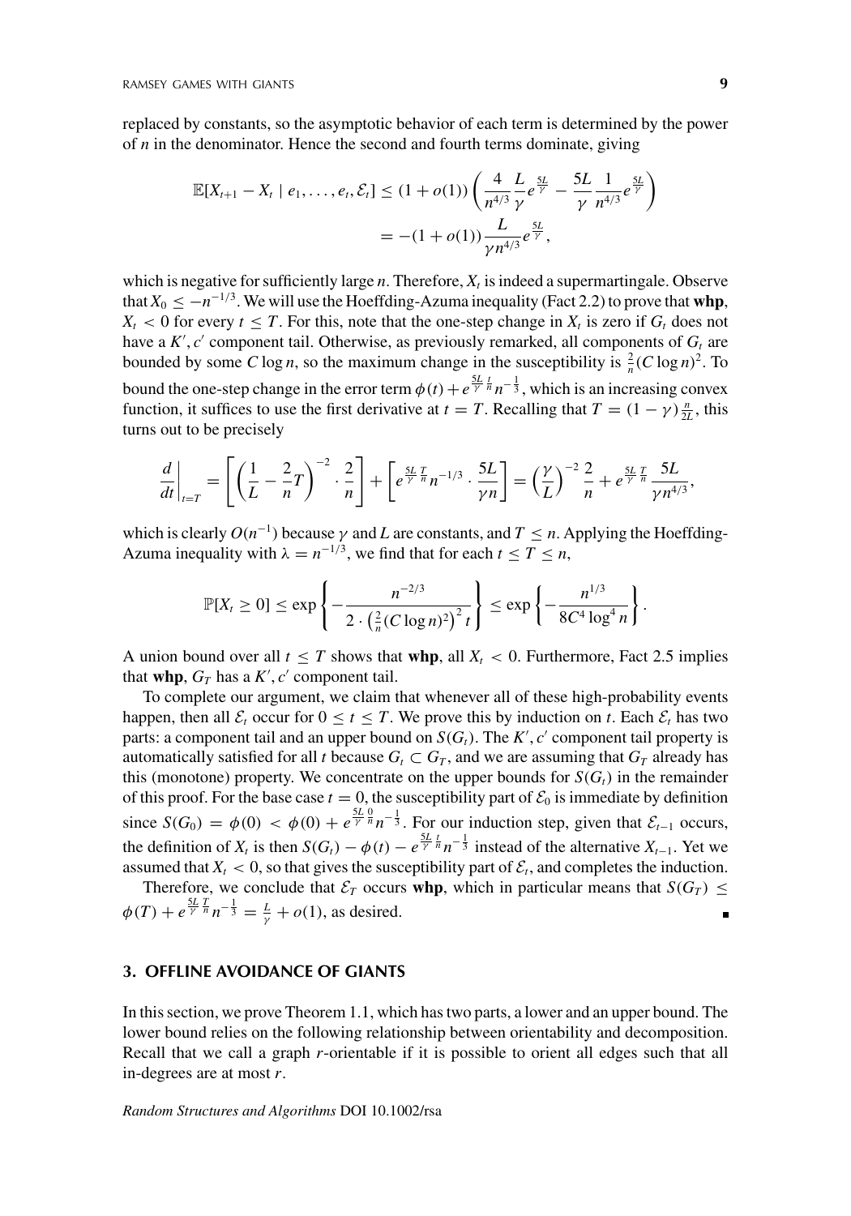replaced by constants, so the asymptotic behavior of each term is determined by the power of $n$ in the denominator. Hence the second and fourth terms dominate, giving

$$\mathbb{E}[X_{t+1} - X_t \mid e_1, \ldots, e_t, \mathcal{E}_t] \leq (1 + o(1)) \left( \frac{4}{n^{4/3}} \frac{L}{\gamma} e^{\frac{5L}{\gamma}} - \frac{5L}{\gamma} \frac{1}{n^{4/3}} e^{\frac{5L}{\gamma}} \right)$$
$$= -(1 + o(1)) \frac{L}{\gamma n^{4/3}} e^{\frac{5L}{\gamma}},$$

which is negative for sufficiently large $n$. Therefore, $X_t$ is indeed a supermartingale. Observe that $X_0 \leq -n^{-1/3}$. We will use the Hoeffding-Azuma inequality (Fact 2.2) to prove that **whp**, $X_t < 0$ for every $t \leq T$. For this, note that the one-step change in $X_t$ is zero if $G_t$ does not have a $K', c'$ component tail. Otherwise, as previously remarked, all components of $G_t$ are bounded by some $C \log n$, so the maximum change in the susceptibility is $\frac{2}{n}(C \log n)^2$. To bound the one-step change in the error term $\phi(t) + e^{\frac{5L}{\gamma}\frac{t}{n}} n^{-\frac{1}{3}}$, which is an increasing convex function, it suffices to use the first derivative at $t = T$. Recalling that $T = (1 - \gamma)\frac{n}{2L}$, this turns out to be precisely

$$\left.\frac{d}{dt}\right|_{t=T} = \left[ \left( \frac{1}{L} - \frac{2}{n} T \right)^{-2} \cdot \frac{2}{n} \right] + \left[ e^{\frac{5L}{\gamma}\frac{T}{n}} n^{-1/3} \cdot \frac{5L}{\gamma n} \right] = \left( \frac{\gamma}{L} \right)^{-2} \frac{2}{n} + e^{\frac{5L}{\gamma}\frac{T}{n}} \frac{5L}{\gamma n^{4/3}},$$

which is clearly $O(n^{-1})$ because $\gamma$ and $L$ are constants, and $T \leq n$. Applying the Hoeffding-Azuma inequality with $\lambda = n^{-1/3}$, we find that for each $t \leq T \leq n$,

$$\mathbb{P}[X_t \geq 0] \leq \exp\left\{ -\frac{n^{-2/3}}{2 \cdot \left( \frac{2}{n}(C \log n)^2 \right)^2 t} \right\} \leq \exp\left\{ -\frac{n^{1/3}}{8C^4 \log^4 n} \right\}.$$

A union bound over all $t \leq T$ shows that **whp**, all $X_t < 0$. Furthermore, Fact 2.5 implies that **whp**, $G_T$ has a $K', c'$ component tail.

To complete our argument, we claim that whenever all of these high-probability events happen, then all $\mathcal{E}_t$ occur for $0 \leq t \leq T$. We prove this by induction on $t$. Each $\mathcal{E}_t$ has two parts: a component tail and an upper bound on $S(G_t)$. The $K', c'$ component tail property is automatically satisfied for all $t$ because $G_t \subset G_T$, and we are assuming that $G_T$ already has this (monotone) property. We concentrate on the upper bounds for $S(G_t)$ in the remainder of this proof. For the base case $t = 0$, the susceptibility part of $\mathcal{E}_0$ is immediate by definition since $S(G_0) = \phi(0) < \phi(0) + e^{\frac{5L}{\gamma}\frac{0}{n}} n^{-\frac{1}{3}}$. For our induction step, given that $\mathcal{E}_{t-1}$ occurs, the definition of $X_t$ is then $S(G_t) - \phi(t) - e^{\frac{5L}{\gamma}\frac{t}{n}} n^{-\frac{1}{3}}$ instead of the alternative $X_{t-1}$. Yet we assumed that $X_t < 0$, so that gives the susceptibility part of $\mathcal{E}_t$, and completes the induction.

Therefore, we conclude that $\mathcal{E}_T$ occurs **whp**, which in particular means that $S(G_T) \leq \phi(T) + e^{\frac{5L}{\gamma}\frac{T}{n}} n^{-\frac{1}{3}} = \frac{L}{\gamma} + o(1)$, as desired. ∎

## 3. OFFLINE AVOIDANCE OF GIANTS

In this section, we prove Theorem 1.1, which has two parts, a lower and an upper bound. The lower bound relies on the following relationship between orientability and decomposition. Recall that we call a graph $r$-orientable if it is possible to orient all edges such that all in-degrees are at most $r$.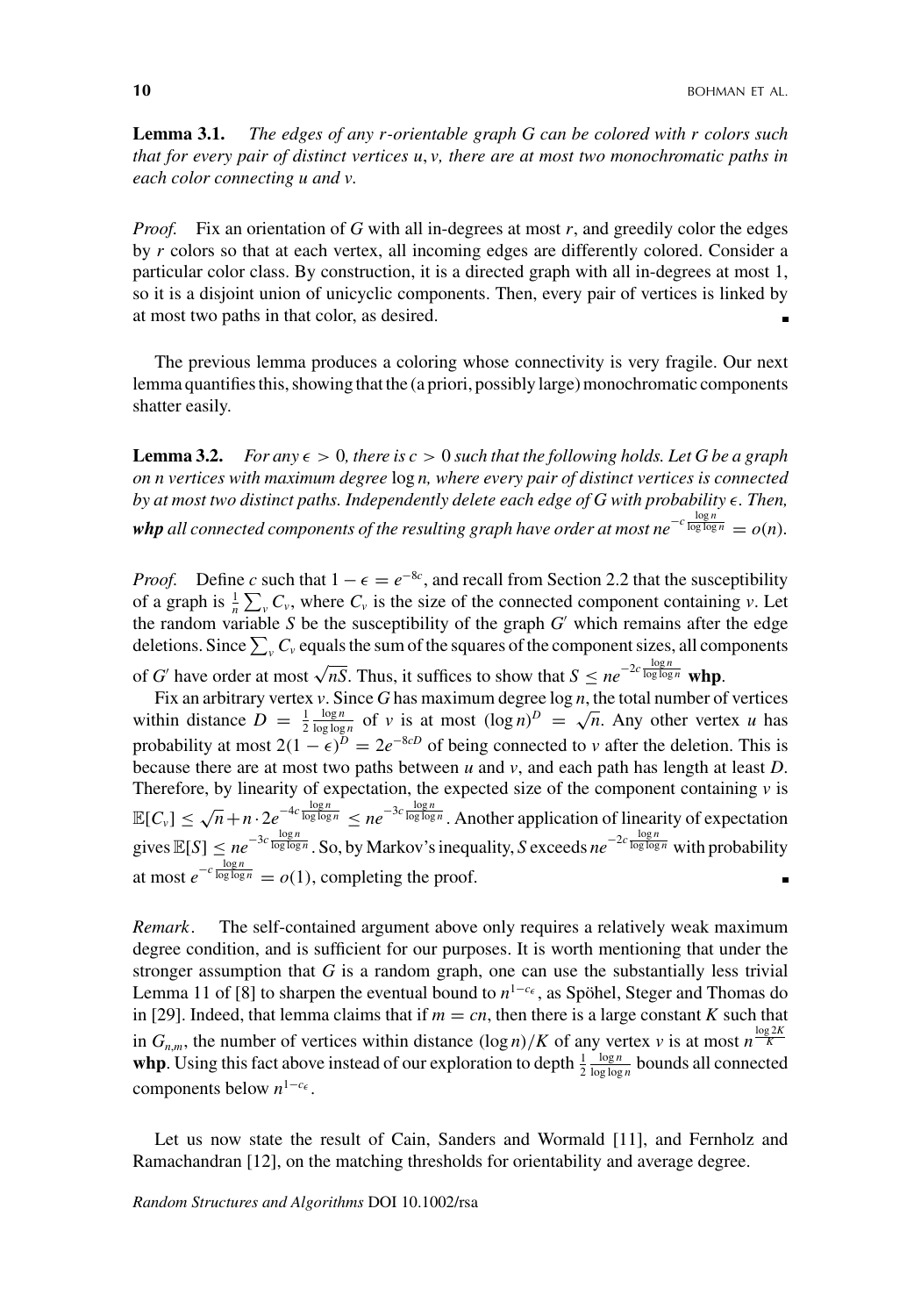**Lemma 3.1.** *The edges of any $r$-orientable graph $G$ can be colored with $r$ colors such that for every pair of distinct vertices $u, v$, there are at most two monochromatic paths in each color connecting $u$ and $v$.*

*Proof.* Fix an orientation of $G$ with all in-degrees at most $r$, and greedily color the edges by $r$ colors so that at each vertex, all incoming edges are differently colored. Consider a particular color class. By construction, it is a directed graph with all in-degrees at most 1, so it is a disjoint union of unicyclic components. Then, every pair of vertices is linked by at most two paths in that color, as desired. ∎

The previous lemma produces a coloring whose connectivity is very fragile. Our next lemma quantifies this, showing that the (a priori, possibly large) monochromatic components shatter easily.

**Lemma 3.2.** *For any $\epsilon > 0$, there is $c > 0$ such that the following holds. Let $G$ be a graph on $n$ vertices with maximum degree $\log n$, where every pair of distinct vertices is connected by at most two distinct paths. Independently delete each edge of $G$ with probability $\epsilon$. Then,* ***whp*** *all connected components of the resulting graph have order at most $ne^{-c\frac{\log n}{\log\log n}} = o(n)$.*

*Proof.* Define $c$ such that $1 - \epsilon = e^{-8c}$, and recall from Section 2.2 that the susceptibility of a graph is $\frac{1}{n}\sum_v C_v$, where $C_v$ is the size of the connected component containing $v$. Let the random variable $S$ be the susceptibility of the graph $G'$ which remains after the edge deletions. Since $\sum_v C_v$ equals the sum of the squares of the component sizes, all components of $G'$ have order at most $\sqrt{nS}$. Thus, it suffices to show that $S \le ne^{-2c\frac{\log n}{\log\log n}}$ **whp**.

Fix an arbitrary vertex $v$. Since $G$ has maximum degree $\log n$, the total number of vertices within distance $D = \frac{1}{2}\frac{\log n}{\log\log n}$ of $v$ is at most $(\log n)^D = \sqrt{n}$. Any other vertex $u$ has probability at most $2(1-\epsilon)^D = 2e^{-8cD}$ of being connected to $v$ after the deletion. This is because there are at most two paths between $u$ and $v$, and each path has length at least $D$. Therefore, by linearity of expectation, the expected size of the component containing $v$ is $\mathbb{E}[C_v] \le \sqrt{n} + n \cdot 2e^{-4c\frac{\log n}{\log\log n}} \le ne^{-3c\frac{\log n}{\log\log n}}$. Another application of linearity of expectation gives $\mathbb{E}[S] \le ne^{-3c\frac{\log n}{\log\log n}}$. So, by Markov's inequality, $S$ exceeds $ne^{-2c\frac{\log n}{\log\log n}}$ with probability at most $e^{-c\frac{\log n}{\log\log n}} = o(1)$, completing the proof. ∎

*Remark.* The self-contained argument above only requires a relatively weak maximum degree condition, and is sufficient for our purposes. It is worth mentioning that under the stronger assumption that $G$ is a random graph, one can use the substantially less trivial Lemma 11 of [8] to sharpen the eventual bound to $n^{1-c_\epsilon}$, as Spöhel, Steger and Thomas do in [29]. Indeed, that lemma claims that if $m = cn$, then there is a large constant $K$ such that in $G_{n,m}$, the number of vertices within distance $(\log n)/K$ of any vertex $v$ is at most $n^{\frac{\log 2K}{K}}$ **whp**. Using this fact above instead of our exploration to depth $\frac{1}{2}\frac{\log n}{\log\log n}$ bounds all connected components below $n^{1-c_\epsilon}$.

Let us now state the result of Cain, Sanders and Wormald [11], and Fernholz and Ramachandran [12], on the matching thresholds for orientability and average degree.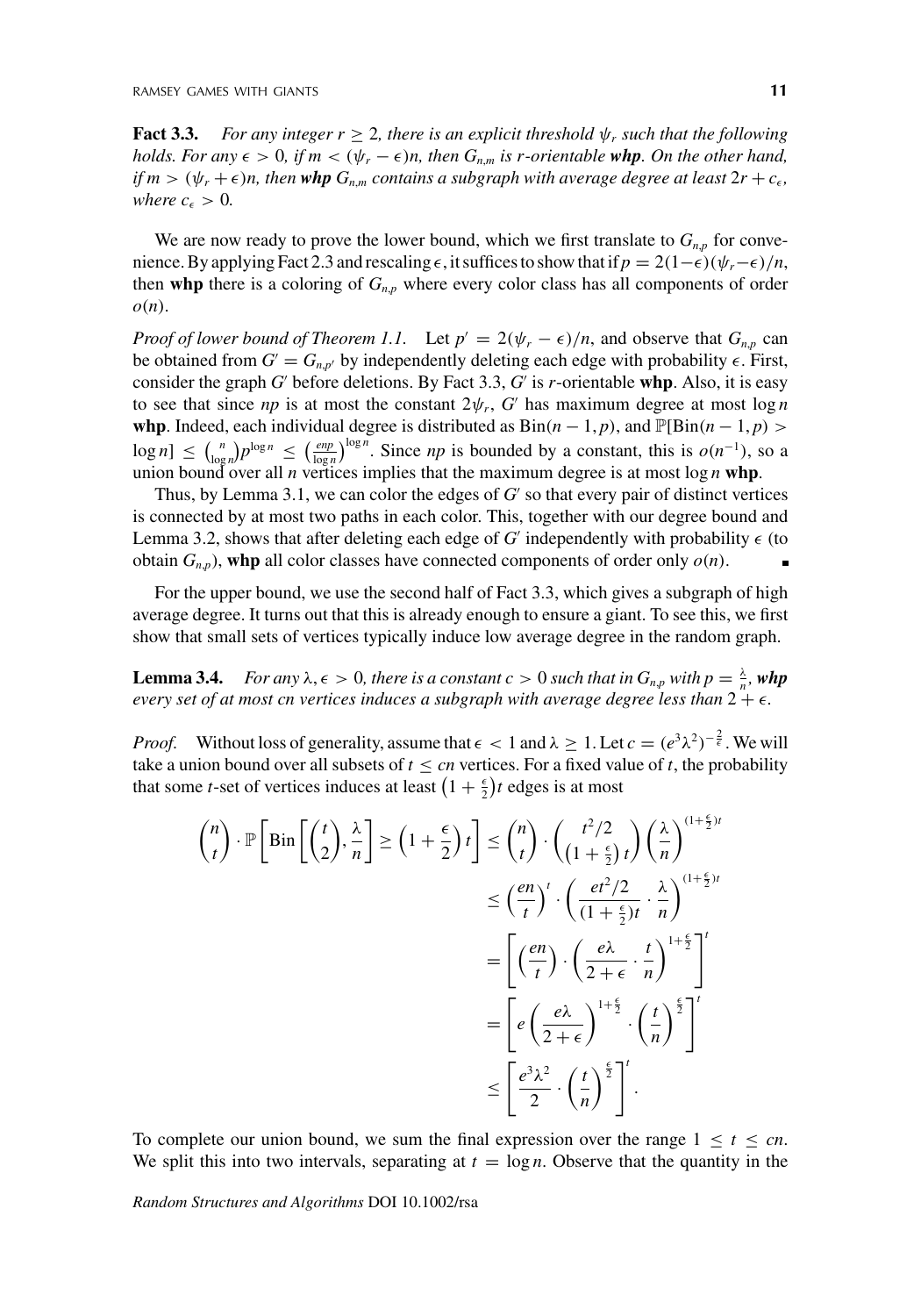**Fact 3.3.** *For any integer $r \geq 2$, there is an explicit threshold $\psi_r$ such that the following holds. For any $\epsilon > 0$, if $m < (\psi_r - \epsilon)n$, then $G_{n,m}$ is $r$-orientable **whp**. On the other hand, if $m > (\psi_r + \epsilon)n$, then **whp** $G_{n,m}$ contains a subgraph with average degree at least $2r + c_\epsilon$, where $c_\epsilon > 0$.*

We are now ready to prove the lower bound, which we first translate to $G_{n,p}$ for convenience. By applying Fact 2.3 and rescaling $\epsilon$, it suffices to show that if $p = 2(1-\epsilon)(\psi_r - \epsilon)/n$, then **whp** there is a coloring of $G_{n,p}$ where every color class has all components of order $o(n)$.

*Proof of lower bound of Theorem 1.1.* Let $p' = 2(\psi_r - \epsilon)/n$, and observe that $G_{n,p}$ can be obtained from $G' = G_{n,p'}$ by independently deleting each edge with probability $\epsilon$. First, consider the graph $G'$ before deletions. By Fact 3.3, $G'$ is $r$-orientable **whp**. Also, it is easy to see that since $np$ is at most the constant $2\psi_r$, $G'$ has maximum degree at most $\log n$ **whp**. Indeed, each individual degree is distributed as $\text{Bin}(n-1, p)$, and $\mathbb{P}[\text{Bin}(n-1,p) > \log n] \leq \binom{n}{\log n} p^{\log n} \leq \left(\frac{enp}{\log n}\right)^{\log n}$. Since $np$ is bounded by a constant, this is $o(n^{-1})$, so a union bound over all $n$ vertices implies that the maximum degree is at most $\log n$ **whp**.

Thus, by Lemma 3.1, we can color the edges of $G'$ so that every pair of distinct vertices is connected by at most two paths in each color. This, together with our degree bound and Lemma 3.2, shows that after deleting each edge of $G'$ independently with probability $\epsilon$ (to obtain $G_{n,p}$), **whp** all color classes have connected components of order only $o(n)$. ∎

For the upper bound, we use the second half of Fact 3.3, which gives a subgraph of high average degree. It turns out that this is already enough to ensure a giant. To see this, we first show that small sets of vertices typically induce low average degree in the random graph.

**Lemma 3.4.** *For any $\lambda, \epsilon > 0$, there is a constant $c > 0$ such that in $G_{n,p}$ with $p = \frac{\lambda}{n}$, **whp** every set of at most $cn$ vertices induces a subgraph with average degree less than $2 + \epsilon$.*

*Proof.* Without loss of generality, assume that $\epsilon < 1$ and $\lambda \geq 1$. Let $c = (e^3\lambda^2)^{-\frac{2}{\epsilon}}$. We will take a union bound over all subsets of $t \leq cn$ vertices. For a fixed value of $t$, the probability that some $t$-set of vertices induces at least $\left(1 + \frac{\epsilon}{2}\right)t$ edges is at most

$$
\begin{aligned}
\binom{n}{t} \cdot \mathbb{P}\left[\text{Bin}\left[\binom{t}{2}, \frac{\lambda}{n}\right] \geq \left(1 + \frac{\epsilon}{2}\right)t\right] &\leq \binom{n}{t} \cdot \binom{t^2/2}{\left(1+\frac{\epsilon}{2}\right)t} \left(\frac{\lambda}{n}\right)^{(1+\frac{\epsilon}{2})t} \\
&\leq \left(\frac{en}{t}\right)^t \cdot \left(\frac{et^2/2}{(1+\frac{\epsilon}{2})t} \cdot \frac{\lambda}{n}\right)^{(1+\frac{\epsilon}{2})t} \\
&= \left[\left(\frac{en}{t}\right) \cdot \left(\frac{e\lambda}{2+\epsilon} \cdot \frac{t}{n}\right)^{1+\frac{\epsilon}{2}}\right]^t \\
&= \left[e\left(\frac{e\lambda}{2+\epsilon}\right)^{1+\frac{\epsilon}{2}} \cdot \left(\frac{t}{n}\right)^{\frac{\epsilon}{2}}\right]^t \\
&\leq \left[\frac{e^3\lambda^2}{2} \cdot \left(\frac{t}{n}\right)^{\frac{\epsilon}{2}}\right]^t.
\end{aligned}
$$

To complete our union bound, we sum the final expression over the range $1 \leq t \leq cn$. We split this into two intervals, separating at $t = \log n$. Observe that the quantity in the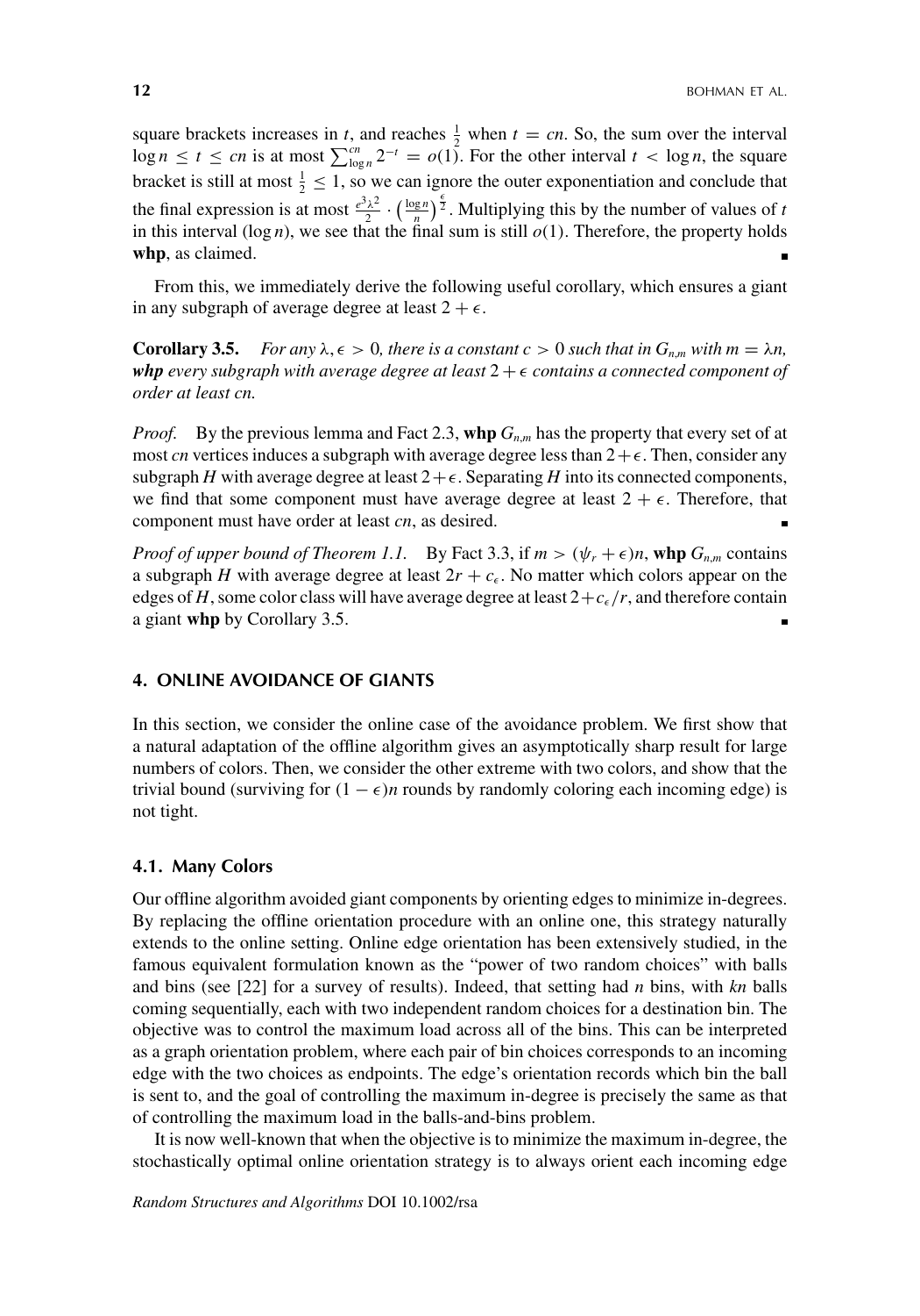square brackets increases in $t$, and reaches $\frac{1}{2}$ when $t = cn$. So, the sum over the interval $\log n \leq t \leq cn$ is at most $\sum_{\log n}^{cn} 2^{-t} = o(1)$. For the other interval $t < \log n$, the square bracket is still at most $\frac{1}{2} \leq 1$, so we can ignore the outer exponentiation and conclude that the final expression is at most $\frac{e^3\lambda^2}{2} \cdot \left(\frac{\log n}{n}\right)^{\frac{\epsilon}{2}}$. Multiplying this by the number of values of $t$ in this interval ($\log n$), we see that the final sum is still $o(1)$. Therefore, the property holds **whp**, as claimed. ∎

From this, we immediately derive the following useful corollary, which ensures a giant in any subgraph of average degree at least $2 + \epsilon$.

**Corollary 3.5.** *For any $\lambda, \epsilon > 0$, there is a constant $c > 0$ such that in $G_{n,m}$ with $m = \lambda n$, **whp** every subgraph with average degree at least $2 + \epsilon$ contains a connected component of order at least $cn$.*

*Proof.* By the previous lemma and Fact 2.3, **whp** $G_{n,m}$ has the property that every set of at most $cn$ vertices induces a subgraph with average degree less than $2+\epsilon$. Then, consider any subgraph $H$ with average degree at least $2+\epsilon$. Separating $H$ into its connected components, we find that some component must have average degree at least $2 + \epsilon$. Therefore, that component must have order at least $cn$, as desired. ∎

*Proof of upper bound of Theorem 1.1.* By Fact 3.3, if $m > (\psi_r + \epsilon)n$, **whp** $G_{n,m}$ contains a subgraph $H$ with average degree at least $2r + c_\epsilon$. No matter which colors appear on the edges of $H$, some color class will have average degree at least $2+c_\epsilon/r$, and therefore contain a giant **whp** by Corollary 3.5. ∎

## 4. ONLINE AVOIDANCE OF GIANTS

In this section, we consider the online case of the avoidance problem. We first show that a natural adaptation of the offline algorithm gives an asymptotically sharp result for large numbers of colors. Then, we consider the other extreme with two colors, and show that the trivial bound (surviving for $(1 - \epsilon)n$ rounds by randomly coloring each incoming edge) is not tight.

### 4.1. Many Colors

Our offline algorithm avoided giant components by orienting edges to minimize in-degrees. By replacing the offline orientation procedure with an online one, this strategy naturally extends to the online setting. Online edge orientation has been extensively studied, in the famous equivalent formulation known as the "power of two random choices" with balls and bins (see [22] for a survey of results). Indeed, that setting had $n$ bins, with $kn$ balls coming sequentially, each with two independent random choices for a destination bin. The objective was to control the maximum load across all of the bins. This can be interpreted as a graph orientation problem, where each pair of bin choices corresponds to an incoming edge with the two choices as endpoints. The edge's orientation records which bin the ball is sent to, and the goal of controlling the maximum in-degree is precisely the same as that of controlling the maximum load in the balls-and-bins problem.

It is now well-known that when the objective is to minimize the maximum in-degree, the stochastically optimal online orientation strategy is to always orient each incoming edge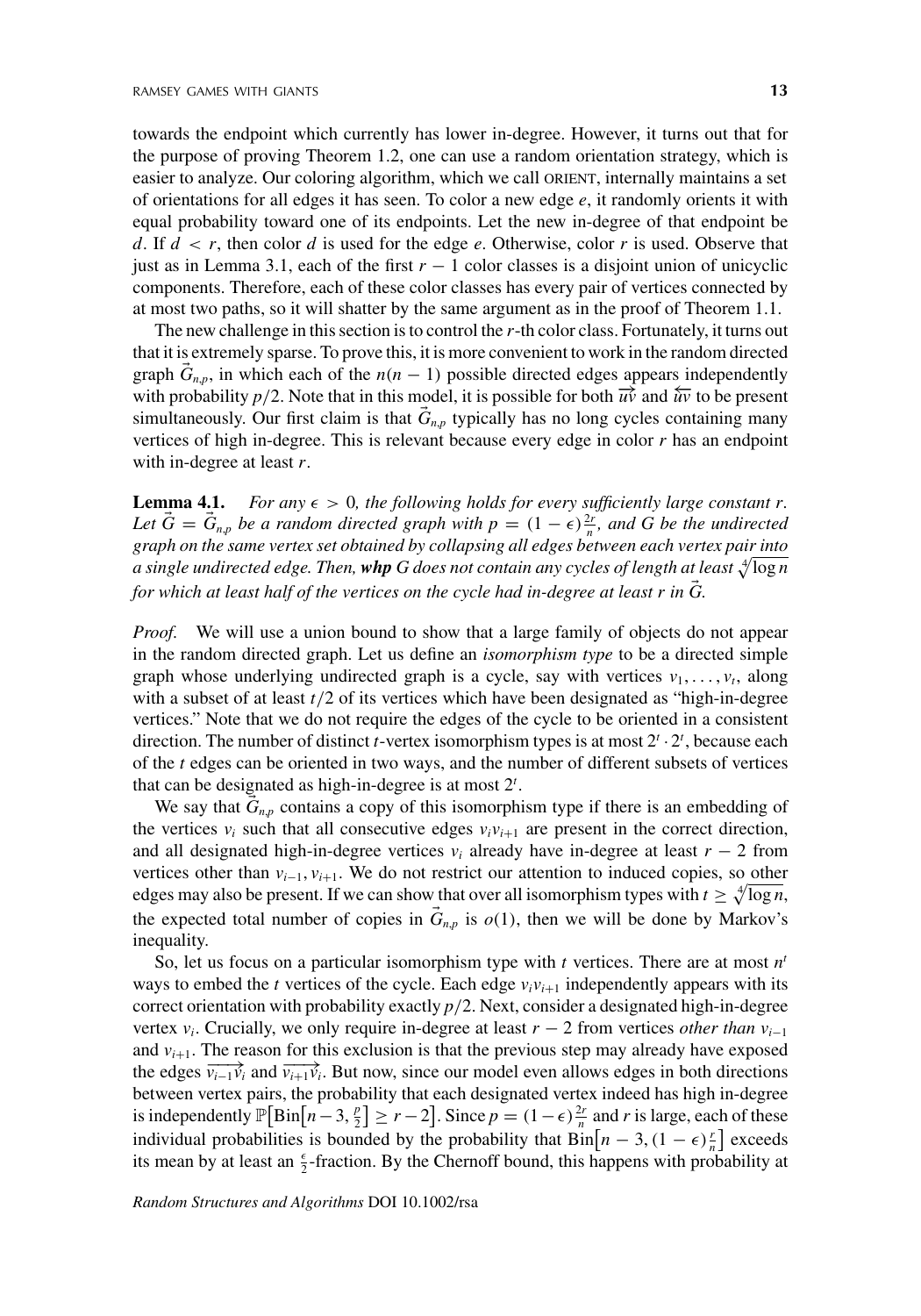towards the endpoint which currently has lower in-degree. However, it turns out that for the purpose of proving Theorem 1.2, one can use a random orientation strategy, which is easier to analyze. Our coloring algorithm, which we call ORIENT, internally maintains a set of orientations for all edges it has seen. To color a new edge $e$, it randomly orients it with equal probability toward one of its endpoints. Let the new in-degree of that endpoint be $d$. If $d < r$, then color $d$ is used for the edge $e$. Otherwise, color $r$ is used. Observe that just as in Lemma 3.1, each of the first $r-1$ color classes is a disjoint union of unicyclic components. Therefore, each of these color classes has every pair of vertices connected by at most two paths, so it will shatter by the same argument as in the proof of Theorem 1.1.

The new challenge in this section is to control the $r$-th color class. Fortunately, it turns out that it is extremely sparse. To prove this, it is more convenient to work in the random directed graph $\vec{G}_{n,p}$, in which each of the $n(n-1)$ possible directed edges appears independently with probability $p/2$. Note that in this model, it is possible for both $\overrightarrow{uv}$ and $\overleftarrow{uv}$ to be present simultaneously. Our first claim is that $\vec{G}_{n,p}$ typically has no long cycles containing many vertices of high in-degree. This is relevant because every edge in color $r$ has an endpoint with in-degree at least $r$.

**Lemma 4.1.** *For any $\epsilon > 0$, the following holds for every sufficiently large constant $r$. Let $\vec{G} = \vec{G}_{n,p}$ be a random directed graph with $p = (1-\epsilon)\frac{2r}{n}$, and $G$ be the undirected graph on the same vertex set obtained by collapsing all edges between each vertex pair into a single undirected edge. Then,* ***whp*** *$G$ does not contain any cycles of length at least $\sqrt[4]{\log n}$ for which at least half of the vertices on the cycle had in-degree at least $r$ in $\vec{G}$.*

*Proof.* We will use a union bound to show that a large family of objects do not appear in the random directed graph. Let us define an *isomorphism type* to be a directed simple graph whose underlying undirected graph is a cycle, say with vertices $v_1, \dots, v_t$, along with a subset of at least $t/2$ of its vertices which have been designated as "high-in-degree vertices." Note that we do not require the edges of the cycle to be oriented in a consistent direction. The number of distinct $t$-vertex isomorphism types is at most $2^t \cdot 2^t$, because each of the $t$ edges can be oriented in two ways, and the number of different subsets of vertices that can be designated as high-in-degree is at most $2^t$.

We say that $\vec{G}_{n,p}$ contains a copy of this isomorphism type if there is an embedding of the vertices $v_i$ such that all consecutive edges $v_i v_{i+1}$ are present in the correct direction, and all designated high-in-degree vertices $v_i$ already have in-degree at least $r-2$ from vertices other than $v_{i-1}, v_{i+1}$. We do not restrict our attention to induced copies, so other edges may also be present. If we can show that over all isomorphism types with $t \geq \sqrt[4]{\log n}$, the expected total number of copies in $\vec{G}_{n,p}$ is $o(1)$, then we will be done by Markov's inequality.

So, let us focus on a particular isomorphism type with $t$ vertices. There are at most $n^t$ ways to embed the $t$ vertices of the cycle. Each edge $v_i v_{i+1}$ independently appears with its correct orientation with probability exactly $p/2$. Next, consider a designated high-in-degree vertex $v_i$. Crucially, we only require in-degree at least $r-2$ from vertices *other than* $v_{i-1}$ and $v_{i+1}$. The reason for this exclusion is that the previous step may already have exposed the edges $\overrightarrow{v_{i-1}v_i}$ and $\overrightarrow{v_{i+1}v_i}$. But now, since our model even allows edges in both directions between vertex pairs, the probability that each designated vertex indeed has high in-degree is independently $\mathbb{P}\big[\text{Bin}\big[n-3, \frac{p}{2}\big] \geq r-2\big]$. Since $p = (1-\epsilon)\frac{2r}{n}$ and $r$ is large, each of these individual probabilities is bounded by the probability that $\text{Bin}\big[n-3, (1-\epsilon)\frac{r}{n}\big]$ exceeds its mean by at least an $\frac{\epsilon}{2}$-fraction. By the Chernoff bound, this happens with probability at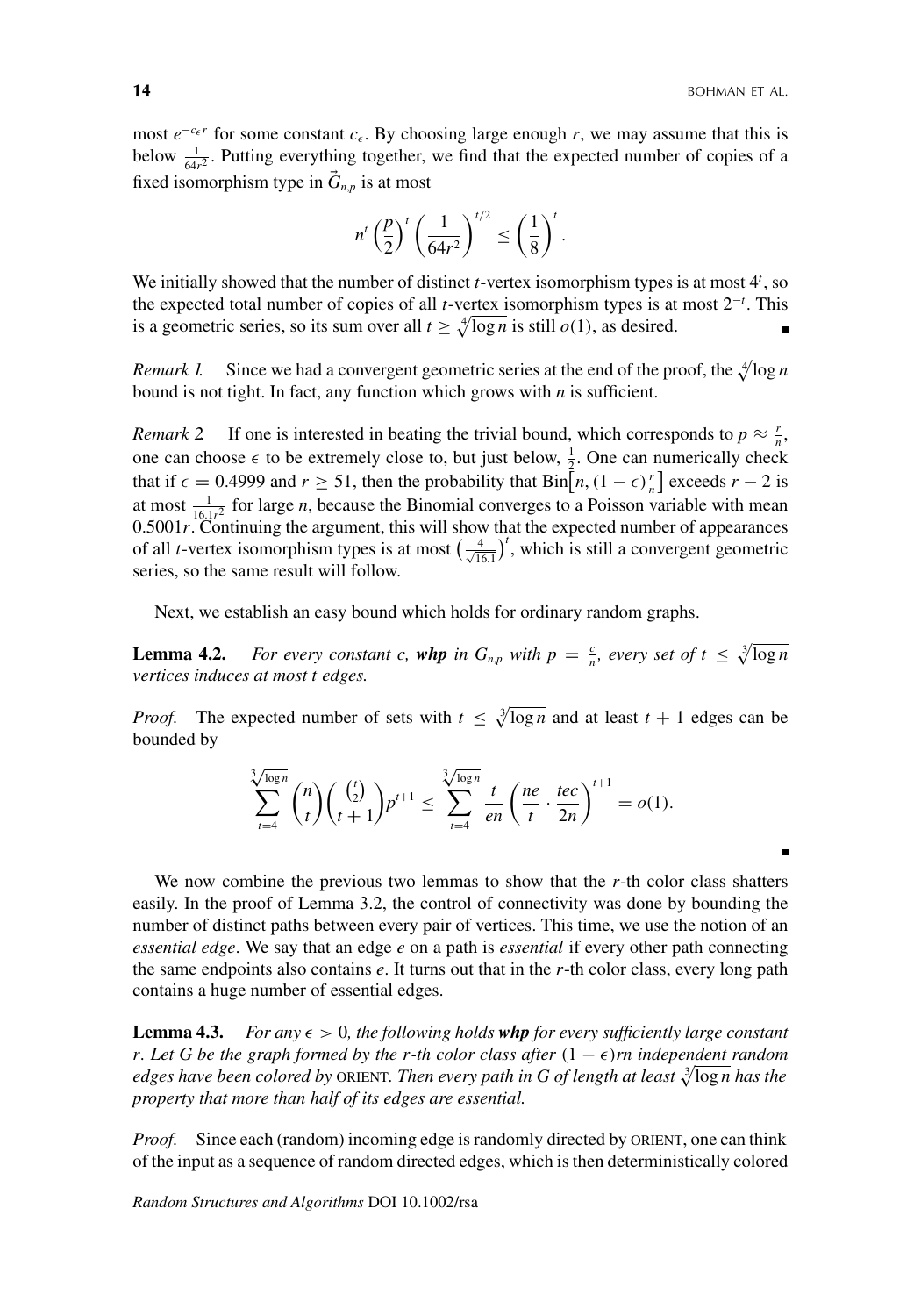most $e^{-c_\epsilon r}$ for some constant $c_\epsilon$. By choosing large enough $r$, we may assume that this is below $\frac{1}{64r^2}$. Putting everything together, we find that the expected number of copies of a fixed isomorphism type in $\vec{G}_{n,p}$ is at most

$$n^t \left(\frac{p}{2}\right)^t \left(\frac{1}{64r^2}\right)^{t/2} \leq \left(\frac{1}{8}\right)^t.$$

We initially showed that the number of distinct $t$-vertex isomorphism types is at most $4^t$, so the expected total number of copies of all $t$-vertex isomorphism types is at most $2^{-t}$. This is a geometric series, so its sum over all $t \geq \sqrt[4]{\log n}$ is still $o(1)$, as desired. ∎

*Remark 1.* Since we had a convergent geometric series at the end of the proof, the $\sqrt[4]{\log n}$ bound is not tight. In fact, any function which grows with $n$ is sufficient.

*Remark 2* If one is interested in beating the trivial bound, which corresponds to $p \approx \frac{r}{n}$, one can choose $\epsilon$ to be extremely close to, but just below, $\frac{1}{2}$. One can numerically check that if $\epsilon = 0.4999$ and $r \geq 51$, then the probability that $\text{Bin}\left[n, (1-\epsilon)\frac{r}{n}\right]$ exceeds $r-2$ is at most $\frac{1}{16.1r^2}$ for large $n$, because the Binomial converges to a Poisson variable with mean $0.5001r$. Continuing the argument, this will show that the expected number of appearances of all $t$-vertex isomorphism types is at most $\left(\frac{4}{\sqrt{16.1}}\right)^t$, which is still a convergent geometric series, so the same result will follow.

Next, we establish an easy bound which holds for ordinary random graphs.

**Lemma 4.2.** *For every constant c, **whp** in $G_{n,p}$ with $p = \frac{c}{n}$, every set of $t \leq \sqrt[3]{\log n}$ vertices induces at most t edges.*

*Proof.* The expected number of sets with $t \leq \sqrt[3]{\log n}$ and at least $t+1$ edges can be bounded by

$$\sum_{t=4}^{\sqrt[3]{\log n}} \binom{n}{t}\binom{\binom{t}{2}}{t+1} p^{t+1} \leq \sum_{t=4}^{\sqrt[3]{\log n}} \frac{t}{en}\left(\frac{ne}{t}\cdot\frac{tec}{2n}\right)^{t+1} = o(1).$$

∎

We now combine the previous two lemmas to show that the $r$-th color class shatters easily. In the proof of Lemma 3.2, the control of connectivity was done by bounding the number of distinct paths between every pair of vertices. This time, we use the notion of an *essential edge*. We say that an edge $e$ on a path is *essential* if every other path connecting the same endpoints also contains $e$. It turns out that in the $r$-th color class, every long path contains a huge number of essential edges.

**Lemma 4.3.** *For any $\epsilon > 0$, the following holds **whp** for every sufficiently large constant r. Let G be the graph formed by the r-th color class after $(1-\epsilon)rn$ independent random edges have been colored by* ORIENT. *Then every path in G of length at least $\sqrt[3]{\log n}$ has the property that more than half of its edges are essential.*

*Proof.* Since each (random) incoming edge is randomly directed by ORIENT, one can think of the input as a sequence of random directed edges, which is then deterministically colored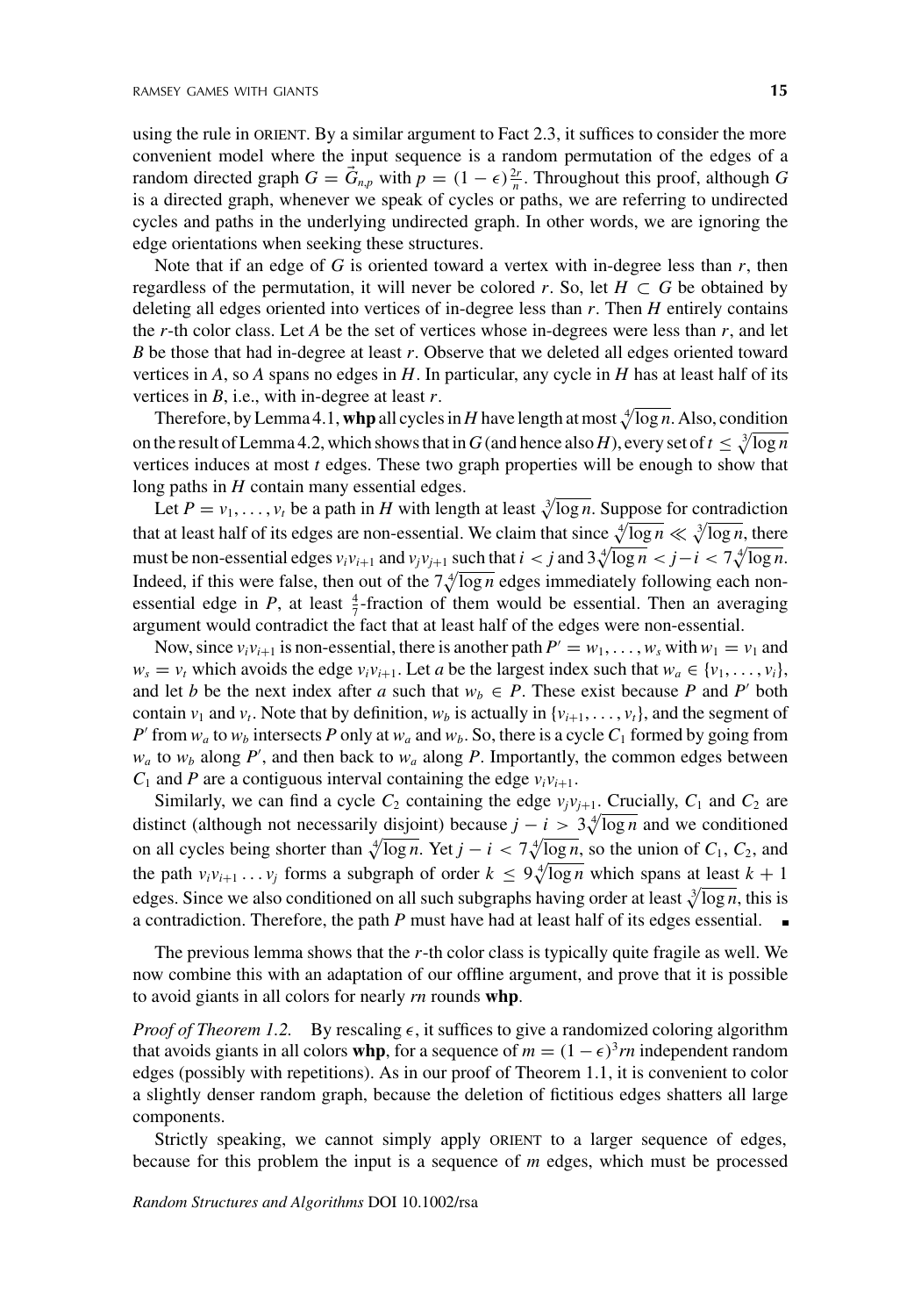using the rule in ORIENT. By a similar argument to Fact 2.3, it suffices to consider the more convenient model where the input sequence is a random permutation of the edges of a random directed graph $G = \vec{G}_{n,p}$ with $p = (1-\epsilon)\frac{2r}{n}$. Throughout this proof, although $G$ is a directed graph, whenever we speak of cycles or paths, we are referring to undirected cycles and paths in the underlying undirected graph. In other words, we are ignoring the edge orientations when seeking these structures.

Note that if an edge of $G$ is oriented toward a vertex with in-degree less than $r$, then regardless of the permutation, it will never be colored $r$. So, let $H \subset G$ be obtained by deleting all edges oriented into vertices of in-degree less than $r$. Then $H$ entirely contains the $r$-th color class. Let $A$ be the set of vertices whose in-degrees were less than $r$, and let $B$ be those that had in-degree at least $r$. Observe that we deleted all edges oriented toward vertices in $A$, so $A$ spans no edges in $H$. In particular, any cycle in $H$ has at least half of its vertices in $B$, i.e., with in-degree at least $r$.

Therefore, by Lemma 4.1, **whp** all cycles in $H$ have length at most $\sqrt[4]{\log n}$. Also, condition on the result of Lemma 4.2, which shows that in $G$ (and hence also $H$), every set of $t \le \sqrt[3]{\log n}$ vertices induces at most $t$ edges. These two graph properties will be enough to show that long paths in $H$ contain many essential edges.

Let $P = v_1, \ldots, v_t$ be a path in $H$ with length at least $\sqrt[3]{\log n}$. Suppose for contradiction that at least half of its edges are non-essential. We claim that since $\sqrt[4]{\log n} \ll \sqrt[3]{\log n}$, there must be non-essential edges $v_i v_{i+1}$ and $v_j v_{j+1}$ such that $i < j$ and $3\sqrt[4]{\log n} < j - i < 7\sqrt[4]{\log n}$. Indeed, if this were false, then out of the $7\sqrt[4]{\log n}$ edges immediately following each non-essential edge in $P$, at least $\frac{4}{7}$-fraction of them would be essential. Then an averaging argument would contradict the fact that at least half of the edges were non-essential.

Now, since $v_i v_{i+1}$ is non-essential, there is another path $P' = w_1, \ldots, w_s$ with $w_1 = v_1$ and $w_s = v_t$ which avoids the edge $v_i v_{i+1}$. Let $a$ be the largest index such that $w_a \in \{v_1, \ldots, v_i\}$, and let $b$ be the next index after $a$ such that $w_b \in P$. These exist because $P$ and $P'$ both contain $v_1$ and $v_t$. Note that by definition, $w_b$ is actually in $\{v_{i+1}, \ldots, v_t\}$, and the segment of $P'$ from $w_a$ to $w_b$ intersects $P$ only at $w_a$ and $w_b$. So, there is a cycle $C_1$ formed by going from $w_a$ to $w_b$ along $P'$, and then back to $w_a$ along $P$. Importantly, the common edges between $C_1$ and $P$ are a contiguous interval containing the edge $v_i v_{i+1}$.

Similarly, we can find a cycle $C_2$ containing the edge $v_j v_{j+1}$. Crucially, $C_1$ and $C_2$ are distinct (although not necessarily disjoint) because $j - i > 3\sqrt[4]{\log n}$ and we conditioned on all cycles being shorter than $\sqrt[4]{\log n}$. Yet $j - i < 7\sqrt[4]{\log n}$, so the union of $C_1$, $C_2$, and the path $v_i v_{i+1} \ldots v_j$ forms a subgraph of order $k \le 9\sqrt[4]{\log n}$ which spans at least $k + 1$ edges. Since we also conditioned on all such subgraphs having order at least $\sqrt[3]{\log n}$, this is a contradiction. Therefore, the path $P$ must have had at least half of its edges essential. ∎

The previous lemma shows that the $r$-th color class is typically quite fragile as well. We now combine this with an adaptation of our offline argument, and prove that it is possible to avoid giants in all colors for nearly $rn$ rounds **whp**.

*Proof of Theorem 1.2.* By rescaling $\epsilon$, it suffices to give a randomized coloring algorithm that avoids giants in all colors **whp**, for a sequence of $m = (1-\epsilon)^3 rn$ independent random edges (possibly with repetitions). As in our proof of Theorem 1.1, it is convenient to color a slightly denser random graph, because the deletion of fictitious edges shatters all large components.

Strictly speaking, we cannot simply apply ORIENT to a larger sequence of edges, because for this problem the input is a sequence of $m$ edges, which must be processed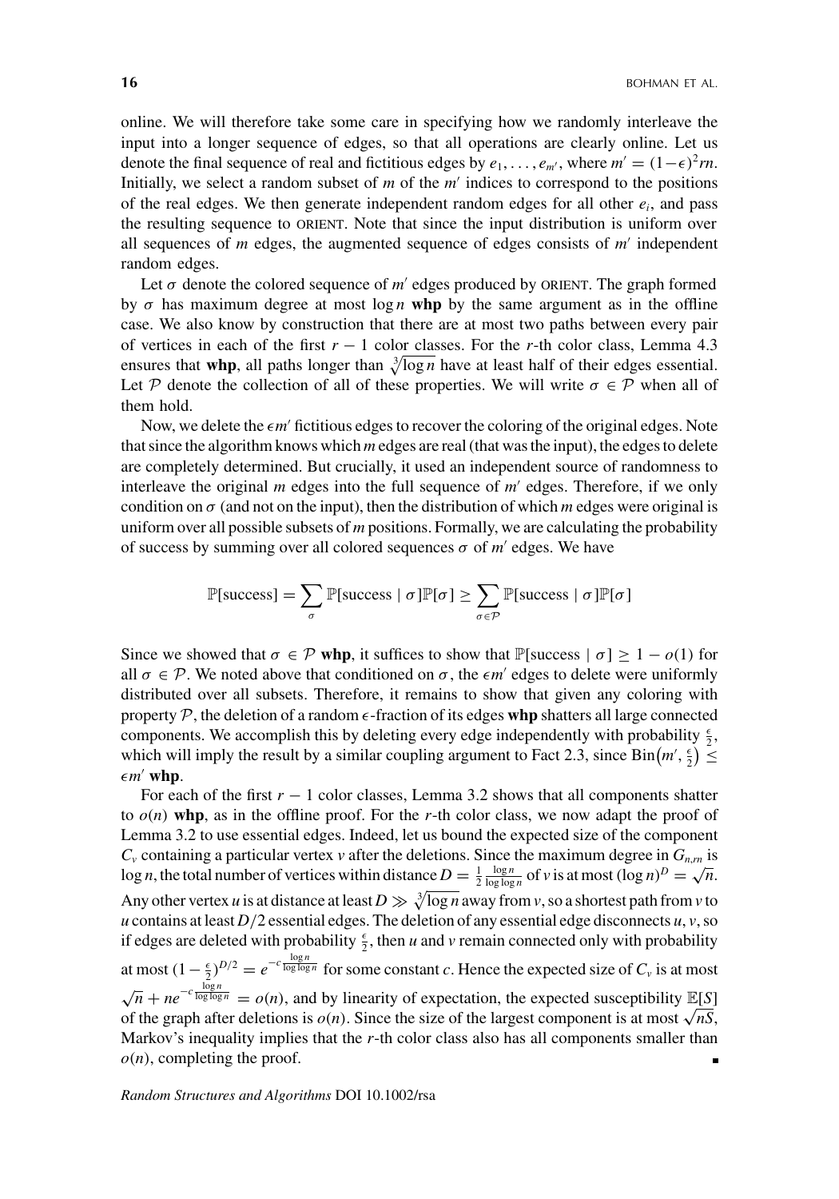online. We will therefore take some care in specifying how we randomly interleave the input into a longer sequence of edges, so that all operations are clearly online. Let us denote the final sequence of real and fictitious edges by $e_1, \ldots, e_{m'}$, where $m' = (1-\epsilon)^2 rn$. Initially, we select a random subset of $m$ of the $m'$ indices to correspond to the positions of the real edges. We then generate independent random edges for all other $e_i$, and pass the resulting sequence to ORIENT. Note that since the input distribution is uniform over all sequences of $m$ edges, the augmented sequence of edges consists of $m'$ independent random edges.

Let $\sigma$ denote the colored sequence of $m'$ edges produced by ORIENT. The graph formed by $\sigma$ has maximum degree at most $\log n$ **whp** by the same argument as in the offline case. We also know by construction that there are at most two paths between every pair of vertices in each of the first $r-1$ color classes. For the $r$-th color class, Lemma 4.3 ensures that **whp**, all paths longer than $\sqrt[3]{\log n}$ have at least half of their edges essential. Let $\mathcal{P}$ denote the collection of all of these properties. We will write $\sigma \in \mathcal{P}$ when all of them hold.

Now, we delete the $\epsilon m'$ fictitious edges to recover the coloring of the original edges. Note that since the algorithm knows which $m$ edges are real (that was the input), the edges to delete are completely determined. But crucially, it used an independent source of randomness to interleave the original $m$ edges into the full sequence of $m'$ edges. Therefore, if we only condition on $\sigma$ (and not on the input), then the distribution of which $m$ edges were original is uniform over all possible subsets of $m$ positions. Formally, we are calculating the probability of success by summing over all colored sequences $\sigma$ of $m'$ edges. We have

$$\mathbb{P}[\text{success}] = \sum_{\sigma} \mathbb{P}[\text{success} \mid \sigma]\mathbb{P}[\sigma] \geq \sum_{\sigma \in \mathcal{P}} \mathbb{P}[\text{success} \mid \sigma]\mathbb{P}[\sigma]$$

Since we showed that $\sigma \in \mathcal{P}$ **whp**, it suffices to show that $\mathbb{P}[\text{success} \mid \sigma] \geq 1 - o(1)$ for all $\sigma \in \mathcal{P}$. We noted above that conditioned on $\sigma$, the $\epsilon m'$ edges to delete were uniformly distributed over all subsets. Therefore, it remains to show that given any coloring with property $\mathcal{P}$, the deletion of a random $\epsilon$-fraction of its edges **whp** shatters all large connected components. We accomplish this by deleting every edge independently with probability $\frac{\epsilon}{2}$, which will imply the result by a similar coupling argument to Fact 2.3, since $\text{Bin}\left(m', \frac{\epsilon}{2}\right) \leq \epsilon m'$ **whp**.

For each of the first $r-1$ color classes, Lemma 3.2 shows that all components shatter to $o(n)$ **whp**, as in the offline proof. For the $r$-th color class, we now adapt the proof of Lemma 3.2 to use essential edges. Indeed, let us bound the expected size of the component $C_v$ containing a particular vertex $v$ after the deletions. Since the maximum degree in $G_{n,rn}$ is $\log n$, the total number of vertices within distance $D = \frac{1}{2}\frac{\log n}{\log \log n}$ of $v$ is at most $(\log n)^D = \sqrt{n}$. Any other vertex $u$ is at distance at least $D \gg \sqrt[3]{\log n}$ away from $v$, so a shortest path from $v$ to $u$ contains at least $D/2$ essential edges. The deletion of any essential edge disconnects $u, v$, so if edges are deleted with probability $\frac{\epsilon}{2}$, then $u$ and $v$ remain connected only with probability at most $(1-\frac{\epsilon}{2})^{D/2} = e^{-c\frac{\log n}{\log \log n}}$ for some constant $c$. Hence the expected size of $C_v$ is at most $\sqrt{n} + ne^{-c\frac{\log n}{\log \log n}} = o(n)$, and by linearity of expectation, the expected susceptibility $\mathbb{E}[S]$ of the graph after deletions is $o(n)$. Since the size of the largest component is at most $\sqrt{nS}$, Markov's inequality implies that the $r$-th color class also has all components smaller than $o(n)$, completing the proof. ∎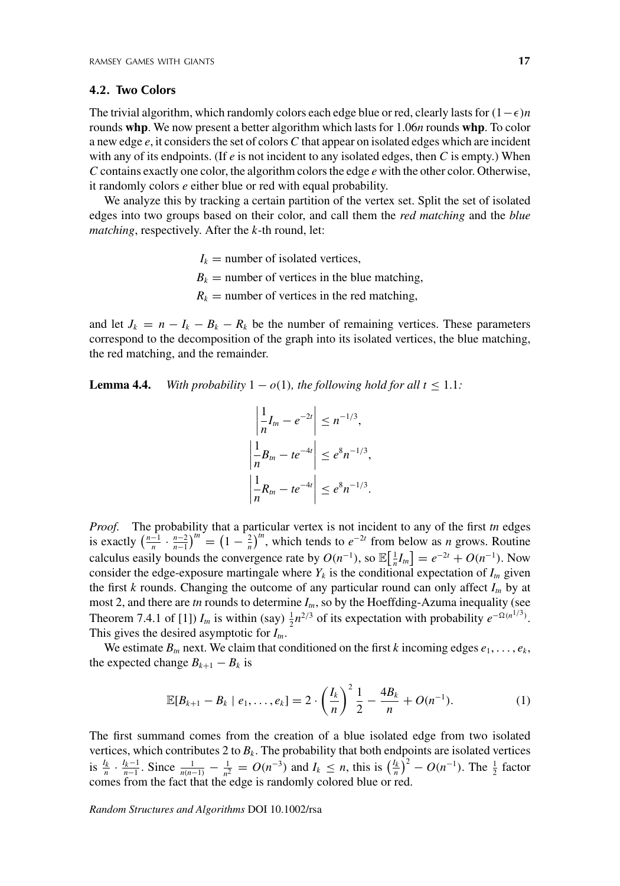### 4.2. Two Colors

The trivial algorithm, which randomly colors each edge blue or red, clearly lasts for $(1-\epsilon)n$ rounds **whp**. We now present a better algorithm which lasts for $1.06n$ rounds **whp**. To color a new edge $e$, it considers the set of colors $C$ that appear on isolated edges which are incident with any of its endpoints. (If $e$ is not incident to any isolated edges, then $C$ is empty.) When $C$ contains exactly one color, the algorithm colors the edge $e$ with the other color. Otherwise, it randomly colors $e$ either blue or red with equal probability.

We analyze this by tracking a certain partition of the vertex set. Split the set of isolated edges into two groups based on their color, and call them the *red matching* and the *blue matching*, respectively. After the $k$-th round, let:

$$
\begin{aligned}
I_k &= \text{number of isolated vertices,}\\
B_k &= \text{number of vertices in the blue matching,}\\
R_k &= \text{number of vertices in the red matching,}
\end{aligned}
$$

and let $J_k = n - I_k - B_k - R_k$ be the number of remaining vertices. These parameters correspond to the decomposition of the graph into its isolated vertices, the blue matching, the red matching, and the remainder.

**Lemma 4.4.** *With probability $1 - o(1)$, the following hold for all $t \le 1.1$:*

$$
\left|\frac{1}{n}I_{tn} - e^{-2t}\right| \le n^{-1/3},
$$

$$
\left|\frac{1}{n}B_{tn} - te^{-4t}\right| \le e^{8}n^{-1/3},
$$

$$
\left|\frac{1}{n}R_{tn} - te^{-4t}\right| \le e^{8}n^{-1/3}.
$$

*Proof.* The probability that a particular vertex is not incident to any of the first $tn$ edges is exactly $\left(\frac{n-1}{n}\cdot\frac{n-2}{n-1}\right)^{tn} = \left(1-\frac{2}{n}\right)^{tn}$, which tends to $e^{-2t}$ from below as $n$ grows. Routine calculus easily bounds the convergence rate by $O(n^{-1})$, so $\mathbb{E}\left[\frac{1}{n}I_{tn}\right] = e^{-2t} + O(n^{-1})$. Now consider the edge-exposure martingale where $Y_k$ is the conditional expectation of $I_{tn}$ given the first $k$ rounds. Changing the outcome of any particular round can only affect $I_{tn}$ by at most 2, and there are $tn$ rounds to determine $I_{tn}$, so by the Hoeffding-Azuma inequality (see Theorem 7.4.1 of [1]) $I_{tn}$ is within (say) $\frac{1}{2}n^{2/3}$ of its expectation with probability $e^{-\Omega(n^{1/3})}$. This gives the desired asymptotic for $I_{tn}$.

We estimate $B_{tn}$ next. We claim that conditioned on the first $k$ incoming edges $e_1, \ldots, e_k$, the expected change $B_{k+1} - B_k$ is

$$
\mathbb{E}[B_{k+1} - B_k \mid e_1, \ldots, e_k] = 2\cdot\left(\frac{I_k}{n}\right)^2\frac{1}{2} - \frac{4B_k}{n} + O(n^{-1}). \tag{1}
$$

The first summand comes from the creation of a blue isolated edge from two isolated vertices, which contributes 2 to $B_k$. The probability that both endpoints are isolated vertices is $\frac{I_k}{n}\cdot\frac{I_k-1}{n-1}$. Since $\frac{1}{n(n-1)} - \frac{1}{n^2} = O(n^{-3})$ and $I_k \le n$, this is $\left(\frac{I_k}{n}\right)^2 - O(n^{-1})$. The $\frac{1}{2}$ factor comes from the fact that the edge is randomly colored blue or red.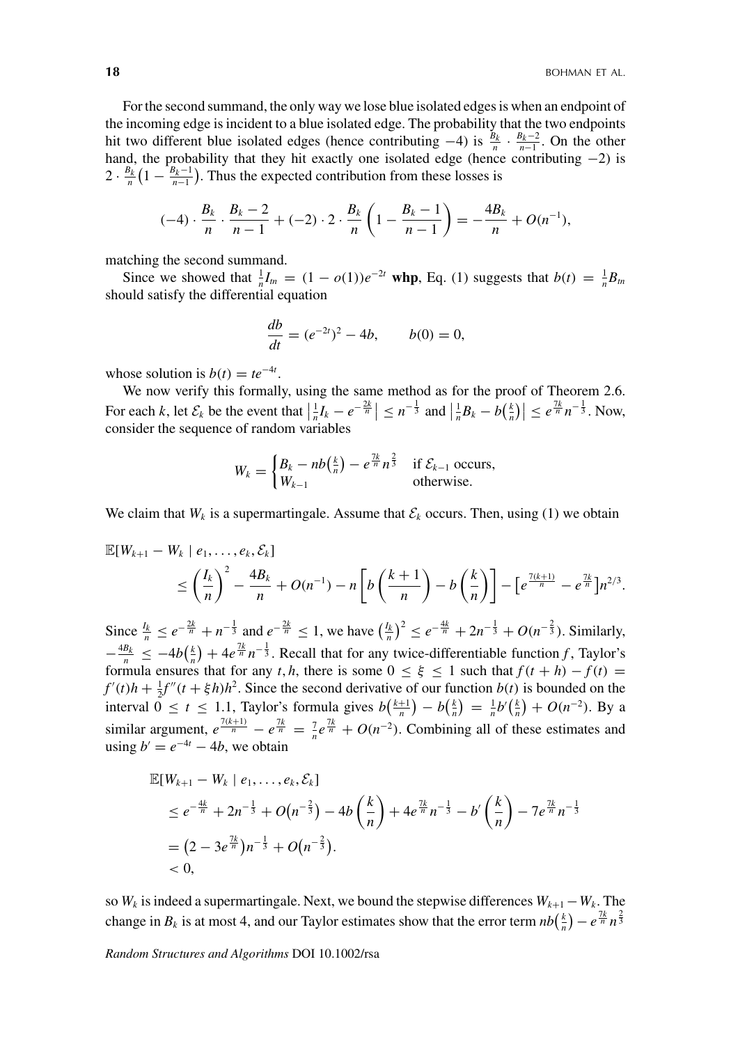For the second summand, the only way we lose blue isolated edges is when an endpoint of the incoming edge is incident to a blue isolated edge. The probability that the two endpoints hit two different blue isolated edges (hence contributing −4) is $\frac{B_k}{n} \cdot \frac{B_k - 2}{n-1}$. On the other hand, the probability that they hit exactly one isolated edge (hence contributing −2) is $2 \cdot \frac{B_k}{n}\left(1 - \frac{B_k - 1}{n-1}\right)$. Thus the expected contribution from these losses is

$$(-4) \cdot \frac{B_k}{n} \cdot \frac{B_k - 2}{n-1} + (-2) \cdot 2 \cdot \frac{B_k}{n}\left(1 - \frac{B_k - 1}{n-1}\right) = -\frac{4B_k}{n} + O(n^{-1}),$$

matching the second summand.

Since we showed that $\frac{1}{n} I_m = (1 - o(1))e^{-2t}$ **whp**, Eq. (1) suggests that $b(t) = \frac{1}{n} B_{tn}$ should satisfy the differential equation

$$\frac{db}{dt} = (e^{-2t})^2 - 4b, \qquad b(0) = 0,$$

whose solution is $b(t) = te^{-4t}$.

We now verify this formally, using the same method as for the proof of Theorem 2.6. For each $k$, let $\mathcal{E}_k$ be the event that $\left|\frac{1}{n} I_k - e^{-\frac{2k}{n}}\right| \le n^{-\frac{1}{3}}$ and $\left|\frac{1}{n} B_k - b\left(\frac{k}{n}\right)\right| \le e^{\frac{7k}{n}} n^{-\frac{1}{3}}$. Now, consider the sequence of random variables

$$W_k = \begin{cases} B_k - nb\left(\frac{k}{n}\right) - e^{\frac{7k}{n}} n^{\frac{2}{3}} & \text{if } \mathcal{E}_{k-1} \text{ occurs,} \\ W_{k-1} & \text{otherwise.} \end{cases}$$

We claim that $W_k$ is a supermartingale. Assume that $\mathcal{E}_k$ occurs. Then, using (1) we obtain

$$\begin{aligned} &\mathbb{E}[W_{k+1} - W_k \mid e_1, \ldots, e_k, \mathcal{E}_k] \\ &\qquad \le \left(\frac{I_k}{n}\right)^2 - \frac{4B_k}{n} + O(n^{-1}) - n\left[b\left(\frac{k+1}{n}\right) - b\left(\frac{k}{n}\right)\right] - \left[e^{\frac{7(k+1)}{n}} - e^{\frac{7k}{n}}\right] n^{2/3}. \end{aligned}$$

Since $\frac{I_k}{n} \le e^{-\frac{2k}{n}} + n^{-\frac{1}{3}}$ and $e^{-\frac{2k}{n}} \le 1$, we have $\left(\frac{I_k}{n}\right)^2 \le e^{-\frac{4k}{n}} + 2n^{-\frac{1}{3}} + O(n^{-\frac{2}{3}})$. Similarly, $-\frac{4B_k}{n} \le -4b\left(\frac{k}{n}\right) + 4e^{\frac{7k}{n}} n^{-\frac{1}{3}}$. Recall that for any twice-differentiable function $f$, Taylor's formula ensures that for any $t, h$, there is some $0 \le \xi \le 1$ such that $f(t+h) - f(t) = f'(t)h + \frac{1}{2} f''(t + \xi h)h^2$. Since the second derivative of our function $b(t)$ is bounded on the interval $0 \le t \le 1.1$, Taylor's formula gives $b\left(\frac{k+1}{n}\right) - b\left(\frac{k}{n}\right) = \frac{1}{n} b'\left(\frac{k}{n}\right) + O(n^{-2})$. By a similar argument, $e^{\frac{7(k+1)}{n}} - e^{\frac{7k}{n}} = \frac{7}{n} e^{\frac{7k}{n}} + O(n^{-2})$. Combining all of these estimates and using $b' = e^{-4t} - 4b$, we obtain

$$\begin{aligned} &\mathbb{E}[W_{k+1} - W_k \mid e_1, \ldots, e_k, \mathcal{E}_k] \\ &\quad \le e^{-\frac{4k}{n}} + 2n^{-\frac{1}{3}} + O\left(n^{-\frac{2}{3}}\right) - 4b\left(\frac{k}{n}\right) + 4e^{\frac{7k}{n}} n^{-\frac{1}{3}} - b'\left(\frac{k}{n}\right) - 7e^{\frac{7k}{n}} n^{-\frac{1}{3}} \\ &\quad = \left(2 - 3e^{\frac{7k}{n}}\right) n^{-\frac{1}{3}} + O\left(n^{-\frac{2}{3}}\right). \\ &\quad < 0, \end{aligned}$$

so $W_k$ is indeed a supermartingale. Next, we bound the stepwise differences $W_{k+1} - W_k$. The change in $B_k$ is at most 4, and our Taylor estimates show that the error term $nb\left(\frac{k}{n}\right) - e^{\frac{7k}{n}} n^{\frac{2}{3}}$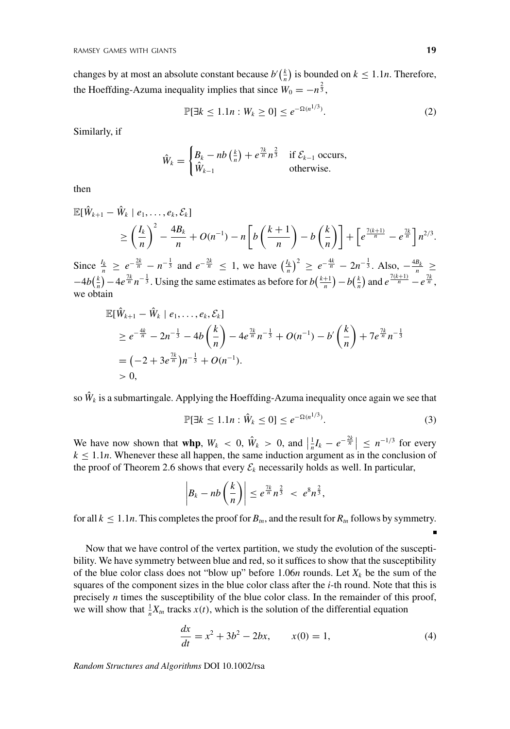changes by at most an absolute constant because $b'\left(\frac{k}{n}\right)$ is bounded on $k \leq 1.1n$. Therefore, the Hoeffding-Azuma inequality implies that since $W_0 = -n^{\frac{2}{3}}$,

$$\mathbb{P}[\exists k \leq 1.1n : W_k \geq 0] \leq e^{-\Omega(n^{1/3})}. \tag{2}$$

Similarly, if

$$\hat{W}_k = \begin{cases} B_k - nb\left(\frac{k}{n}\right) + e^{\frac{7k}{n}}n^{\frac{2}{3}} & \text{if } \mathcal{E}_{k-1} \text{ occurs,} \\ \hat{W}_{k-1} & \text{otherwise.} \end{cases}$$

then

$$\mathbb{E}[\hat{W}_{k+1} - \hat{W}_k \mid e_1, \ldots, e_k, \mathcal{E}_k] \geq \left(\frac{I_k}{n}\right)^2 - \frac{4B_k}{n} + O(n^{-1}) - n\left[b\left(\frac{k+1}{n}\right) - b\left(\frac{k}{n}\right)\right] + \left[e^{\frac{7(k+1)}{n}} - e^{\frac{7k}{n}}\right]n^{2/3}.$$

Since $\frac{I_k}{n} \geq e^{-\frac{2k}{n}} - n^{-\frac{1}{3}}$ and $e^{-\frac{2k}{n}} \leq 1$, we have $\left(\frac{I_k}{n}\right)^2 \geq e^{-\frac{4k}{n}} - 2n^{-\frac{1}{3}}$. Also, $-\frac{4B_k}{n} \geq -4b\left(\frac{k}{n}\right) - 4e^{\frac{7k}{n}}n^{-\frac{1}{3}}$. Using the same estimates as before for $b\left(\frac{k+1}{n}\right) - b\left(\frac{k}{n}\right)$ and $e^{\frac{7(k+1)}{n}} - e^{\frac{7k}{n}}$, we obtain

$$\begin{aligned}
\mathbb{E}[\hat{W}_{k+1} - \hat{W}_k \mid e_1, \ldots, e_k, \mathcal{E}_k] &\geq e^{-\frac{4k}{n}} - 2n^{-\frac{1}{3}} - 4b\left(\frac{k}{n}\right) - 4e^{\frac{7k}{n}}n^{-\frac{1}{3}} + O(n^{-1}) - b'\left(\frac{k}{n}\right) + 7e^{\frac{7k}{n}}n^{-\frac{1}{3}} \\
&= \left(-2 + 3e^{\frac{7k}{n}}\right)n^{-\frac{1}{3}} + O(n^{-1}). \\
&> 0,
\end{aligned}$$

so $\hat{W}_k$ is a submartingale. Applying the Hoeffding-Azuma inequality once again we see that

$$\mathbb{P}[\exists k \leq 1.1n : \hat{W}_k \leq 0] \leq e^{-\Omega(n^{1/3})}. \tag{3}$$

We have now shown that **whp**, $W_k < 0$, $\hat{W}_k > 0$, and $\left|\frac{1}{n}I_k - e^{-\frac{2k}{n}}\right| \leq n^{-1/3}$ for every $k \leq 1.1n$. Whenever these all happen, the same induction argument as in the conclusion of the proof of Theorem 2.6 shows that every $\mathcal{E}_k$ necessarily holds as well. In particular,

$$\left|B_k - nb\left(\frac{k}{n}\right)\right| \leq e^{\frac{7k}{n}}n^{\frac{2}{3}} < e^8 n^{\frac{2}{3}},$$

for all $k \leq 1.1n$. This completes the proof for $B_m$, and the result for $R_m$ follows by symmetry. ∎

Now that we have control of the vertex partition, we study the evolution of the susceptibility. We have symmetry between blue and red, so it suffices to show that the susceptibility of the blue color class does not "blow up" before $1.06n$ rounds. Let $X_k$ be the sum of the squares of the component sizes in the blue color class after the $i$-th round. Note that this is precisely $n$ times the susceptibility of the blue color class. In the remainder of this proof, we will show that $\frac{1}{n}X_m$ tracks $x(t)$, which is the solution of the differential equation

$$\frac{dx}{dt} = x^2 + 3b^2 - 2bx, \qquad x(0) = 1, \tag{4}$$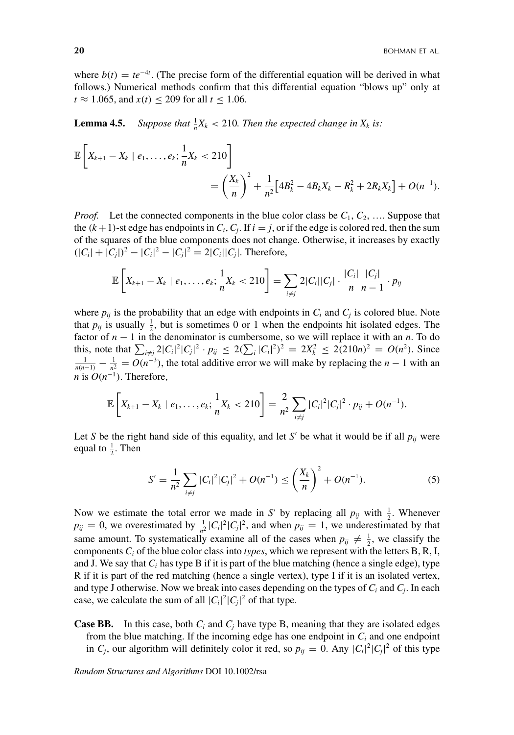where $b(t) = te^{-4t}$. (The precise form of the differential equation will be derived in what follows.) Numerical methods confirm that this differential equation "blows up" only at $t \approx 1.065$, and $x(t) \leq 209$ for all $t \leq 1.06$.

**Lemma 4.5.** *Suppose that $\frac{1}{n}X_k < 210$. Then the expected change in $X_k$ is:*

$$\mathbb{E}\left[X_{k+1} - X_k \mid e_1, \ldots, e_k; \frac{1}{n}X_k < 210\right] = \left(\frac{X_k}{n}\right)^2 + \frac{1}{n^2}\left[4B_k^2 - 4B_kX_k - R_k^2 + 2R_kX_k\right] + O(n^{-1}).$$

*Proof.* Let the connected components in the blue color class be $C_1, C_2, \ldots$. Suppose that the $(k+1)$-st edge has endpoints in $C_i, C_j$. If $i = j$, or if the edge is colored red, then the sum of the squares of the blue components does not change. Otherwise, it increases by exactly $(|C_i| + |C_j|)^2 - |C_i|^2 - |C_j|^2 = 2|C_i||C_j|$. Therefore,

$$\mathbb{E}\left[X_{k+1} - X_k \mid e_1, \ldots, e_k; \frac{1}{n}X_k < 210\right] = \sum_{i \neq j} 2|C_i||C_j| \cdot \frac{|C_i|}{n}\frac{|C_j|}{n-1} \cdot p_{ij}$$

where $p_{ij}$ is the probability that an edge with endpoints in $C_i$ and $C_j$ is colored blue. Note that $p_{ij}$ is usually $\frac{1}{2}$, but is sometimes 0 or 1 when the endpoints hit isolated edges. The factor of $n-1$ in the denominator is cumbersome, so we will replace it with an $n$. To do this, note that $\sum_{i \neq j} 2|C_i|^2|C_j|^2 \cdot p_{ij} \leq 2(\sum_i |C_i|^2)^2 = 2X_k^2 \leq 2(210n)^2 = O(n^2)$. Since $\frac{1}{n(n-1)} - \frac{1}{n^2} = O(n^{-3})$, the total additive error we will make by replacing the $n-1$ with an $n$ is $O(n^{-1})$. Therefore,

$$\mathbb{E}\left[X_{k+1} - X_k \mid e_1, \ldots, e_k; \frac{1}{n}X_k < 210\right] = \frac{2}{n^2}\sum_{i \neq j} |C_i|^2|C_j|^2 \cdot p_{ij} + O(n^{-1}).$$

Let $S$ be the right hand side of this equality, and let $S'$ be what it would be if all $p_{ij}$ were equal to $\frac{1}{2}$. Then

$$S' = \frac{1}{n^2}\sum_{i \neq j} |C_i|^2|C_j|^2 + O(n^{-1}) \leq \left(\frac{X_k}{n}\right)^2 + O(n^{-1}). \tag{5}$$

Now we estimate the total error we made in $S'$ by replacing all $p_{ij}$ with $\frac{1}{2}$. Whenever $p_{ij} = 0$, we overestimated by $\frac{1}{n^2}|C_i|^2|C_j|^2$, and when $p_{ij} = 1$, we underestimated by that same amount. To systematically examine all of the cases when $p_{ij} \neq \frac{1}{2}$, we classify the components $C_i$ of the blue color class into *types*, which we represent with the letters B, R, I, and J. We say that $C_i$ has type B if it is part of the blue matching (hence a single edge), type R if it is part of the red matching (hence a single vertex), type I if it is an isolated vertex, and type J otherwise. Now we break into cases depending on the types of $C_i$ and $C_j$. In each case, we calculate the sum of all $|C_i|^2|C_j|^2$ of that type.

**Case BB.** In this case, both $C_i$ and $C_j$ have type B, meaning that they are isolated edges from the blue matching. If the incoming edge has one endpoint in $C_i$ and one endpoint in $C_j$, our algorithm will definitely color it red, so $p_{ij} = 0$. Any $|C_i|^2|C_j|^2$ of this type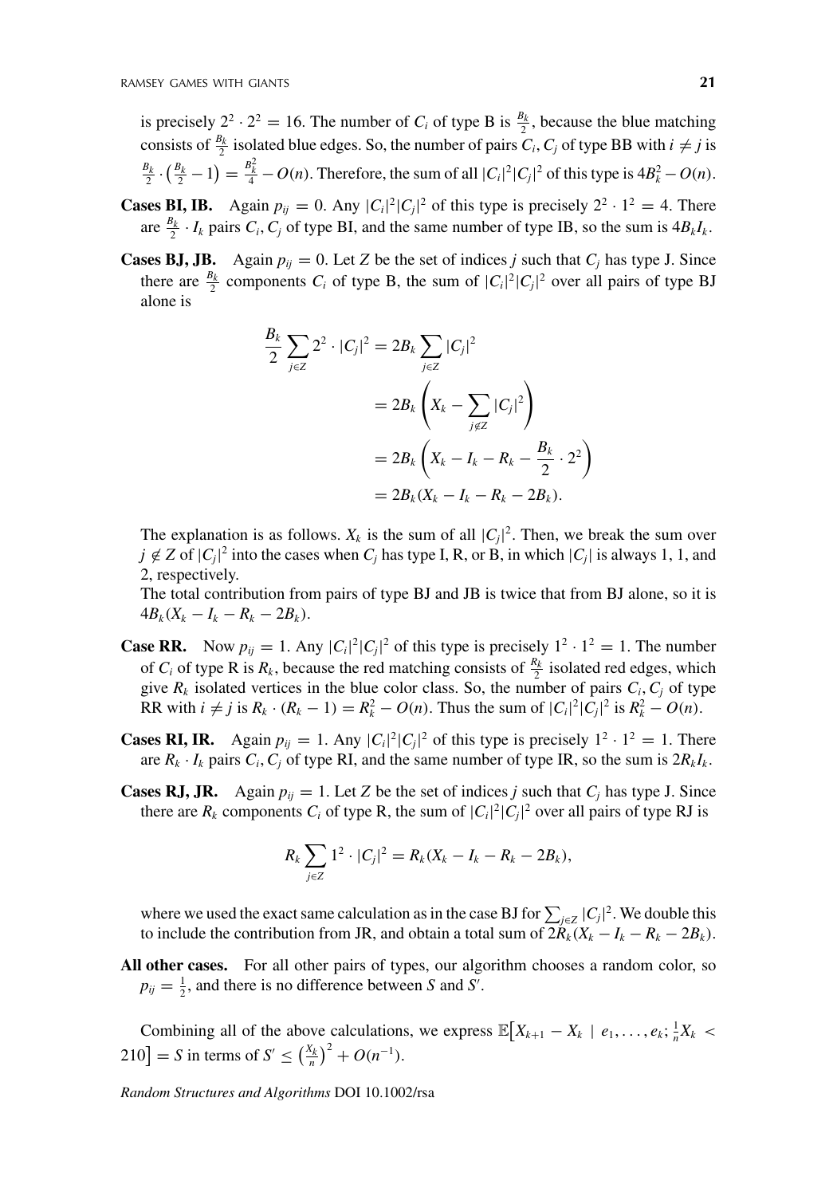is precisely $2^2 \cdot 2^2 = 16$. The number of $C_i$ of type B is $\frac{B_k}{2}$, because the blue matching consists of $\frac{B_k}{2}$ isolated blue edges. So, the number of pairs $C_i, C_j$ of type BB with $i \neq j$ is $\frac{B_k}{2} \cdot \left(\frac{B_k}{2} - 1\right) = \frac{B_k^2}{4} - O(n)$. Therefore, the sum of all $|C_i|^2|C_j|^2$ of this type is $4B_k^2 - O(n)$.

**Cases BI, IB.** Again $p_{ij} = 0$. Any $|C_i|^2|C_j|^2$ of this type is precisely $2^2 \cdot 1^2 = 4$. There are $\frac{B_k}{2} \cdot I_k$ pairs $C_i, C_j$ of type BI, and the same number of type IB, so the sum is $4B_kI_k$.

**Cases BJ, JB.** Again $p_{ij} = 0$. Let $Z$ be the set of indices $j$ such that $C_j$ has type J. Since there are $\frac{B_k}{2}$ components $C_i$ of type B, the sum of $|C_i|^2|C_j|^2$ over all pairs of type BJ alone is

$$
\begin{aligned}
\frac{B_k}{2} \sum_{j \in Z} 2^2 \cdot |C_j|^2 &= 2B_k \sum_{j \in Z} |C_j|^2 \\
&= 2B_k \left( X_k - \sum_{j \notin Z} |C_j|^2 \right) \\
&= 2B_k \left( X_k - I_k - R_k - \frac{B_k}{2} \cdot 2^2 \right) \\
&= 2B_k(X_k - I_k - R_k - 2B_k).
\end{aligned}
$$

The explanation is as follows. $X_k$ is the sum of all $|C_j|^2$. Then, we break the sum over $j \notin Z$ of $|C_j|^2$ into the cases when $C_j$ has type I, R, or B, in which $|C_j|$ is always 1, 1, and 2, respectively.
The total contribution from pairs of type BJ and JB is twice that from BJ alone, so it is $4B_k(X_k - I_k - R_k - 2B_k)$.

**Case RR.** Now $p_{ij} = 1$. Any $|C_i|^2|C_j|^2$ of this type is precisely $1^2 \cdot 1^2 = 1$. The number of $C_i$ of type R is $R_k$, because the red matching consists of $\frac{R_k}{2}$ isolated red edges, which give $R_k$ isolated vertices in the blue color class. So, the number of pairs $C_i, C_j$ of type RR with $i \neq j$ is $R_k \cdot (R_k - 1) = R_k^2 - O(n)$. Thus the sum of $|C_i|^2|C_j|^2$ is $R_k^2 - O(n)$.

**Cases RI, IR.** Again $p_{ij} = 1$. Any $|C_i|^2|C_j|^2$ of this type is precisely $1^2 \cdot 1^2 = 1$. There are $R_k \cdot I_k$ pairs $C_i, C_j$ of type RI, and the same number of type IR, so the sum is $2R_kI_k$.

**Cases RJ, JR.** Again $p_{ij} = 1$. Let $Z$ be the set of indices $j$ such that $C_j$ has type J. Since there are $R_k$ components $C_i$ of type R, the sum of $|C_i|^2|C_j|^2$ over all pairs of type RJ is

$$
R_k \sum_{j \in Z} 1^2 \cdot |C_j|^2 = R_k(X_k - I_k - R_k - 2B_k),
$$

where we used the exact same calculation as in the case BJ for $\sum_{j \in Z} |C_j|^2$. We double this to include the contribution from JR, and obtain a total sum of $2R_k(X_k - I_k - R_k - 2B_k)$.

**All other cases.** For all other pairs of types, our algorithm chooses a random color, so $p_{ij} = \frac{1}{2}$, and there is no difference between $S$ and $S'$.

Combining all of the above calculations, we express $\mathbb{E}\left[X_{k+1} - X_k \mid e_1, \ldots, e_k; \frac{1}{n}X_k < 210\right] = S$ in terms of $S' \leq \left(\frac{X_k}{n}\right)^2 + O(n^{-1})$.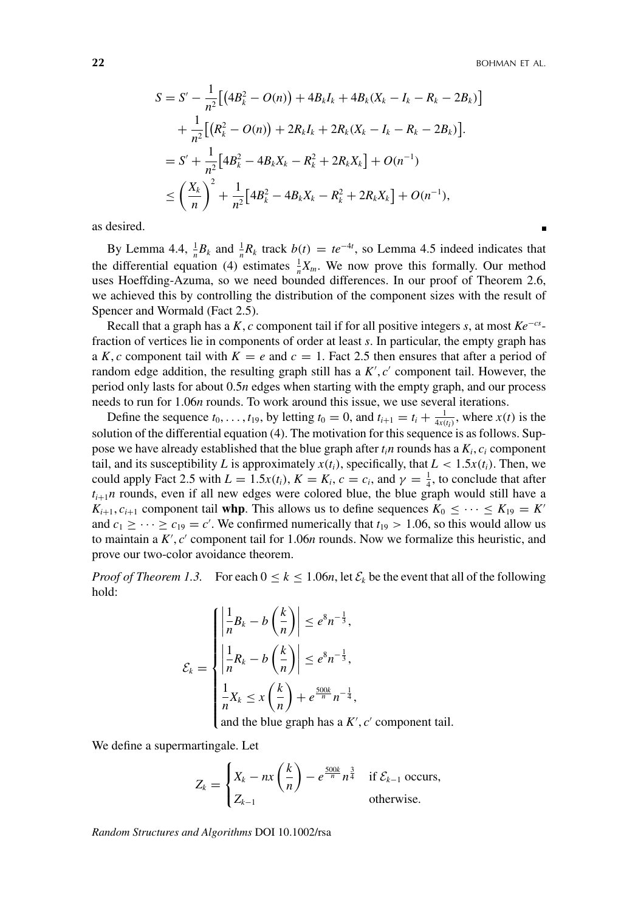$$
\begin{aligned}
S &= S' - \frac{1}{n^2}\big[\big(4B_k^2 - O(n)\big) + 4B_k I_k + 4B_k(X_k - I_k - R_k - 2B_k)\big] \\
&\quad + \frac{1}{n^2}\big[\big(R_k^2 - O(n)\big) + 2R_k I_k + 2R_k(X_k - I_k - R_k - 2B_k)\big]. \\
&= S' + \frac{1}{n^2}\big[4B_k^2 - 4B_k X_k - R_k^2 + 2R_k X_k\big] + O(n^{-1}) \\
&\leq \left(\frac{X_k}{n}\right)^2 + \frac{1}{n^2}\big[4B_k^2 - 4B_k X_k - R_k^2 + 2R_k X_k\big] + O(n^{-1}),
\end{aligned}
$$

as desired. ∎

By Lemma 4.4, $\frac{1}{n}B_k$ and $\frac{1}{n}R_k$ track $b(t) = te^{-4t}$, so Lemma 4.5 indeed indicates that the differential equation (4) estimates $\frac{1}{n}X_{tn}$. We now prove this formally. Our method uses Hoeffding-Azuma, so we need bounded differences. In our proof of Theorem 2.6, we achieved this by controlling the distribution of the component sizes with the result of Spencer and Wormald (Fact 2.5).

Recall that a graph has a $K, c$ component tail if for all positive integers $s$, at most $Ke^{-cs}$-fraction of vertices lie in components of order at least $s$. In particular, the empty graph has a $K, c$ component tail with $K = e$ and $c = 1$. Fact 2.5 then ensures that after a period of random edge addition, the resulting graph still has a $K', c'$ component tail. However, the period only lasts for about $0.5n$ edges when starting with the empty graph, and our process needs to run for $1.06n$ rounds. To work around this issue, we use several iterations.

Define the sequence $t_0, \ldots, t_{19}$, by letting $t_0 = 0$, and $t_{i+1} = t_i + \frac{1}{4x(t_i)}$, where $x(t)$ is the solution of the differential equation (4). The motivation for this sequence is as follows. Suppose we have already established that the blue graph after $t_i n$ rounds has a $K_i, c_i$ component tail, and its susceptibility $L$ is approximately $x(t_i)$, specifically, that $L < 1.5x(t_i)$. Then, we could apply Fact 2.5 with $L = 1.5x(t_i)$, $K = K_i$, $c = c_i$, and $\gamma = \frac{1}{4}$, to conclude that after $t_{i+1}n$ rounds, even if all new edges were colored blue, the blue graph would still have a $K_{i+1}, c_{i+1}$ component tail **whp**. This allows us to define sequences $K_0 \leq \cdots \leq K_{19} = K'$ and $c_1 \geq \cdots \geq c_{19} = c'$. We confirmed numerically that $t_{19} > 1.06$, so this would allow us to maintain a $K', c'$ component tail for $1.06n$ rounds. Now we formalize this heuristic, and prove our two-color avoidance theorem.

*Proof of Theorem 1.3.* For each $0 \leq k \leq 1.06n$, let $\mathcal{E}_k$ be the event that all of the following hold:

$$
\mathcal{E}_k = \begin{cases}
\left|\frac{1}{n}B_k - b\left(\frac{k}{n}\right)\right| \leq e^8 n^{-\frac{1}{3}}, \\
\left|\frac{1}{n}R_k - b\left(\frac{k}{n}\right)\right| \leq e^8 n^{-\frac{1}{3}}, \\
\frac{1}{n}X_k \leq x\left(\frac{k}{n}\right) + e^{\frac{500k}{n}} n^{-\frac{1}{4}}, \\
\text{and the blue graph has a } K', c' \text{ component tail.}
\end{cases}
$$

We define a supermartingale. Let

$$
Z_k = \begin{cases}
X_k - nx\left(\frac{k}{n}\right) - e^{\frac{500k}{n}} n^{\frac{3}{4}} & \text{if } \mathcal{E}_{k-1} \text{ occurs,} \\
Z_{k-1} & \text{otherwise.}
\end{cases}
$$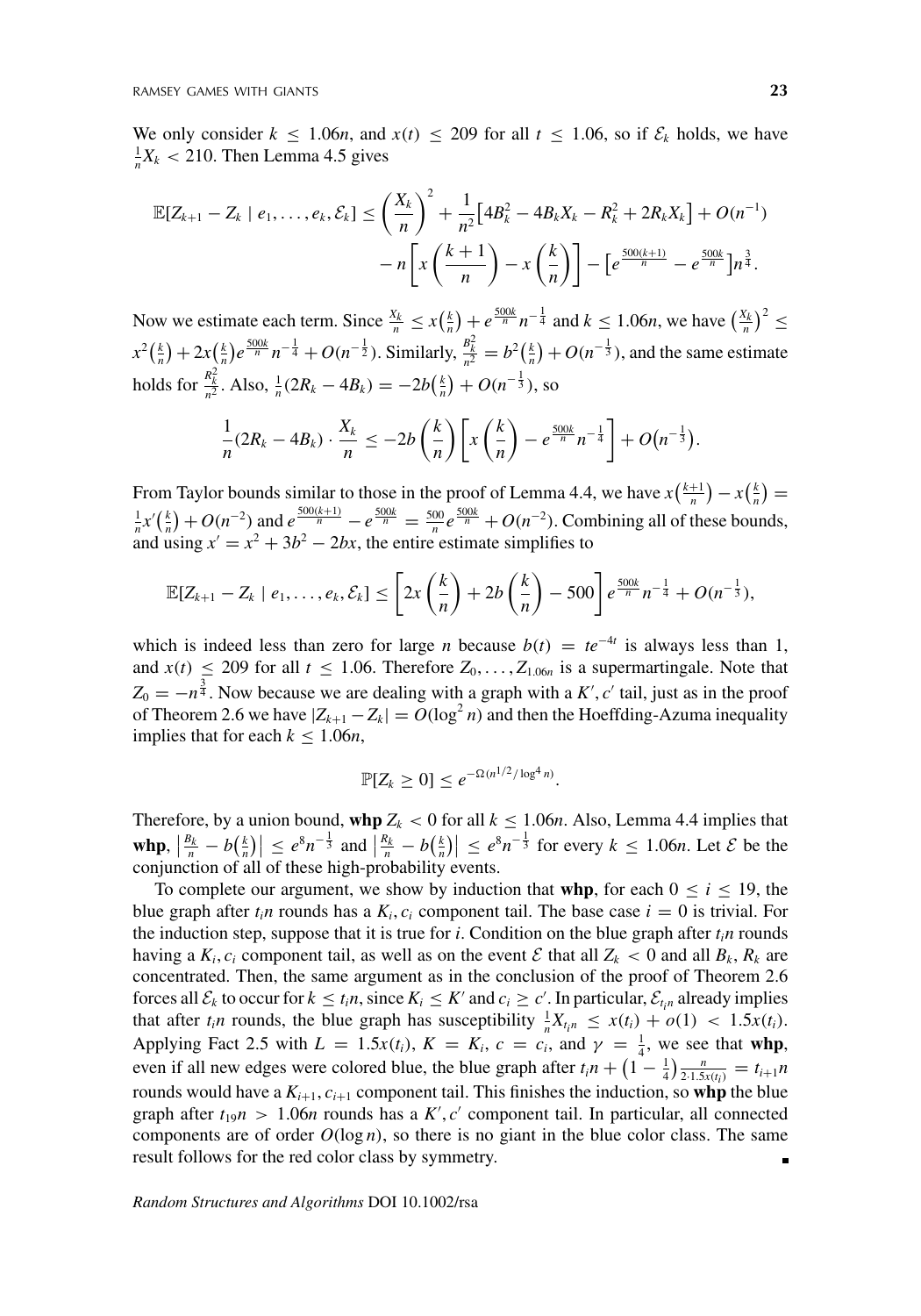We only consider $k \le 1.06n$, and $x(t) \le 209$ for all $t \le 1.06$, so if $\mathcal{E}_k$ holds, we have $\frac{1}{n}X_k < 210$. Then Lemma 4.5 gives

$$
\begin{aligned}
\mathbb{E}[Z_{k+1} - Z_k \mid e_1, \dots, e_k, \mathcal{E}_k] \le \left(\frac{X_k}{n}\right)^2 + \frac{1}{n^2}\left[4B_k^2 - 4B_kX_k - R_k^2 + 2R_kX_k\right] + O(n^{-1}) \\
- n\left[x\left(\frac{k+1}{n}\right) - x\left(\frac{k}{n}\right)\right] - \left[e^{\frac{500(k+1)}{n}} - e^{\frac{500k}{n}}\right]n^{\frac{3}{4}}.
\end{aligned}
$$

Now we estimate each term. Since $\frac{X_k}{n} \le x\left(\frac{k}{n}\right) + e^{\frac{500k}{n}}n^{-\frac{1}{4}}$ and $k \le 1.06n$, we have $\left(\frac{X_k}{n}\right)^2 \le x^2\left(\frac{k}{n}\right) + 2x\left(\frac{k}{n}\right)e^{\frac{500k}{n}}n^{-\frac{1}{4}} + O(n^{-\frac{1}{2}})$. Similarly, $\frac{B_k^2}{n^2} = b^2\left(\frac{k}{n}\right) + O(n^{-\frac{1}{3}})$, and the same estimate holds for $\frac{R_k^2}{n^2}$. Also, $\frac{1}{n}(2R_k - 4B_k) = -2b\left(\frac{k}{n}\right) + O(n^{-\frac{1}{3}})$, so

$$
\frac{1}{n}(2R_k - 4B_k) \cdot \frac{X_k}{n} \le -2b\left(\frac{k}{n}\right)\left[x\left(\frac{k}{n}\right) - e^{\frac{500k}{n}}n^{-\frac{1}{4}}\right] + O\left(n^{-\frac{1}{3}}\right).
$$

From Taylor bounds similar to those in the proof of Lemma 4.4, we have $x\left(\frac{k+1}{n}\right) - x\left(\frac{k}{n}\right) = \frac{1}{n}x'\left(\frac{k}{n}\right) + O(n^{-2})$ and $e^{\frac{500(k+1)}{n}} - e^{\frac{500k}{n}} = \frac{500}{n}e^{\frac{500k}{n}} + O(n^{-2})$. Combining all of these bounds, and using $x' = x^2 + 3b^2 - 2bx$, the entire estimate simplifies to

$$
\mathbb{E}[Z_{k+1} - Z_k \mid e_1, \dots, e_k, \mathcal{E}_k] \le \left[2x\left(\frac{k}{n}\right) + 2b\left(\frac{k}{n}\right) - 500\right]e^{\frac{500k}{n}}n^{-\frac{1}{4}} + O(n^{-\frac{1}{3}}),
$$

which is indeed less than zero for large $n$ because $b(t) = te^{-4t}$ is always less than 1, and $x(t) \le 209$ for all $t \le 1.06$. Therefore $Z_0, \dots, Z_{1.06n}$ is a supermartingale. Note that $Z_0 = -n^{\frac{3}{4}}$. Now because we are dealing with a graph with a $K', c'$ tail, just as in the proof of Theorem 2.6 we have $|Z_{k+1} - Z_k| = O(\log^2 n)$ and then the Hoeffding-Azuma inequality implies that for each $k \le 1.06n$,

$$
\mathbb{P}[Z_k \ge 0] \le e^{-\Omega(n^{1/2}/\log^4 n)}.
$$

Therefore, by a union bound, **whp** $Z_k < 0$ for all $k \le 1.06n$. Also, Lemma 4.4 implies that **whp**, $\left|\frac{B_k}{n} - b\left(\frac{k}{n}\right)\right| \le e^8 n^{-\frac{1}{3}}$ and $\left|\frac{R_k}{n} - b\left(\frac{k}{n}\right)\right| \le e^8 n^{-\frac{1}{3}}$ for every $k \le 1.06n$. Let $\mathcal{E}$ be the conjunction of all of these high-probability events.

To complete our argument, we show by induction that **whp**, for each $0 \le i \le 19$, the blue graph after $t_i n$ rounds has a $K_i, c_i$ component tail. The base case $i = 0$ is trivial. For the induction step, suppose that it is true for $i$. Condition on the blue graph after $t_i n$ rounds having a $K_i, c_i$ component tail, as well as on the event $\mathcal{E}$ that all $Z_k < 0$ and all $B_k, R_k$ are concentrated. Then, the same argument as in the conclusion of the proof of Theorem 2.6 forces all $\mathcal{E}_k$ to occur for $k \le t_i n$, since $K_i \le K'$ and $c_i \ge c'$. In particular, $\mathcal{E}_{t_i n}$ already implies that after $t_i n$ rounds, the blue graph has susceptibility $\frac{1}{n}X_{t_i n} \le x(t_i) + o(1) < 1.5x(t_i)$. Applying Fact 2.5 with $L = 1.5x(t_i)$, $K = K_i$, $c = c_i$, and $\gamma = \frac{1}{4}$, we see that **whp**, even if all new edges were colored blue, the blue graph after $t_i n + \left(1 - \frac{1}{4}\right)\frac{n}{2 \cdot 1.5x(t_i)} = t_{i+1}n$ rounds would have a $K_{i+1}, c_{i+1}$ component tail. This finishes the induction, so **whp** the blue graph after $t_{19}n > 1.06n$ rounds has a $K', c'$ component tail. In particular, all connected components are of order $O(\log n)$, so there is no giant in the blue color class. The same result follows for the red color class by symmetry. ∎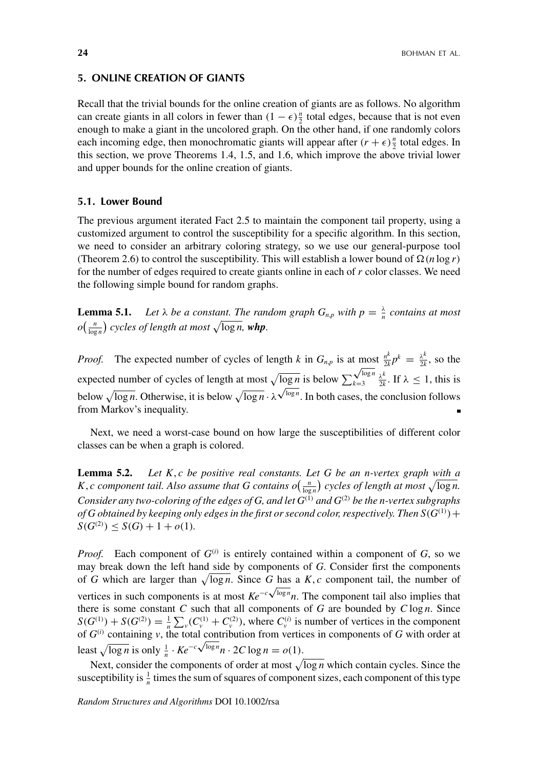## 5. ONLINE CREATION OF GIANTS

Recall that the trivial bounds for the online creation of giants are as follows. No algorithm can create giants in all colors in fewer than $(1-\epsilon)\frac{n}{2}$ total edges, because that is not even enough to make a giant in the uncolored graph. On the other hand, if one randomly colors each incoming edge, then monochromatic giants will appear after $(r+\epsilon)\frac{n}{2}$ total edges. In this section, we prove Theorems 1.4, 1.5, and 1.6, which improve the above trivial lower and upper bounds for the online creation of giants.

### 5.1. Lower Bound

The previous argument iterated Fact 2.5 to maintain the component tail property, using a customized argument to control the susceptibility for a specific algorithm. In this section, we need to consider an arbitrary coloring strategy, so we use our general-purpose tool (Theorem 2.6) to control the susceptibility. This will establish a lower bound of $\Omega(n \log r)$ for the number of edges required to create giants online in each of $r$ color classes. We need the following simple bound for random graphs.

**Lemma 5.1.** *Let $\lambda$ be a constant. The random graph $G_{n,p}$ with $p = \frac{\lambda}{n}$ contains at most $o\left(\frac{n}{\log n}\right)$ cycles of length at most $\sqrt{\log n}$,* ***whp****.*

*Proof.* The expected number of cycles of length $k$ in $G_{n,p}$ is at most $\frac{n^k}{2k}p^k = \frac{\lambda^k}{2k}$, so the expected number of cycles of length at most $\sqrt{\log n}$ is below $\sum_{k=3}^{\sqrt{\log n}} \frac{\lambda^k}{2k}$. If $\lambda \leq 1$, this is below $\sqrt{\log n}$. Otherwise, it is below $\sqrt{\log n} \cdot \lambda^{\sqrt{\log n}}$. In both cases, the conclusion follows from Markov's inequality. ∎

Next, we need a worst-case bound on how large the susceptibilities of different color classes can be when a graph is colored.

**Lemma 5.2.** *Let $K, c$ be positive real constants. Let $G$ be an $n$-vertex graph with a $K, c$ component tail. Also assume that $G$ contains $o\left(\frac{n}{\log n}\right)$ cycles of length at most $\sqrt{\log n}$. Consider any two-coloring of the edges of $G$, and let $G^{(1)}$ and $G^{(2)}$ be the $n$-vertex subgraphs of $G$ obtained by keeping only edges in the first or second color, respectively. Then $S(G^{(1)}) + S(G^{(2)}) \leq S(G) + 1 + o(1)$.*

*Proof.* Each component of $G^{(i)}$ is entirely contained within a component of $G$, so we may break down the left hand side by components of $G$. Consider first the components of $G$ which are larger than $\sqrt{\log n}$. Since $G$ has a $K, c$ component tail, the number of vertices in such components is at most $Ke^{-c\sqrt{\log n}}n$. The component tail also implies that there is some constant $C$ such that all components of $G$ are bounded by $C \log n$. Since $S(G^{(1)}) + S(G^{(2)}) = \frac{1}{n}\sum_v (C_v^{(1)} + C_v^{(2)})$, where $C_v^{(i)}$ is number of vertices in the component of $G^{(i)}$ containing $v$, the total contribution from vertices in components of $G$ with order at least $\sqrt{\log n}$ is only $\frac{1}{n} \cdot Ke^{-c\sqrt{\log n}}n \cdot 2C \log n = o(1)$.

Next, consider the components of order at most $\sqrt{\log n}$ which contain cycles. Since the susceptibility is $\frac{1}{n}$ times the sum of squares of component sizes, each component of this type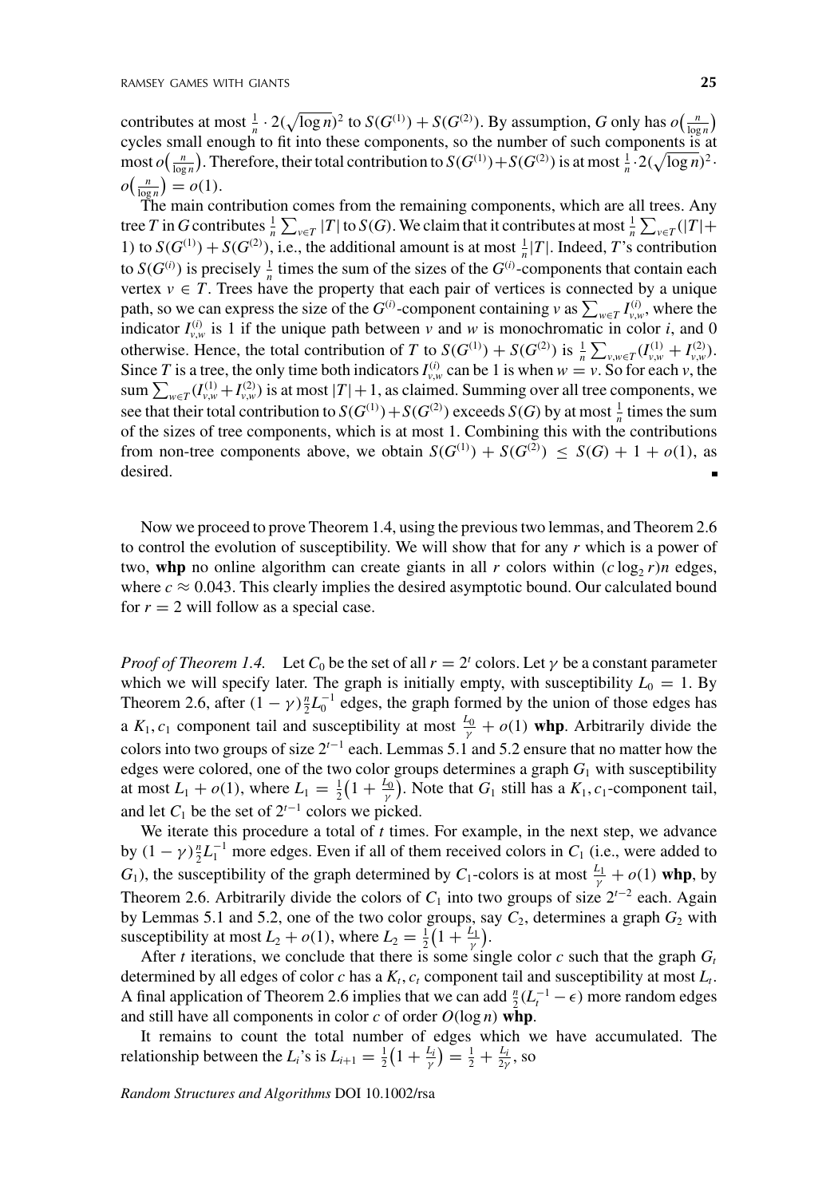contributes at most $\frac{1}{n} \cdot 2(\sqrt{\log n})^2$ to $S(G^{(1)}) + S(G^{(2)})$. By assumption, $G$ only has $o\big(\frac{n}{\log n}\big)$ cycles small enough to fit into these components, so the number of such components is at most $o\big(\frac{n}{\log n}\big)$. Therefore, their total contribution to $S(G^{(1)})+S(G^{(2)})$ is at most $\frac{1}{n}\cdot 2(\sqrt{\log n})^2 \cdot o\big(\frac{n}{\log n}\big) = o(1)$.

The main contribution comes from the remaining components, which are all trees. Any tree $T$ in $G$ contributes $\frac{1}{n}\sum_{v\in T}|T|$ to $S(G)$. We claim that it contributes at most $\frac{1}{n}\sum_{v\in T}(|T|+1)$ to $S(G^{(1)}) + S(G^{(2)})$, i.e., the additional amount is at most $\frac{1}{n}|T|$. Indeed, $T$'s contribution to $S(G^{(i)})$ is precisely $\frac{1}{n}$ times the sum of the sizes of the $G^{(i)}$-components that contain each vertex $v \in T$. Trees have the property that each pair of vertices is connected by a unique path, so we can express the size of the $G^{(i)}$-component containing $v$ as $\sum_{w\in T} I^{(i)}_{v,w}$, where the indicator $I^{(i)}_{v,w}$ is 1 if the unique path between $v$ and $w$ is monochromatic in color $i$, and 0 otherwise. Hence, the total contribution of $T$ to $S(G^{(1)}) + S(G^{(2)})$ is $\frac{1}{n}\sum_{v,w\in T}(I^{(1)}_{v,w} + I^{(2)}_{v,w})$. Since $T$ is a tree, the only time both indicators $I^{(i)}_{v,w}$ can be 1 is when $w = v$. So for each $v$, the sum $\sum_{w\in T}(I^{(1)}_{v,w}+I^{(2)}_{v,w})$ is at most $|T|+1$, as claimed. Summing over all tree components, we see that their total contribution to $S(G^{(1)})+S(G^{(2)})$ exceeds $S(G)$ by at most $\frac{1}{n}$ times the sum of the sizes of tree components, which is at most 1. Combining this with the contributions from non-tree components above, we obtain $S(G^{(1)}) + S(G^{(2)}) \le S(G) + 1 + o(1)$, as desired. ∎

Now we proceed to prove Theorem 1.4, using the previous two lemmas, and Theorem 2.6 to control the evolution of susceptibility. We will show that for any $r$ which is a power of two, **whp** no online algorithm can create giants in all $r$ colors within $(c \log_2 r)n$ edges, where $c \approx 0.043$. This clearly implies the desired asymptotic bound. Our calculated bound for $r = 2$ will follow as a special case.

*Proof of Theorem 1.4.* Let $C_0$ be the set of all $r = 2^t$ colors. Let $\gamma$ be a constant parameter which we will specify later. The graph is initially empty, with susceptibility $L_0 = 1$. By Theorem 2.6, after $(1-\gamma)\frac{n}{2}L_0^{-1}$ edges, the graph formed by the union of those edges has a $K_1, c_1$ component tail and susceptibility at most $\frac{L_0}{\gamma} + o(1)$ **whp**. Arbitrarily divide the colors into two groups of size $2^{t-1}$ each. Lemmas 5.1 and 5.2 ensure that no matter how the edges were colored, one of the two color groups determines a graph $G_1$ with susceptibility at most $L_1 + o(1)$, where $L_1 = \frac{1}{2}\big(1 + \frac{L_0}{\gamma}\big)$. Note that $G_1$ still has a $K_1, c_1$-component tail, and let $C_1$ be the set of $2^{t-1}$ colors we picked.

We iterate this procedure a total of $t$ times. For example, in the next step, we advance by $(1-\gamma)\frac{n}{2}L_1^{-1}$ more edges. Even if all of them received colors in $C_1$ (i.e., were added to $G_1$), the susceptibility of the graph determined by $C_1$-colors is at most $\frac{L_1}{\gamma} + o(1)$ **whp**, by Theorem 2.6. Arbitrarily divide the colors of $C_1$ into two groups of size $2^{t-2}$ each. Again by Lemmas 5.1 and 5.2, one of the two color groups, say $C_2$, determines a graph $G_2$ with susceptibility at most $L_2 + o(1)$, where $L_2 = \frac{1}{2}\big(1 + \frac{L_1}{\gamma}\big)$.

After $t$ iterations, we conclude that there is some single color $c$ such that the graph $G_t$ determined by all edges of color $c$ has a $K_t, c_t$ component tail and susceptibility at most $L_t$. A final application of Theorem 2.6 implies that we can add $\frac{n}{2}(L_t^{-1} - \epsilon)$ more random edges and still have all components in color $c$ of order $O(\log n)$ **whp**.

It remains to count the total number of edges which we have accumulated. The relationship between the $L_i$'s is $L_{i+1} = \frac{1}{2}\big(1 + \frac{L_i}{\gamma}\big) = \frac{1}{2} + \frac{L_i}{2\gamma}$, so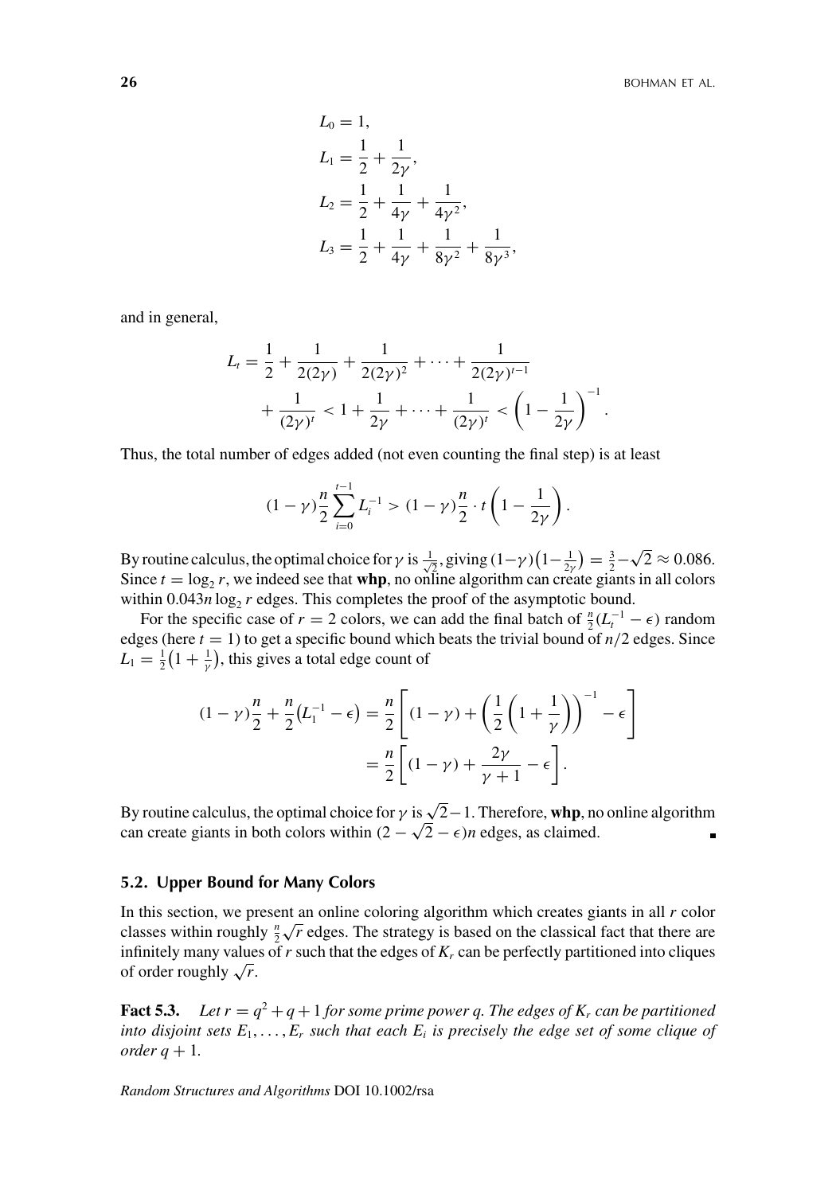$$
\begin{aligned}
L_0 &= 1, \\
L_1 &= \frac{1}{2} + \frac{1}{2\gamma}, \\
L_2 &= \frac{1}{2} + \frac{1}{4\gamma} + \frac{1}{4\gamma^2}, \\
L_3 &= \frac{1}{2} + \frac{1}{4\gamma} + \frac{1}{8\gamma^2} + \frac{1}{8\gamma^3},
\end{aligned}
$$

and in general,

$$
\begin{aligned}
L_t = \frac{1}{2} + \frac{1}{2(2\gamma)} + \frac{1}{2(2\gamma)^2} + \cdots + \frac{1}{2(2\gamma)^{t-1}} \\
+ \frac{1}{(2\gamma)^t} < 1 + \frac{1}{2\gamma} + \cdots + \frac{1}{(2\gamma)^t} < \left(1 - \frac{1}{2\gamma}\right)^{-1}.
\end{aligned}
$$

Thus, the total number of edges added (not even counting the final step) is at least

$$
(1-\gamma)\frac{n}{2}\sum_{i=0}^{t-1} L_i^{-1} > (1-\gamma)\frac{n}{2} \cdot t\left(1 - \frac{1}{2\gamma}\right).
$$

By routine calculus, the optimal choice for $\gamma$ is $\frac{1}{\sqrt{2}}$, giving $(1-\gamma)\left(1-\frac{1}{2\gamma}\right) = \frac{3}{2} - \sqrt{2} \approx 0.086$. Since $t = \log_2 r$, we indeed see that **whp**, no online algorithm can create giants in all colors within $0.043n \log_2 r$ edges. This completes the proof of the asymptotic bound.

For the specific case of $r = 2$ colors, we can add the final batch of $\frac{n}{2}(L_t^{-1} - \epsilon)$ random edges (here $t = 1$) to get a specific bound which beats the trivial bound of $n/2$ edges. Since $L_1 = \frac{1}{2}\left(1 + \frac{1}{\gamma}\right)$, this gives a total edge count of

$$
\begin{aligned}
(1-\gamma)\frac{n}{2} + \frac{n}{2}\left(L_1^{-1} - \epsilon\right) &= \frac{n}{2}\left[(1-\gamma) + \left(\frac{1}{2}\left(1 + \frac{1}{\gamma}\right)\right)^{-1} - \epsilon\right] \\
&= \frac{n}{2}\left[(1-\gamma) + \frac{2\gamma}{\gamma+1} - \epsilon\right].
\end{aligned}
$$

By routine calculus, the optimal choice for $\gamma$ is $\sqrt{2} - 1$. Therefore, **whp**, no online algorithm can create giants in both colors within $(2 - \sqrt{2} - \epsilon)n$ edges, as claimed. ∎

### 5.2. Upper Bound for Many Colors

In this section, we present an online coloring algorithm which creates giants in all $r$ color classes within roughly $\frac{n}{2}\sqrt{r}$ edges. The strategy is based on the classical fact that there are infinitely many values of $r$ such that the edges of $K_r$ can be perfectly partitioned into cliques of order roughly $\sqrt{r}$.

**Fact 5.3.** *Let $r = q^2 + q + 1$ for some prime power $q$. The edges of $K_r$ can be partitioned into disjoint sets $E_1, \ldots, E_r$ such that each $E_i$ is precisely the edge set of some clique of order $q + 1$.*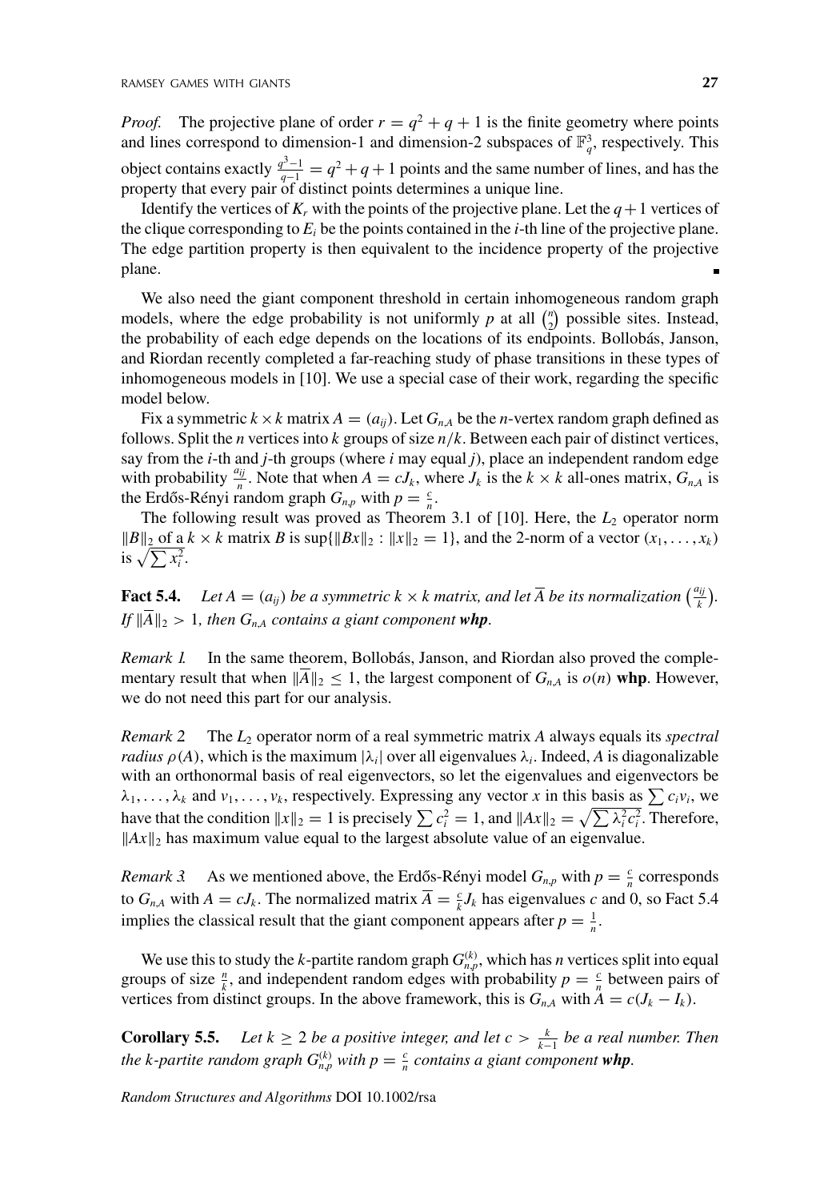*Proof.* The projective plane of order $r = q^2 + q + 1$ is the finite geometry where points and lines correspond to dimension-1 and dimension-2 subspaces of $\mathbb{F}_q^3$, respectively. This object contains exactly $\frac{q^3-1}{q-1} = q^2 + q + 1$ points and the same number of lines, and has the property that every pair of distinct points determines a unique line.

Identify the vertices of $K_r$ with the points of the projective plane. Let the $q+1$ vertices of the clique corresponding to $E_i$ be the points contained in the $i$-th line of the projective plane. The edge partition property is then equivalent to the incidence property of the projective plane. ∎

We also need the giant component threshold in certain inhomogeneous random graph models, where the edge probability is not uniformly $p$ at all $\binom{n}{2}$ possible sites. Instead, the probability of each edge depends on the locations of its endpoints. Bollobás, Janson, and Riordan recently completed a far-reaching study of phase transitions in these types of inhomogeneous models in [10]. We use a special case of their work, regarding the specific model below.

Fix a symmetric $k \times k$ matrix $A = (a_{ij})$. Let $G_{n,A}$ be the $n$-vertex random graph defined as follows. Split the $n$ vertices into $k$ groups of size $n/k$. Between each pair of distinct vertices, say from the $i$-th and $j$-th groups (where $i$ may equal $j$), place an independent random edge with probability $\frac{a_{ij}}{n}$. Note that when $A = cJ_k$, where $J_k$ is the $k \times k$ all-ones matrix, $G_{n,A}$ is the Erdős-Rényi random graph $G_{n,p}$ with $p = \frac{c}{n}$.

The following result was proved as Theorem 3.1 of [10]. Here, the $L_2$ operator norm $\|B\|_2$ of a $k \times k$ matrix $B$ is $\sup\{\|Bx\|_2 : \|x\|_2 = 1\}$, and the 2-norm of a vector $(x_1, \ldots, x_k)$ is $\sqrt{\sum x_i^2}$.

**Fact 5.4.** *Let $A = (a_{ij})$ be a symmetric $k \times k$ matrix, and let $\overline{A}$ be its normalization $\left(\frac{a_{ij}}{k}\right)$. If $\|\overline{A}\|_2 > 1$, then $G_{n,A}$ contains a giant component **whp**.*

*Remark 1.* In the same theorem, Bollobás, Janson, and Riordan also proved the complementary result that when $\|\overline{A}\|_2 \leq 1$, the largest component of $G_{n,A}$ is $o(n)$ **whp**. However, we do not need this part for our analysis.

*Remark 2.* The $L_2$ operator norm of a real symmetric matrix $A$ always equals its *spectral radius* $\rho(A)$, which is the maximum $|\lambda_i|$ over all eigenvalues $\lambda_i$. Indeed, $A$ is diagonalizable with an orthonormal basis of real eigenvectors, so let the eigenvalues and eigenvectors be $\lambda_1, \ldots, \lambda_k$ and $v_1, \ldots, v_k$, respectively. Expressing any vector $x$ in this basis as $\sum c_i v_i$, we have that the condition $\|x\|_2 = 1$ is precisely $\sum c_i^2 = 1$, and $\|Ax\|_2 = \sqrt{\sum \lambda_i^2 c_i^2}$. Therefore, $\|Ax\|_2$ has maximum value equal to the largest absolute value of an eigenvalue.

*Remark 3.* As we mentioned above, the Erdős-Rényi model $G_{n,p}$ with $p = \frac{c}{n}$ corresponds to $G_{n,A}$ with $A = cJ_k$. The normalized matrix $\overline{A} = \frac{c}{k} J_k$ has eigenvalues $c$ and 0, so Fact 5.4 implies the classical result that the giant component appears after $p = \frac{1}{n}$.

We use this to study the $k$-partite random graph $G_{n,p}^{(k)}$, which has $n$ vertices split into equal groups of size $\frac{n}{k}$, and independent random edges with probability $p = \frac{c}{n}$ between pairs of vertices from distinct groups. In the above framework, this is $G_{n,A}$ with $A = c(J_k - I_k)$.

**Corollary 5.5.** *Let $k \geq 2$ be a positive integer, and let $c > \frac{k}{k-1}$ be a real number. Then the $k$-partite random graph $G_{n,p}^{(k)}$ with $p = \frac{c}{n}$ contains a giant component **whp**.*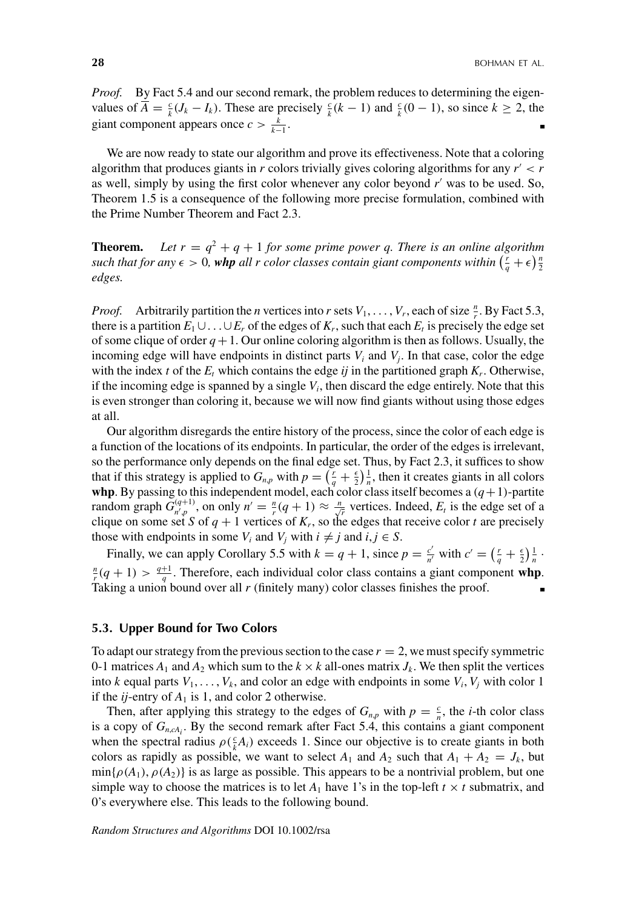*Proof.* By Fact 5.4 and our second remark, the problem reduces to determining the eigenvalues of $\overline{A} = \frac{c}{k}(J_k - I_k)$. These are precisely $\frac{c}{k}(k-1)$ and $\frac{c}{k}(0-1)$, so since $k \geq 2$, the giant component appears once $c > \frac{k}{k-1}$. ∎

We are now ready to state our algorithm and prove its effectiveness. Note that a coloring algorithm that produces giants in $r$ colors trivially gives coloring algorithms for any $r' < r$ as well, simply by using the first color whenever any color beyond $r'$ was to be used. So, Theorem 1.5 is a consequence of the following more precise formulation, combined with the Prime Number Theorem and Fact 2.3.

**Theorem.** *Let $r = q^2 + q + 1$ for some prime power $q$. There is an online algorithm such that for any $\epsilon > 0$, **whp** all $r$ color classes contain giant components within $\left(\frac{r}{q} + \epsilon\right)\frac{n}{2}$ edges.*

*Proof.* Arbitrarily partition the $n$ vertices into $r$ sets $V_1, \ldots, V_r$, each of size $\frac{n}{r}$. By Fact 5.3, there is a partition $E_1 \cup \ldots \cup E_r$ of the edges of $K_r$, such that each $E_t$ is precisely the edge set of some clique of order $q+1$. Our online coloring algorithm is then as follows. Usually, the incoming edge will have endpoints in distinct parts $V_i$ and $V_j$. In that case, color the edge with the index $t$ of the $E_t$ which contains the edge $ij$ in the partitioned graph $K_r$. Otherwise, if the incoming edge is spanned by a single $V_i$, then discard the edge entirely. Note that this is even stronger than coloring it, because we will now find giants without using those edges at all.

Our algorithm disregards the entire history of the process, since the color of each edge is a function of the locations of its endpoints. In particular, the order of the edges is irrelevant, so the performance only depends on the final edge set. Thus, by Fact 2.3, it suffices to show that if this strategy is applied to $G_{n,p}$ with $p = \left(\frac{r}{q} + \frac{\epsilon}{2}\right)\frac{1}{n}$, then it creates giants in all colors **whp**. By passing to this independent model, each color class itself becomes a $(q+1)$-partite random graph $G^{(q+1)}_{n',p}$, on only $n' = \frac{n}{r}(q+1) \approx \frac{n}{\sqrt{r}}$ vertices. Indeed, $E_t$ is the edge set of a clique on some set $S$ of $q+1$ vertices of $K_r$, so the edges that receive color $t$ are precisely those with endpoints in some $V_i$ and $V_j$ with $i \neq j$ and $i, j \in S$.

Finally, we can apply Corollary 5.5 with $k = q+1$, since $p = \frac{c'}{n'}$ with $c' = \left(\frac{r}{q} + \frac{\epsilon}{2}\right)\frac{1}{n} \cdot \frac{n}{r}(q+1) > \frac{q+1}{q}$. Therefore, each individual color class contains a giant component **whp**. Taking a union bound over all $r$ (finitely many) color classes finishes the proof. ∎

### 5.3. Upper Bound for Two Colors

To adapt our strategy from the previous section to the case $r = 2$, we must specify symmetric 0-1 matrices $A_1$ and $A_2$ which sum to the $k \times k$ all-ones matrix $J_k$. We then split the vertices into $k$ equal parts $V_1, \ldots, V_k$, and color an edge with endpoints in some $V_i, V_j$ with color 1 if the $ij$-entry of $A_1$ is 1, and color 2 otherwise.

Then, after applying this strategy to the edges of $G_{n,p}$ with $p = \frac{c}{n}$, the $i$-th color class is a copy of $G_{n,cA_i}$. By the second remark after Fact 5.4, this contains a giant component when the spectral radius $\rho(\frac{c}{k}A_i)$ exceeds 1. Since our objective is to create giants in both colors as rapidly as possible, we want to select $A_1$ and $A_2$ such that $A_1 + A_2 = J_k$, but $\min\{\rho(A_1), \rho(A_2)\}$ is as large as possible. This appears to be a nontrivial problem, but one simple way to choose the matrices is to let $A_1$ have 1's in the top-left $t \times t$ submatrix, and 0's everywhere else. This leads to the following bound.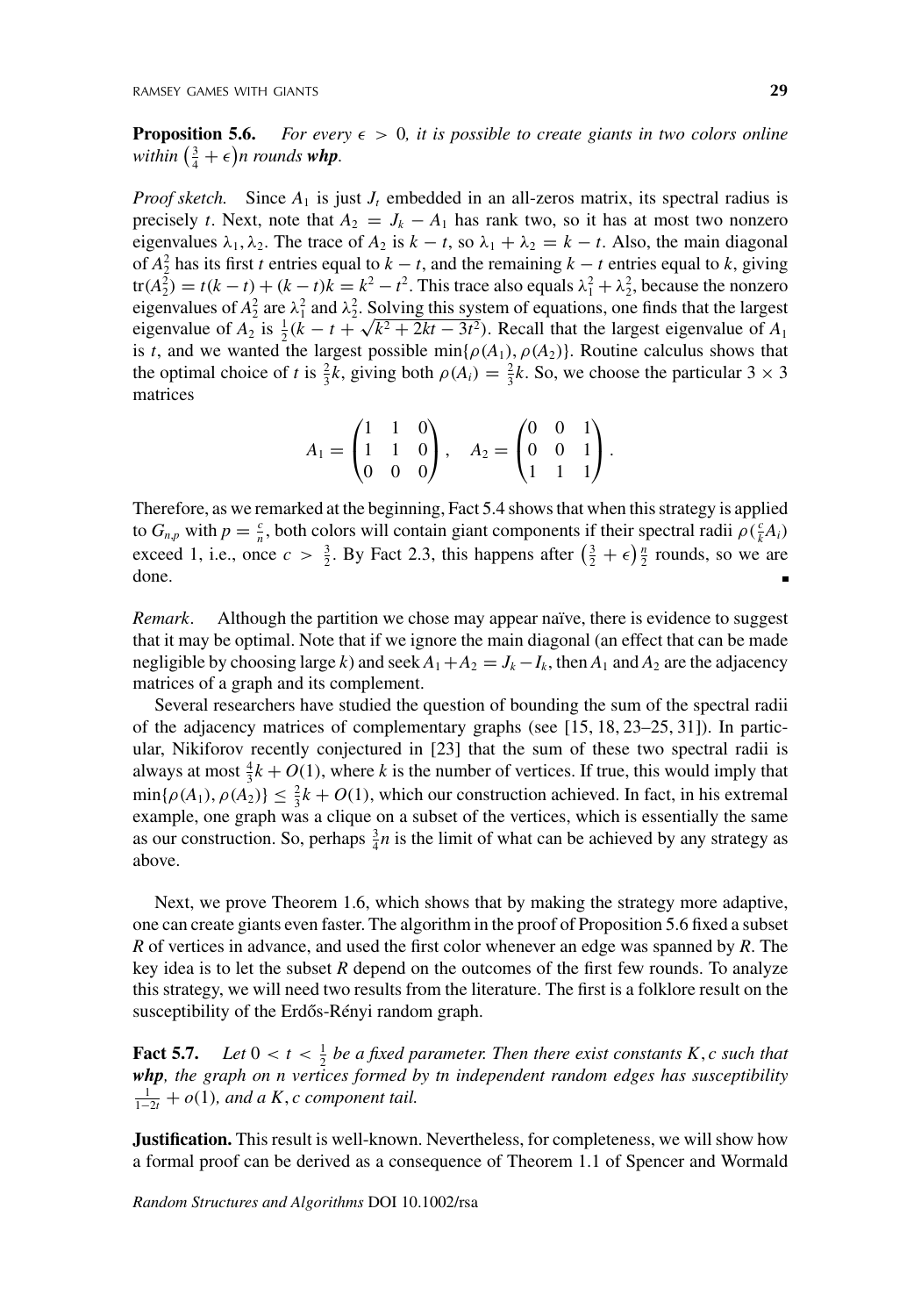**Proposition 5.6.** *For every $\epsilon > 0$, it is possible to create giants in two colors online within $\left(\frac{3}{4} + \epsilon\right)n$ rounds **whp**.*

*Proof sketch.* Since $A_1$ is just $J_t$ embedded in an all-zeros matrix, its spectral radius is precisely $t$. Next, note that $A_2 = J_k - A_1$ has rank two, so it has at most two nonzero eigenvalues $\lambda_1, \lambda_2$. The trace of $A_2$ is $k - t$, so $\lambda_1 + \lambda_2 = k - t$. Also, the main diagonal of $A_2^2$ has its first $t$ entries equal to $k - t$, and the remaining $k - t$ entries equal to $k$, giving $\text{tr}(A_2^2) = t(k - t) + (k - t)k = k^2 - t^2$. This trace also equals $\lambda_1^2 + \lambda_2^2$, because the nonzero eigenvalues of $A_2^2$ are $\lambda_1^2$ and $\lambda_2^2$. Solving this system of equations, one finds that the largest eigenvalue of $A_2$ is $\frac{1}{2}(k - t + \sqrt{k^2 + 2kt - 3t^2})$. Recall that the largest eigenvalue of $A_1$ is $t$, and we wanted the largest possible $\min\{\rho(A_1), \rho(A_2)\}$. Routine calculus shows that the optimal choice of $t$ is $\frac{2}{3}k$, giving both $\rho(A_i) = \frac{2}{3}k$. So, we choose the particular $3 \times 3$ matrices

$$A_1 = \begin{pmatrix} 1 & 1 & 0 \\ 1 & 1 & 0 \\ 0 & 0 & 0 \end{pmatrix}, \quad A_2 = \begin{pmatrix} 0 & 0 & 1 \\ 0 & 0 & 1 \\ 1 & 1 & 1 \end{pmatrix}.$$

Therefore, as we remarked at the beginning, Fact 5.4 shows that when this strategy is applied to $G_{n,p}$ with $p = \frac{c}{n}$, both colors will contain giant components if their spectral radii $\rho(\frac{c}{k}A_i)$ exceed 1, i.e., once $c > \frac{3}{2}$. By Fact 2.3, this happens after $\left(\frac{3}{2} + \epsilon\right)\frac{n}{2}$ rounds, so we are done. ∎

*Remark*. Although the partition we chose may appear naïve, there is evidence to suggest that it may be optimal. Note that if we ignore the main diagonal (an effect that can be made negligible by choosing large $k$) and seek $A_1 + A_2 = J_k - I_k$, then $A_1$ and $A_2$ are the adjacency matrices of a graph and its complement.

Several researchers have studied the question of bounding the sum of the spectral radii of the adjacency matrices of complementary graphs (see [15, 18, 23–25, 31]). In particular, Nikiforov recently conjectured in [23] that the sum of these two spectral radii is always at most $\frac{4}{3}k + O(1)$, where $k$ is the number of vertices. If true, this would imply that $\min\{\rho(A_1), \rho(A_2)\} \leq \frac{2}{3}k + O(1)$, which our construction achieved. In fact, in his extremal example, one graph was a clique on a subset of the vertices, which is essentially the same as our construction. So, perhaps $\frac{3}{4}n$ is the limit of what can be achieved by any strategy as above.

Next, we prove Theorem 1.6, which shows that by making the strategy more adaptive, one can create giants even faster. The algorithm in the proof of Proposition 5.6 fixed a subset $R$ of vertices in advance, and used the first color whenever an edge was spanned by $R$. The key idea is to let the subset $R$ depend on the outcomes of the first few rounds. To analyze this strategy, we will need two results from the literature. The first is a folklore result on the susceptibility of the Erdős-Rényi random graph.

**Fact 5.7.** *Let $0 < t < \frac{1}{2}$ be a fixed parameter. Then there exist constants $K, c$ such that **whp**, the graph on $n$ vertices formed by $tn$ independent random edges has susceptibility $\frac{1}{1-2t} + o(1)$, and a $K, c$ component tail.*

**Justification.** This result is well-known. Nevertheless, for completeness, we will show how a formal proof can be derived as a consequence of Theorem 1.1 of Spencer and Wormald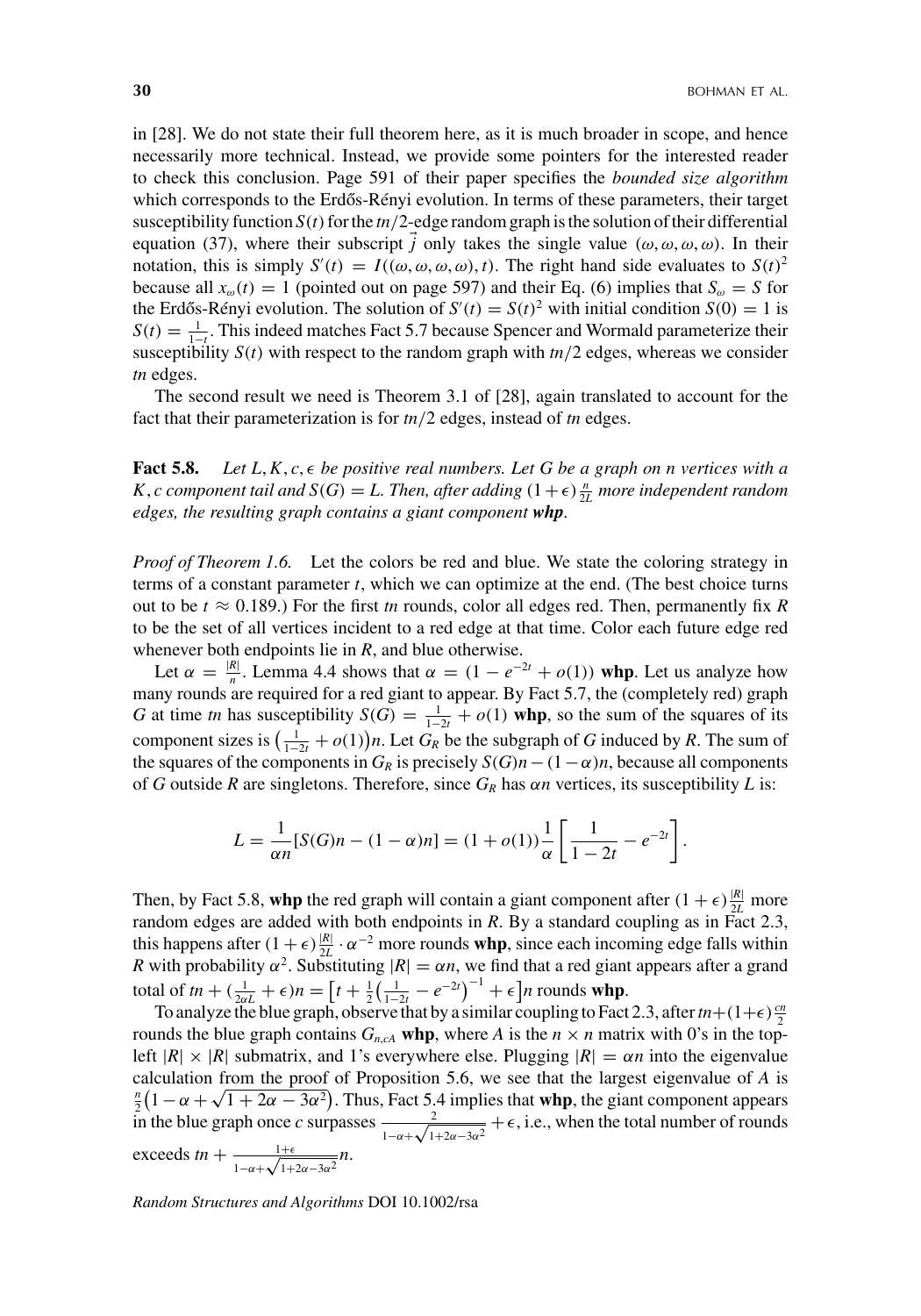in [28]. We do not state their full theorem here, as it is much broader in scope, and hence necessarily more technical. Instead, we provide some pointers for the interested reader to check this conclusion. Page 591 of their paper specifies the *bounded size algorithm* which corresponds to the Erdős-Rényi evolution. In terms of these parameters, their target susceptibility function $S(t)$ for the $tn/2$-edge random graph is the solution of their differential equation (37), where their subscript $\vec{j}$ only takes the single value $(\omega, \omega, \omega, \omega)$. In their notation, this is simply $S'(t) = I((\omega, \omega, \omega, \omega), t)$. The right hand side evaluates to $S(t)^2$ because all $x_\omega(t) = 1$ (pointed out on page 597) and their Eq. (6) implies that $S_\omega = S$ for the Erdős-Rényi evolution. The solution of $S'(t) = S(t)^2$ with initial condition $S(0) = 1$ is $S(t) = \frac{1}{1-t}$. This indeed matches Fact 5.7 because Spencer and Wormald parameterize their susceptibility $S(t)$ with respect to the random graph with $tn/2$ edges, whereas we consider $tn$ edges.

The second result we need is Theorem 3.1 of [28], again translated to account for the fact that their parameterization is for $tn/2$ edges, instead of $tn$ edges.

**Fact 5.8.** *Let $L, K, c, \epsilon$ be positive real numbers. Let $G$ be a graph on $n$ vertices with a $K, c$ component tail and $S(G) = L$. Then, after adding $(1+\epsilon)\frac{n}{2L}$ more independent random edges, the resulting graph contains a giant component **whp**.*

*Proof of Theorem 1.6.* Let the colors be red and blue. We state the coloring strategy in terms of a constant parameter $t$, which we can optimize at the end. (The best choice turns out to be $t \approx 0.189$.) For the first $tn$ rounds, color all edges red. Then, permanently fix $R$ to be the set of all vertices incident to a red edge at that time. Color each future edge red whenever both endpoints lie in $R$, and blue otherwise.

Let $\alpha = \frac{|R|}{n}$. Lemma 4.4 shows that $\alpha = (1 - e^{-2t} + o(1))$ **whp**. Let us analyze how many rounds are required for a red giant to appear. By Fact 5.7, the (completely red) graph $G$ at time $tn$ has susceptibility $S(G) = \frac{1}{1-2t} + o(1)$ **whp**, so the sum of the squares of its component sizes is $\left(\frac{1}{1-2t} + o(1)\right)n$. Let $G_R$ be the subgraph of $G$ induced by $R$. The sum of the squares of the components in $G_R$ is precisely $S(G)n - (1-\alpha)n$, because all components of $G$ outside $R$ are singletons. Therefore, since $G_R$ has $\alpha n$ vertices, its susceptibility $L$ is:

$$L = \frac{1}{\alpha n}[S(G)n - (1-\alpha)n] = (1 + o(1))\frac{1}{\alpha}\left[\frac{1}{1-2t} - e^{-2t}\right].$$

Then, by Fact 5.8, **whp** the red graph will contain a giant component after $(1+\epsilon)\frac{|R|}{2L}$ more random edges are added with both endpoints in $R$. By a standard coupling as in Fact 2.3, this happens after $(1+\epsilon)\frac{|R|}{2L} \cdot \alpha^{-2}$ more rounds **whp**, since each incoming edge falls within $R$ with probability $\alpha^2$. Substituting $|R| = \alpha n$, we find that a red giant appears after a grand total of $tn + (\frac{1}{2\alpha L} + \epsilon)n = \left[t + \frac{1}{2}\left(\frac{1}{1-2t} - e^{-2t}\right)^{-1} + \epsilon\right]n$ rounds **whp**.

To analyze the blue graph, observe that by a similar coupling to Fact 2.3, after $tn + (1+\epsilon)\frac{cn}{2}$ rounds the blue graph contains $G_{n,cA}$ **whp**, where $A$ is the $n \times n$ matrix with 0's in the top-left $|R| \times |R|$ submatrix, and 1's everywhere else. Plugging $|R| = \alpha n$ into the eigenvalue calculation from the proof of Proposition 5.6, we see that the largest eigenvalue of $A$ is $\frac{n}{2}\left(1 - \alpha + \sqrt{1 + 2\alpha - 3\alpha^2}\right)$. Thus, Fact 5.4 implies that **whp**, the giant component appears in the blue graph once $c$ surpasses $\frac{2}{1-\alpha+\sqrt{1+2\alpha-3\alpha^2}} + \epsilon$, i.e., when the total number of rounds exceeds $tn + \frac{1+\epsilon}{1-\alpha+\sqrt{1+2\alpha-3\alpha^2}}n$.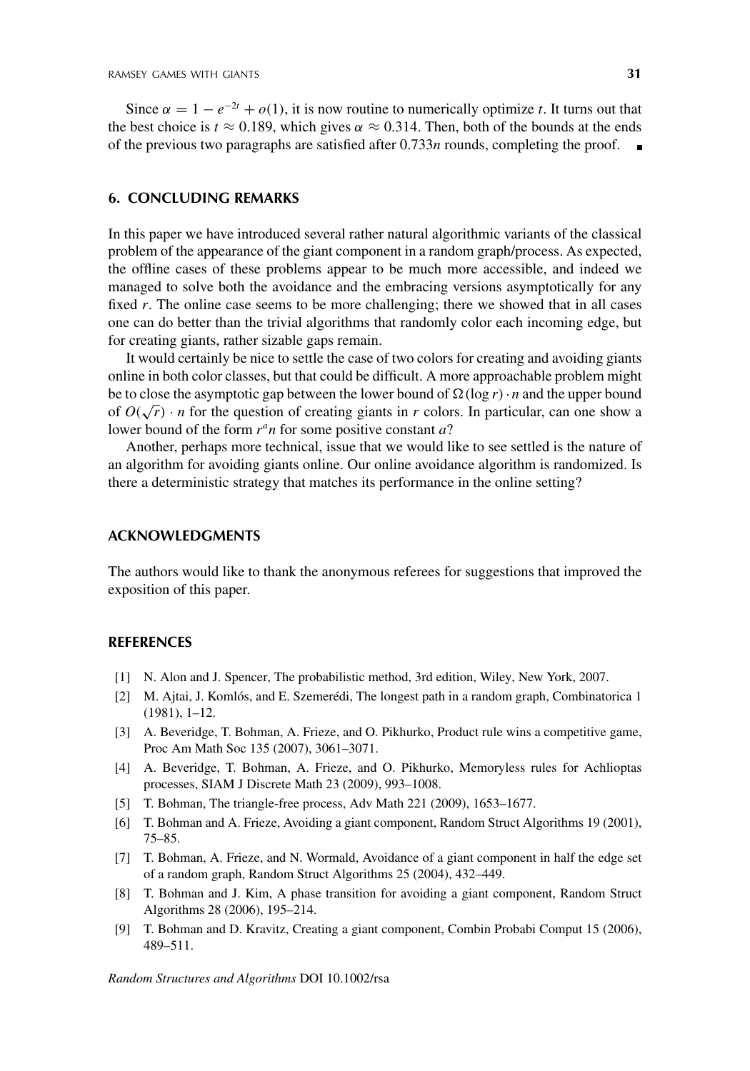Since $\alpha = 1 - e^{-2t} + o(1)$, it is now routine to numerically optimize $t$. It turns out that the best choice is $t \approx 0.189$, which gives $\alpha \approx 0.314$. Then, both of the bounds at the ends of the previous two paragraphs are satisfied after $0.733n$ rounds, completing the proof. ∎

## 6. CONCLUDING REMARKS

In this paper we have introduced several rather natural algorithmic variants of the classical problem of the appearance of the giant component in a random graph/process. As expected, the offline cases of these problems appear to be much more accessible, and indeed we managed to solve both the avoidance and the embracing versions asymptotically for any fixed $r$. The online case seems to be more challenging; there we showed that in all cases one can do better than the trivial algorithms that randomly color each incoming edge, but for creating giants, rather sizable gaps remain.

It would certainly be nice to settle the case of two colors for creating and avoiding giants online in both color classes, but that could be difficult. A more approachable problem might be to close the asymptotic gap between the lower bound of $\Omega(\log r) \cdot n$ and the upper bound of $O(\sqrt{r}) \cdot n$ for the question of creating giants in $r$ colors. In particular, can one show a lower bound of the form $r^a n$ for some positive constant $a$?

Another, perhaps more technical, issue that we would like to see settled is the nature of an algorithm for avoiding giants online. Our online avoidance algorithm is randomized. Is there a deterministic strategy that matches its performance in the online setting?

## ACKNOWLEDGMENTS

The authors would like to thank the anonymous referees for suggestions that improved the exposition of this paper.

## REFERENCES

[1] N. Alon and J. Spencer, The probabilistic method, 3rd edition, Wiley, New York, 2007.

[2] M. Ajtai, J. Komlós, and E. Szemerédi, The longest path in a random graph, Combinatorica 1 (1981), 1–12.

[3] A. Beveridge, T. Bohman, A. Frieze, and O. Pikhurko, Product rule wins a competitive game, Proc Am Math Soc 135 (2007), 3061–3071.

[4] A. Beveridge, T. Bohman, A. Frieze, and O. Pikhurko, Memoryless rules for Achlioptas processes, SIAM J Discrete Math 23 (2009), 993–1008.

[5] T. Bohman, The triangle-free process, Adv Math 221 (2009), 1653–1677.

[6] T. Bohman and A. Frieze, Avoiding a giant component, Random Struct Algorithms 19 (2001), 75–85.

[7] T. Bohman, A. Frieze, and N. Wormald, Avoidance of a giant component in half the edge set of a random graph, Random Struct Algorithms 25 (2004), 432–449.

[8] T. Bohman and J. Kim, A phase transition for avoiding a giant component, Random Struct Algorithms 28 (2006), 195–214.

[9] T. Bohman and D. Kravitz, Creating a giant component, Combin Probabi Comput 15 (2006), 489–511.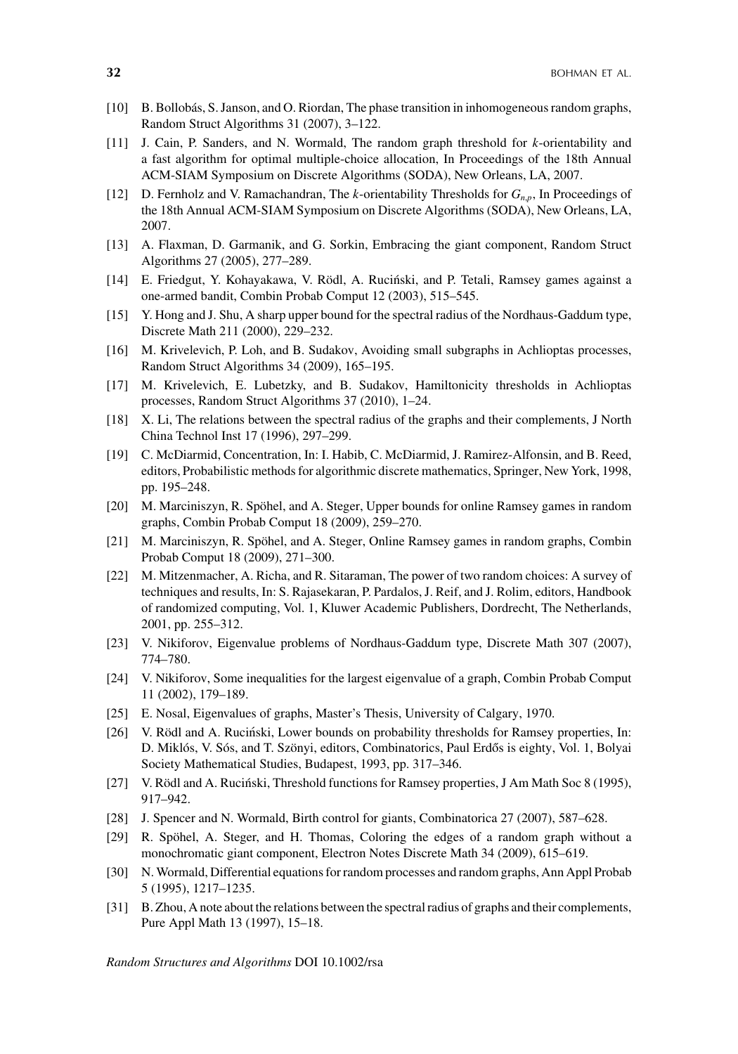[10] B. Bollobás, S. Janson, and O. Riordan, The phase transition in inhomogeneous random graphs, Random Struct Algorithms 31 (2007), 3–122.

[11] J. Cain, P. Sanders, and N. Wormald, The random graph threshold for *k*-orientability and a fast algorithm for optimal multiple-choice allocation, In Proceedings of the 18th Annual ACM-SIAM Symposium on Discrete Algorithms (SODA), New Orleans, LA, 2007.

[12] D. Fernholz and V. Ramachandran, The *k*-orientability Thresholds for $G_{n,p}$, In Proceedings of the 18th Annual ACM-SIAM Symposium on Discrete Algorithms (SODA), New Orleans, LA, 2007.

[13] A. Flaxman, D. Garmanik, and G. Sorkin, Embracing the giant component, Random Struct Algorithms 27 (2005), 277–289.

[14] E. Friedgut, Y. Kohayakawa, V. Rödl, A. Ruciński, and P. Tetali, Ramsey games against a one-armed bandit, Combin Probab Comput 12 (2003), 515–545.

[15] Y. Hong and J. Shu, A sharp upper bound for the spectral radius of the Nordhaus-Gaddum type, Discrete Math 211 (2000), 229–232.

[16] M. Krivelevich, P. Loh, and B. Sudakov, Avoiding small subgraphs in Achlioptas processes, Random Struct Algorithms 34 (2009), 165–195.

[17] M. Krivelevich, E. Lubetzky, and B. Sudakov, Hamiltonicity thresholds in Achlioptas processes, Random Struct Algorithms 37 (2010), 1–24.

[18] X. Li, The relations between the spectral radius of the graphs and their complements, J North China Technol Inst 17 (1996), 297–299.

[19] C. McDiarmid, Concentration, In: I. Habib, C. McDiarmid, J. Ramirez-Alfonsin, and B. Reed, editors, Probabilistic methods for algorithmic discrete mathematics, Springer, New York, 1998, pp. 195–248.

[20] M. Marciniszyn, R. Spöhel, and A. Steger, Upper bounds for online Ramsey games in random graphs, Combin Probab Comput 18 (2009), 259–270.

[21] M. Marciniszyn, R. Spöhel, and A. Steger, Online Ramsey games in random graphs, Combin Probab Comput 18 (2009), 271–300.

[22] M. Mitzenmacher, A. Richa, and R. Sitaraman, The power of two random choices: A survey of techniques and results, In: S. Rajasekaran, P. Pardalos, J. Reif, and J. Rolim, editors, Handbook of randomized computing, Vol. 1, Kluwer Academic Publishers, Dordrecht, The Netherlands, 2001, pp. 255–312.

[23] V. Nikiforov, Eigenvalue problems of Nordhaus-Gaddum type, Discrete Math 307 (2007), 774–780.

[24] V. Nikiforov, Some inequalities for the largest eigenvalue of a graph, Combin Probab Comput 11 (2002), 179–189.

[25] E. Nosal, Eigenvalues of graphs, Master's Thesis, University of Calgary, 1970.

[26] V. Rödl and A. Ruciński, Lower bounds on probability thresholds for Ramsey properties, In: D. Miklós, V. Sós, and T. Szönyi, editors, Combinatorics, Paul Erdős is eighty, Vol. 1, Bolyai Society Mathematical Studies, Budapest, 1993, pp. 317–346.

[27] V. Rödl and A. Ruciński, Threshold functions for Ramsey properties, J Am Math Soc 8 (1995), 917–942.

[28] J. Spencer and N. Wormald, Birth control for giants, Combinatorica 27 (2007), 587–628.

[29] R. Spöhel, A. Steger, and H. Thomas, Coloring the edges of a random graph without a monochromatic giant component, Electron Notes Discrete Math 34 (2009), 615–619.

[30] N. Wormald, Differential equations for random processes and random graphs, Ann Appl Probab 5 (1995), 1217–1235.

[31] B. Zhou, A note about the relations between the spectral radius of graphs and their complements, Pure Appl Math 13 (1997), 15–18.